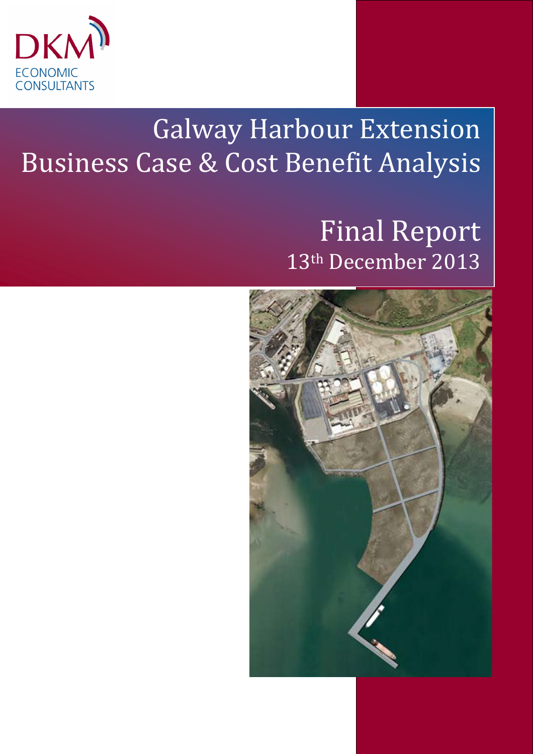DKM

ECONOMIC CONSULTANTS

# Galway Harbour Extension Business Case & Cost Benefit Analysis

## Final Report

13th December 2013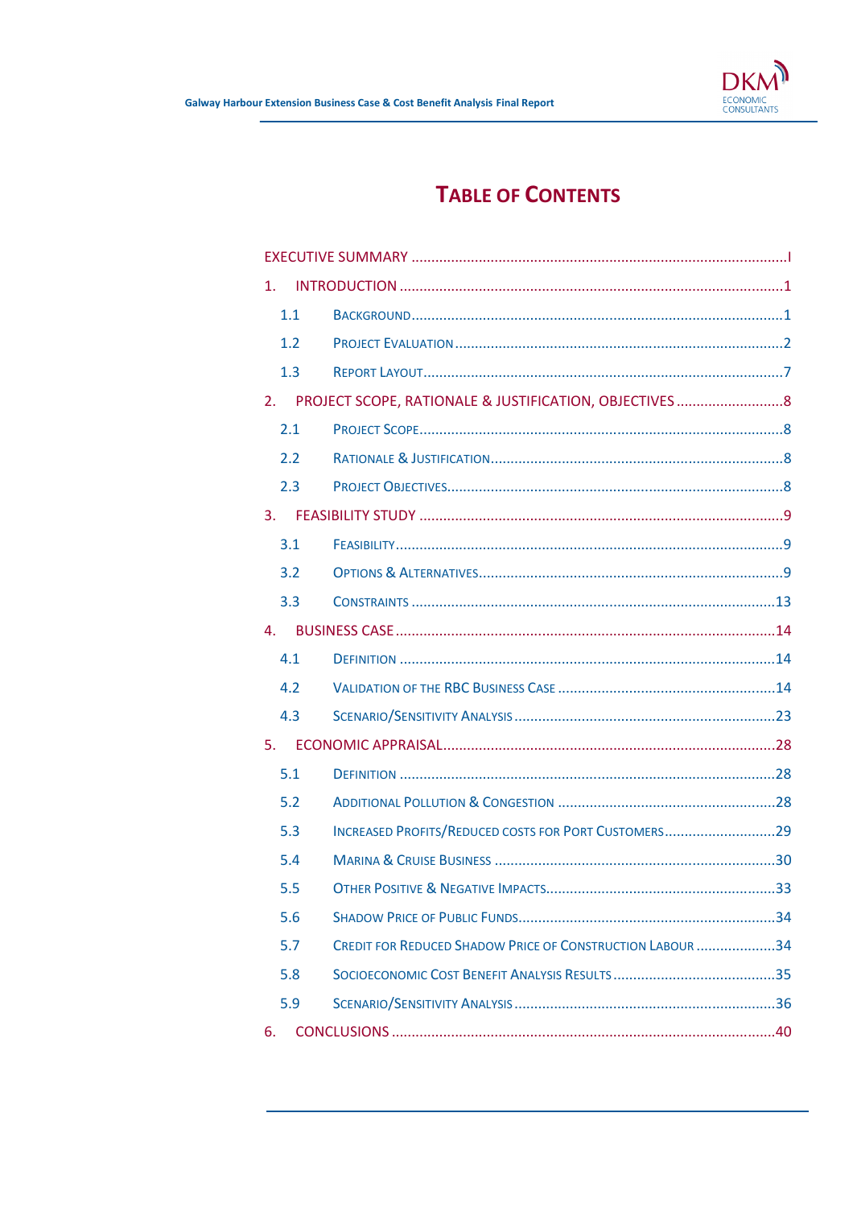# Table of Contents

EXECUTIVE SUMMARY ........ I

1. INTRODUCTION ........ 1
   - 1.1 Background ........ 1
   - 1.2 Project Evaluation ........ 2
   - 1.3 Report Layout ........ 7
2. PROJECT SCOPE, RATIONALE & JUSTIFICATION, OBJECTIVES ........ 8
   - 2.1 Project Scope ........ 8
   - 2.2 Rationale & Justification ........ 8
   - 2.3 Project Objectives ........ 8
3. FEASIBILITY STUDY ........ 9
   - 3.1 Feasibility ........ 9
   - 3.2 Options & Alternatives ........ 9
   - 3.3 Constraints ........ 13
4. BUSINESS CASE ........ 14
   - 4.1 Definition ........ 14
   - 4.2 Validation of the RBC Business Case ........ 14
   - 4.3 Scenario/Sensitivity Analysis ........ 23
5. ECONOMIC APPRAISAL ........ 28
   - 5.1 Definition ........ 28
   - 5.2 Additional Pollution & Congestion ........ 28
   - 5.3 Increased Profits/Reduced costs for Port Customers ........ 29
   - 5.4 Marina & Cruise Business ........ 30
   - 5.5 Other Positive & Negative Impacts ........ 33
   - 5.6 Shadow Price of Public Funds ........ 34
   - 5.7 Credit for Reduced Shadow Price of Construction Labour ........ 34
   - 5.8 Socioeconomic Cost Benefit Analysis Results ........ 35
   - 5.9 Scenario/Sensitivity Analysis ........ 36
6. CONCLUSIONS ........ 40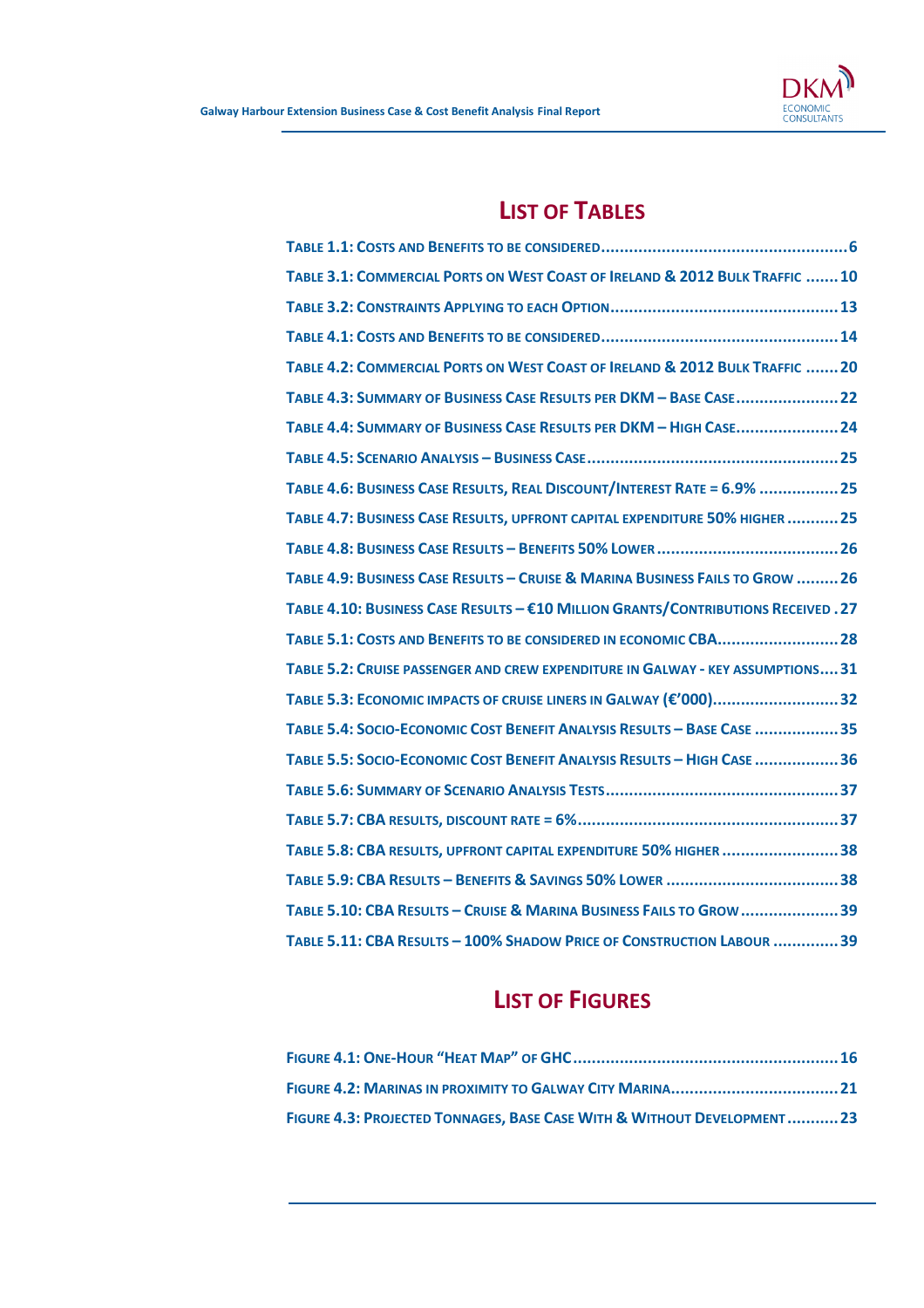## List of Tables

- Table 1.1: Costs and Benefits to be considered ........ 6
- Table 3.1: Commercial Ports on West Coast of Ireland & 2012 Bulk Traffic ........ 10
- Table 3.2: Constraints Applying to each Option ........ 13
- Table 4.1: Costs and Benefits to be considered ........ 14
- Table 4.2: Commercial Ports on West Coast of Ireland & 2012 Bulk Traffic ........ 20
- Table 4.3: Summary of Business Case Results per DKM – Base Case ........ 22
- Table 4.4: Summary of Business Case Results per DKM – High Case ........ 24
- Table 4.5: Scenario Analysis – Business Case ........ 25
- Table 4.6: Business Case Results, Real Discount/Interest Rate = 6.9% ........ 25
- Table 4.7: Business Case Results, upfront capital expenditure 50% higher ........ 25
- Table 4.8: Business Case Results – Benefits 50% Lower ........ 26
- Table 4.9: Business Case Results – Cruise & Marina Business Fails to Grow ........ 26
- Table 4.10: Business Case Results – €10 Million Grants/Contributions Received . 27
- Table 5.1: Costs and Benefits to be considered in economic CBA ........ 28
- Table 5.2: Cruise passenger and crew expenditure in Galway - key assumptions ........ 31
- Table 5.3: Economic impacts of cruise liners in Galway (€'000) ........ 32
- Table 5.4: Socio-Economic Cost Benefit Analysis Results – Base Case ........ 35
- Table 5.5: Socio-Economic Cost Benefit Analysis Results – High Case ........ 36
- Table 5.6: Summary of Scenario Analysis Tests ........ 37
- Table 5.7: CBA results, discount rate = 6% ........ 37
- Table 5.8: CBA results, upfront capital expenditure 50% higher ........ 38
- Table 5.9: CBA Results – Benefits & Savings 50% Lower ........ 38
- Table 5.10: CBA Results – Cruise & Marina Business Fails to Grow ........ 39
- Table 5.11: CBA Results – 100% Shadow Price of Construction Labour ........ 39

## List of Figures

- Figure 4.1: One-Hour "Heat Map" of GHC ........ 16
- Figure 4.2: Marinas in proximity to Galway City Marina ........ 21
- Figure 4.3: Projected Tonnages, Base Case With & Without Development ........ 23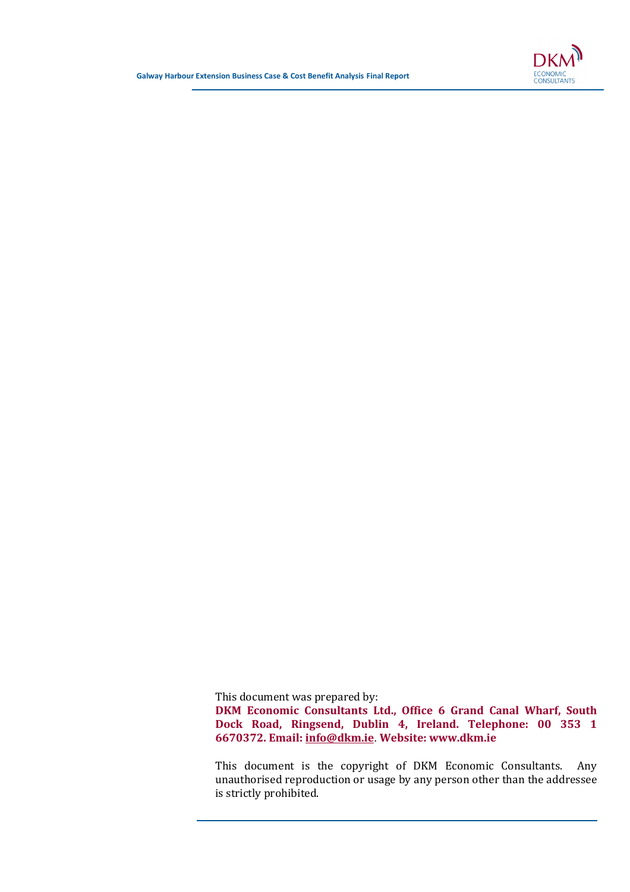This document was prepared by:

**DKM Economic Consultants Ltd., Office 6 Grand Canal Wharf, South Dock Road, Ringsend, Dublin 4, Ireland. Telephone: 00 353 1 6670372. Email: info@dkm.ie. Website: www.dkm.ie**

This document is the copyright of DKM Economic Consultants. Any unauthorised reproduction or usage by any person other than the addressee is strictly prohibited.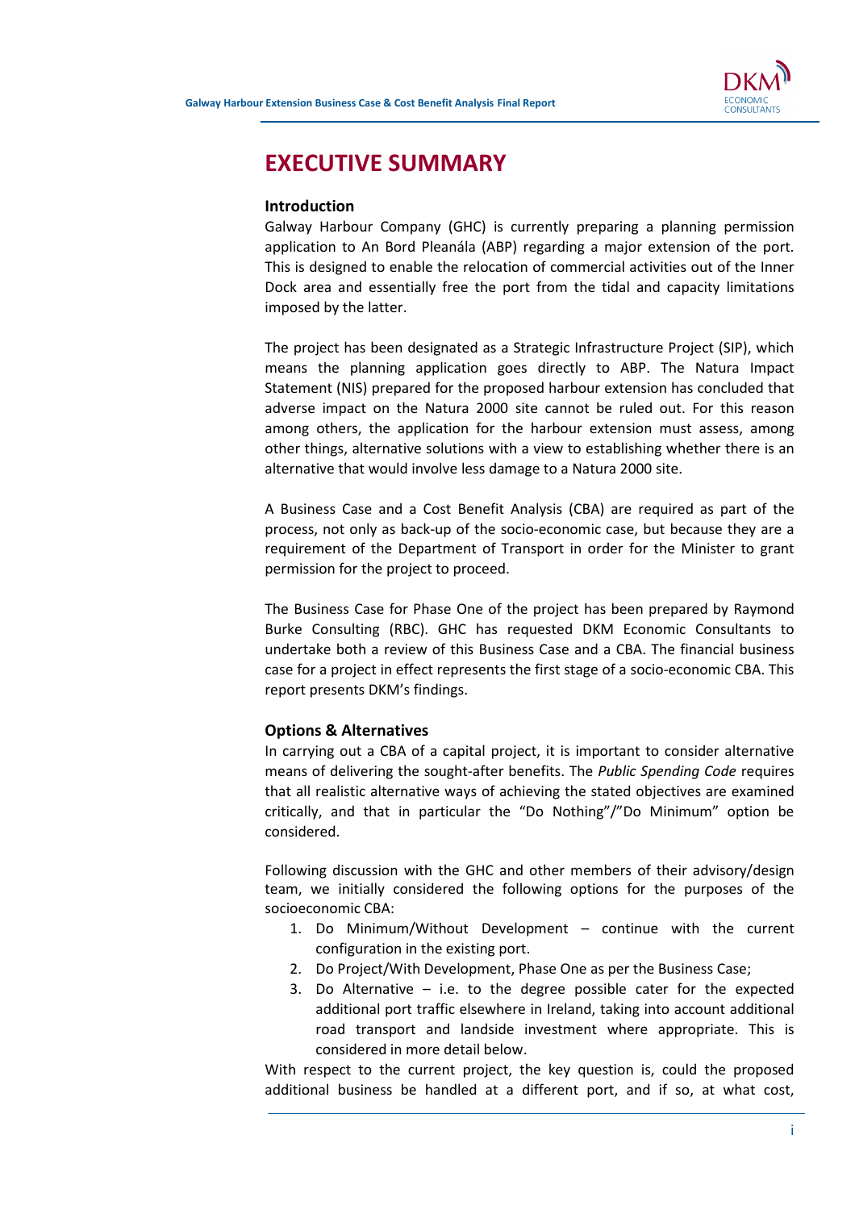# EXECUTIVE SUMMARY

### Introduction

Galway Harbour Company (GHC) is currently preparing a planning permission application to An Bord Pleanála (ABP) regarding a major extension of the port. This is designed to enable the relocation of commercial activities out of the Inner Dock area and essentially free the port from the tidal and capacity limitations imposed by the latter.

The project has been designated as a Strategic Infrastructure Project (SIP), which means the planning application goes directly to ABP. The Natura Impact Statement (NIS) prepared for the proposed harbour extension has concluded that adverse impact on the Natura 2000 site cannot be ruled out. For this reason among others, the application for the harbour extension must assess, among other things, alternative solutions with a view to establishing whether there is an alternative that would involve less damage to a Natura 2000 site.

A Business Case and a Cost Benefit Analysis (CBA) are required as part of the process, not only as back-up of the socio-economic case, but because they are a requirement of the Department of Transport in order for the Minister to grant permission for the project to proceed.

The Business Case for Phase One of the project has been prepared by Raymond Burke Consulting (RBC). GHC has requested DKM Economic Consultants to undertake both a review of this Business Case and a CBA. The financial business case for a project in effect represents the first stage of a socio-economic CBA. This report presents DKM's findings.

### Options & Alternatives

In carrying out a CBA of a capital project, it is important to consider alternative means of delivering the sought-after benefits. The *Public Spending Code* requires that all realistic alternative ways of achieving the stated objectives are examined critically, and that in particular the "Do Nothing"/"Do Minimum" option be considered.

Following discussion with the GHC and other members of their advisory/design team, we initially considered the following options for the purposes of the socioeconomic CBA:

1. Do Minimum/Without Development – continue with the current configuration in the existing port.
2. Do Project/With Development, Phase One as per the Business Case;
3. Do Alternative – i.e. to the degree possible cater for the expected additional port traffic elsewhere in Ireland, taking into account additional road transport and landside investment where appropriate. This is considered in more detail below.

With respect to the current project, the key question is, could the proposed additional business be handled at a different port, and if so, at what cost,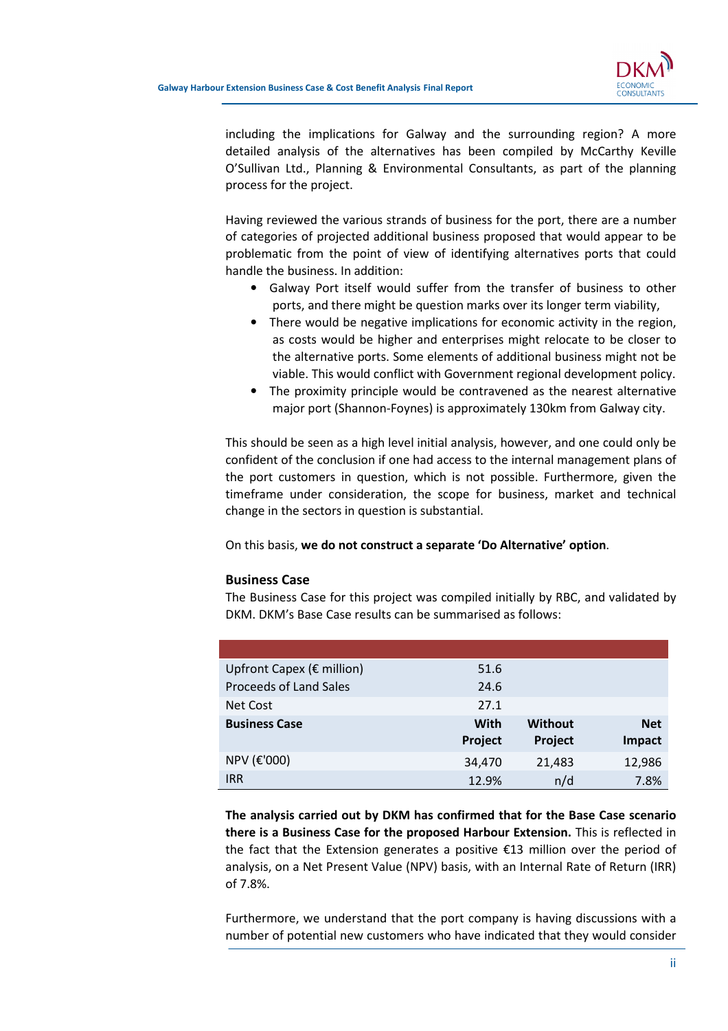including the implications for Galway and the surrounding region? A more detailed analysis of the alternatives has been compiled by McCarthy Keville O'Sullivan Ltd., Planning & Environmental Consultants, as part of the planning process for the project.

Having reviewed the various strands of business for the port, there are a number of categories of projected additional business proposed that would appear to be problematic from the point of view of identifying alternatives ports that could handle the business. In addition:

- Galway Port itself would suffer from the transfer of business to other ports, and there might be question marks over its longer term viability,
- There would be negative implications for economic activity in the region, as costs would be higher and enterprises might relocate to be closer to the alternative ports. Some elements of additional business might not be viable. This would conflict with Government regional development policy.
- The proximity principle would be contravened as the nearest alternative major port (Shannon-Foynes) is approximately 130km from Galway city.

This should be seen as a high level initial analysis, however, and one could only be confident of the conclusion if one had access to the internal management plans of the port customers in question, which is not possible. Furthermore, given the timeframe under consideration, the scope for business, market and technical change in the sectors in question is substantial.

On this basis, **we do not construct a separate 'Do Alternative' option**.

**Business Case**

The Business Case for this project was compiled initially by RBC, and validated by DKM. DKM's Base Case results can be summarised as follows:

| | | | |
|---|---|---|---|
| Upfront Capex (€ million) | 51.6 | | |
| Proceeds of Land Sales | 24.6 | | |
| Net Cost | 27.1 | | |
| **Business Case** | **With Project** | **Without Project** | **Net Impact** |
| NPV (€'000) | 34,470 | 21,483 | 12,986 |
| IRR | 12.9% | n/d | 7.8% |

**The analysis carried out by DKM has confirmed that for the Base Case scenario there is a Business Case for the proposed Harbour Extension.** This is reflected in the fact that the Extension generates a positive €13 million over the period of analysis, on a Net Present Value (NPV) basis, with an Internal Rate of Return (IRR) of 7.8%.

Furthermore, we understand that the port company is having discussions with a number of potential new customers who have indicated that they would consider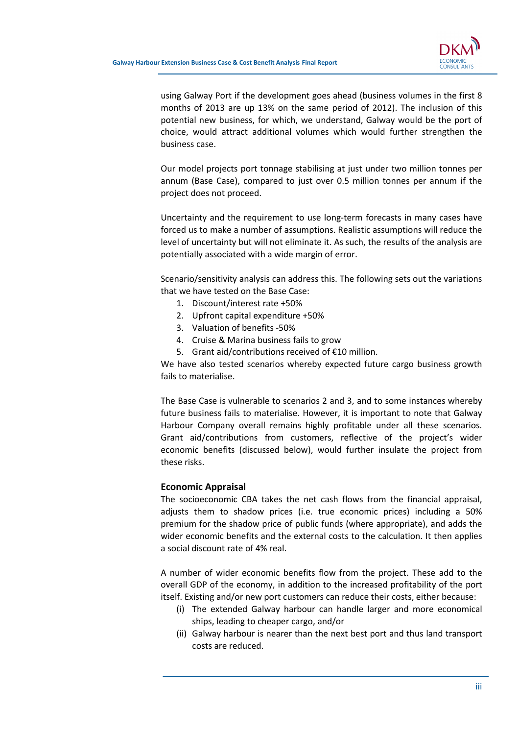using Galway Port if the development goes ahead (business volumes in the first 8 months of 2013 are up 13% on the same period of 2012). The inclusion of this potential new business, for which, we understand, Galway would be the port of choice, would attract additional volumes which would further strengthen the business case.

Our model projects port tonnage stabilising at just under two million tonnes per annum (Base Case), compared to just over 0.5 million tonnes per annum if the project does not proceed.

Uncertainty and the requirement to use long-term forecasts in many cases have forced us to make a number of assumptions. Realistic assumptions will reduce the level of uncertainty but will not eliminate it. As such, the results of the analysis are potentially associated with a wide margin of error.

Scenario/sensitivity analysis can address this. The following sets out the variations that we have tested on the Base Case:

1. Discount/interest rate +50%
2. Upfront capital expenditure +50%
3. Valuation of benefits -50%
4. Cruise & Marina business fails to grow
5. Grant aid/contributions received of €10 million.

We have also tested scenarios whereby expected future cargo business growth fails to materialise.

The Base Case is vulnerable to scenarios 2 and 3, and to some instances whereby future business fails to materialise. However, it is important to note that Galway Harbour Company overall remains highly profitable under all these scenarios. Grant aid/contributions from customers, reflective of the project's wider economic benefits (discussed below), would further insulate the project from these risks.

### Economic Appraisal

The socioeconomic CBA takes the net cash flows from the financial appraisal, adjusts them to shadow prices (i.e. true economic prices) including a 50% premium for the shadow price of public funds (where appropriate), and adds the wider economic benefits and the external costs to the calculation. It then applies a social discount rate of 4% real.

A number of wider economic benefits flow from the project. These add to the overall GDP of the economy, in addition to the increased profitability of the port itself. Existing and/or new port customers can reduce their costs, either because:

(i) The extended Galway harbour can handle larger and more economical ships, leading to cheaper cargo, and/or

(ii) Galway harbour is nearer than the next best port and thus land transport costs are reduced.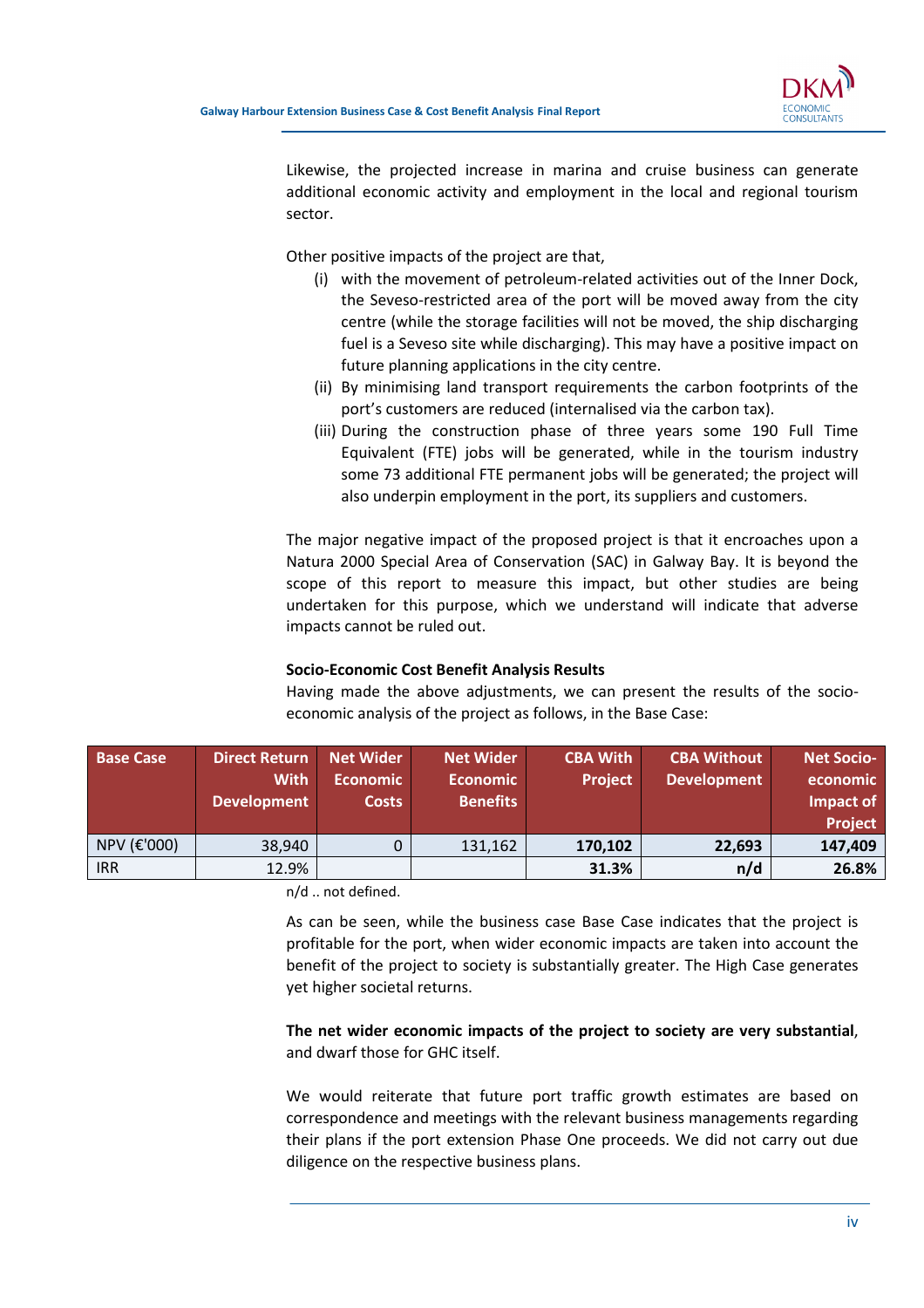Likewise, the projected increase in marina and cruise business can generate additional economic activity and employment in the local and regional tourism sector.

Other positive impacts of the project are that,

(i) with the movement of petroleum-related activities out of the Inner Dock, the Seveso-restricted area of the port will be moved away from the city centre (while the storage facilities will not be moved, the ship discharging fuel is a Seveso site while discharging). This may have a positive impact on future planning applications in the city centre.

(ii) By minimising land transport requirements the carbon footprints of the port's customers are reduced (internalised via the carbon tax).

(iii) During the construction phase of three years some 190 Full Time Equivalent (FTE) jobs will be generated, while in the tourism industry some 73 additional FTE permanent jobs will be generated; the project will also underpin employment in the port, its suppliers and customers.

The major negative impact of the proposed project is that it encroaches upon a Natura 2000 Special Area of Conservation (SAC) in Galway Bay. It is beyond the scope of this report to measure this impact, but other studies are being undertaken for this purpose, which we understand will indicate that adverse impacts cannot be ruled out.

**Socio-Economic Cost Benefit Analysis Results**

Having made the above adjustments, we can present the results of the socio-economic analysis of the project as follows, in the Base Case:

| Base Case | Direct Return With Development | Net Wider Economic Costs | Net Wider Economic Benefits | CBA With Project | CBA Without Development | Net Socio-economic Impact of Project |
|---|---|---|---|---|---|---|
| NPV (€'000) | 38,940 | 0 | 131,162 | **170,102** | **22,693** | **147,409** |
| IRR | 12.9% | | | **31.3%** | **n/d** | **26.8%** |

n/d .. not defined.

As can be seen, while the business case Base Case indicates that the project is profitable for the port, when wider economic impacts are taken into account the benefit of the project to society is substantially greater. The High Case generates yet higher societal returns.

**The net wider economic impacts of the project to society are very substantial**, and dwarf those for GHC itself.

We would reiterate that future port traffic growth estimates are based on correspondence and meetings with the relevant business managements regarding their plans if the port extension Phase One proceeds. We did not carry out due diligence on the respective business plans.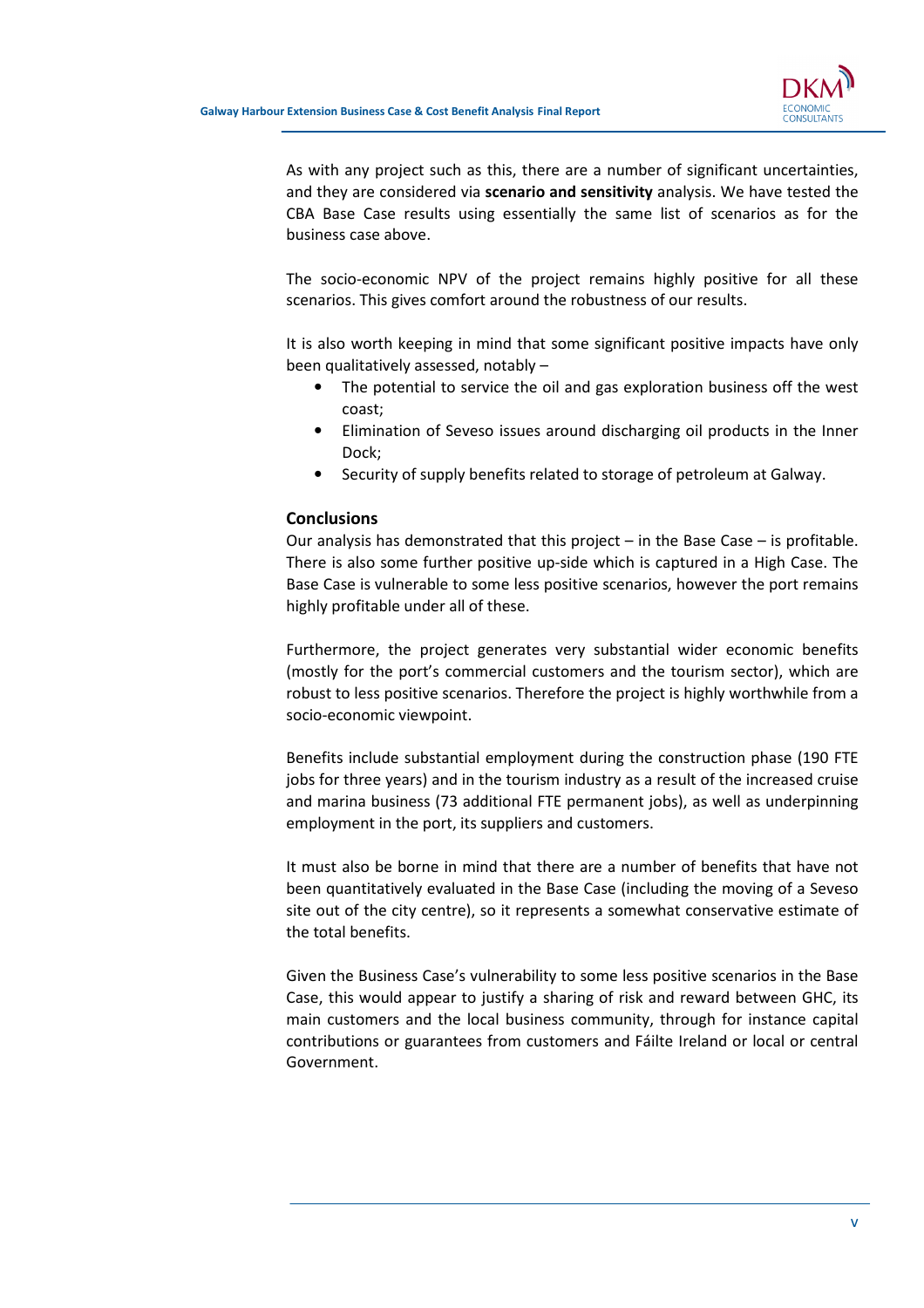As with any project such as this, there are a number of significant uncertainties, and they are considered via **scenario and sensitivity** analysis. We have tested the CBA Base Case results using essentially the same list of scenarios as for the business case above.

The socio-economic NPV of the project remains highly positive for all these scenarios. This gives comfort around the robustness of our results.

It is also worth keeping in mind that some significant positive impacts have only been qualitatively assessed, notably –

- The potential to service the oil and gas exploration business off the west coast;
- Elimination of Seveso issues around discharging oil products in the Inner Dock;
- Security of supply benefits related to storage of petroleum at Galway.

### Conclusions

Our analysis has demonstrated that this project – in the Base Case – is profitable. There is also some further positive up-side which is captured in a High Case. The Base Case is vulnerable to some less positive scenarios, however the port remains highly profitable under all of these.

Furthermore, the project generates very substantial wider economic benefits (mostly for the port's commercial customers and the tourism sector), which are robust to less positive scenarios. Therefore the project is highly worthwhile from a socio-economic viewpoint.

Benefits include substantial employment during the construction phase (190 FTE jobs for three years) and in the tourism industry as a result of the increased cruise and marina business (73 additional FTE permanent jobs), as well as underpinning employment in the port, its suppliers and customers.

It must also be borne in mind that there are a number of benefits that have not been quantitatively evaluated in the Base Case (including the moving of a Seveso site out of the city centre), so it represents a somewhat conservative estimate of the total benefits.

Given the Business Case's vulnerability to some less positive scenarios in the Base Case, this would appear to justify a sharing of risk and reward between GHC, its main customers and the local business community, through for instance capital contributions or guarantees from customers and Fáilte Ireland or local or central Government.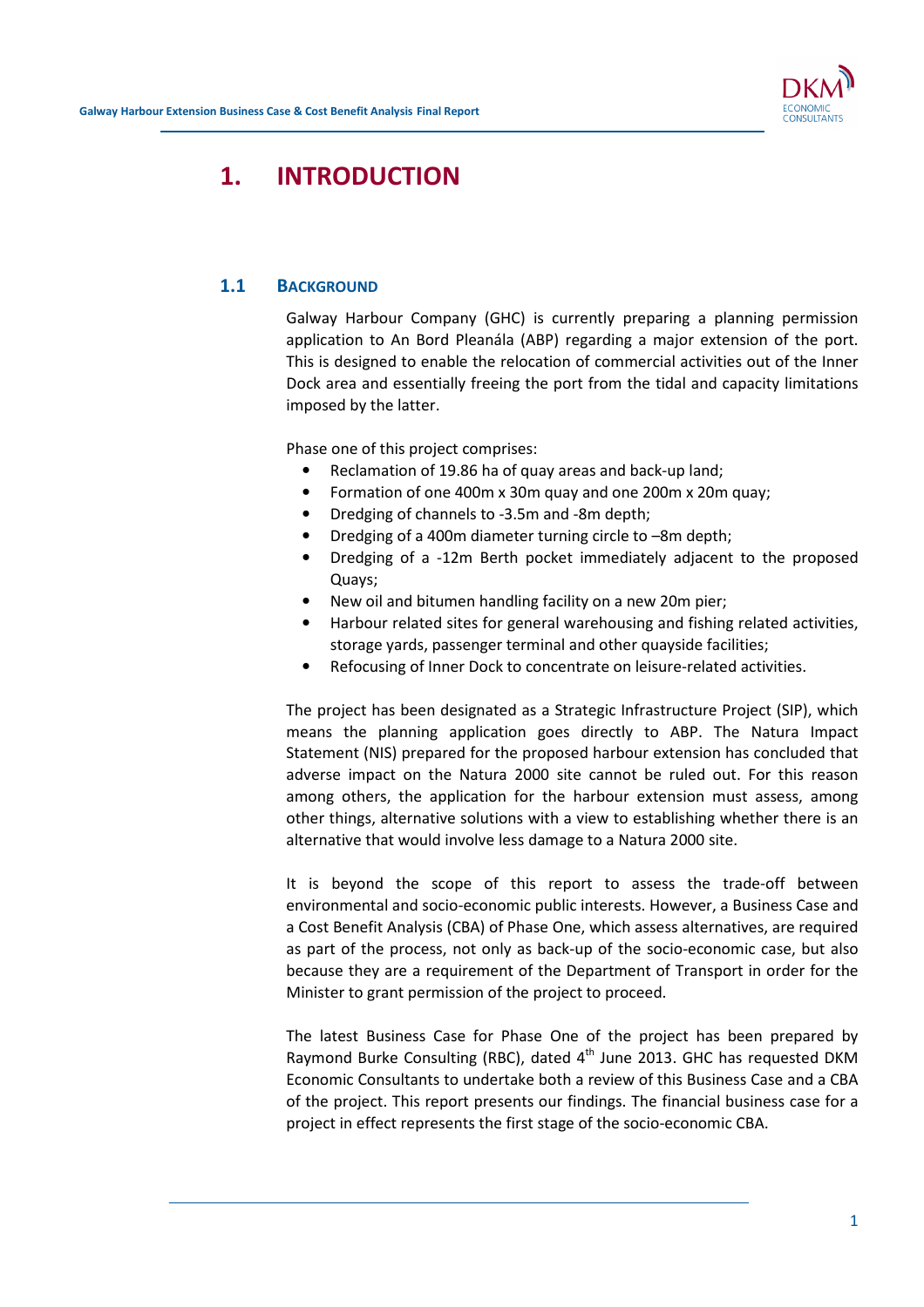# 1. INTRODUCTION

## 1.1 BACKGROUND

Galway Harbour Company (GHC) is currently preparing a planning permission application to An Bord Pleanála (ABP) regarding a major extension of the port. This is designed to enable the relocation of commercial activities out of the Inner Dock area and essentially freeing the port from the tidal and capacity limitations imposed by the latter.

Phase one of this project comprises:

- Reclamation of 19.86 ha of quay areas and back-up land;
- Formation of one 400m x 30m quay and one 200m x 20m quay;
- Dredging of channels to -3.5m and -8m depth;
- Dredging of a 400m diameter turning circle to –8m depth;
- Dredging of a -12m Berth pocket immediately adjacent to the proposed Quays;
- New oil and bitumen handling facility on a new 20m pier;
- Harbour related sites for general warehousing and fishing related activities, storage yards, passenger terminal and other quayside facilities;
- Refocusing of Inner Dock to concentrate on leisure-related activities.

The project has been designated as a Strategic Infrastructure Project (SIP), which means the planning application goes directly to ABP. The Natura Impact Statement (NIS) prepared for the proposed harbour extension has concluded that adverse impact on the Natura 2000 site cannot be ruled out. For this reason among others, the application for the harbour extension must assess, among other things, alternative solutions with a view to establishing whether there is an alternative that would involve less damage to a Natura 2000 site.

It is beyond the scope of this report to assess the trade-off between environmental and socio-economic public interests. However, a Business Case and a Cost Benefit Analysis (CBA) of Phase One, which assess alternatives, are required as part of the process, not only as back-up of the socio-economic case, but also because they are a requirement of the Department of Transport in order for the Minister to grant permission of the project to proceed.

The latest Business Case for Phase One of the project has been prepared by Raymond Burke Consulting (RBC), dated 4th June 2013. GHC has requested DKM Economic Consultants to undertake both a review of this Business Case and a CBA of the project. This report presents our findings. The financial business case for a project in effect represents the first stage of the socio-economic CBA.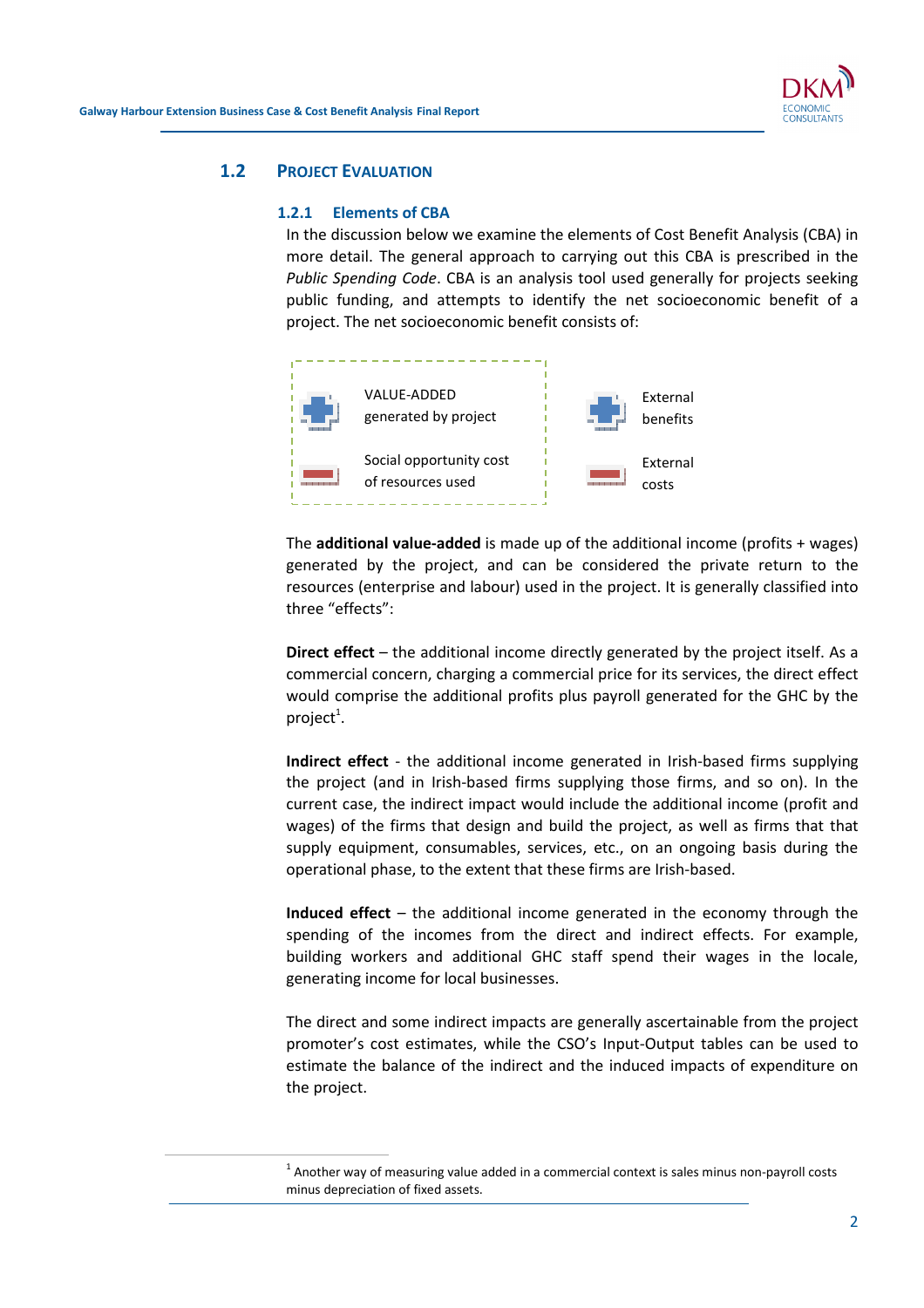## 1.2 PROJECT EVALUATION

### 1.2.1 Elements of CBA

In the discussion below we examine the elements of Cost Benefit Analysis (CBA) in more detail. The general approach to carrying out this CBA is prescribed in the *Public Spending Code*. CBA is an analysis tool used generally for projects seeking public funding, and attempts to identify the net socioeconomic benefit of a project. The net socioeconomic benefit consists of:

- + VALUE-ADDED generated by project
- − Social opportunity cost of resources used
- + External benefits
- − External costs

The **additional value-added** is made up of the additional income (profits + wages) generated by the project, and can be considered the private return to the resources (enterprise and labour) used in the project. It is generally classified into three "effects":

**Direct effect** – the additional income directly generated by the project itself. As a commercial concern, charging a commercial price for its services, the direct effect would comprise the additional profits plus payroll generated for the GHC by the project[1].

**Indirect effect** - the additional income generated in Irish-based firms supplying the project (and in Irish-based firms supplying those firms, and so on). In the current case, the indirect impact would include the additional income (profit and wages) of the firms that design and build the project, as well as firms that that supply equipment, consumables, services, etc., on an ongoing basis during the operational phase, to the extent that these firms are Irish-based.

**Induced effect** – the additional income generated in the economy through the spending of the incomes from the direct and indirect effects. For example, building workers and additional GHC staff spend their wages in the locale, generating income for local businesses.

The direct and some indirect impacts are generally ascertainable from the project promoter's cost estimates, while the CSO's Input-Output tables can be used to estimate the balance of the indirect and the induced impacts of expenditure on the project.

---

[1] Another way of measuring value added in a commercial context is sales minus non-payroll costs minus depreciation of fixed assets.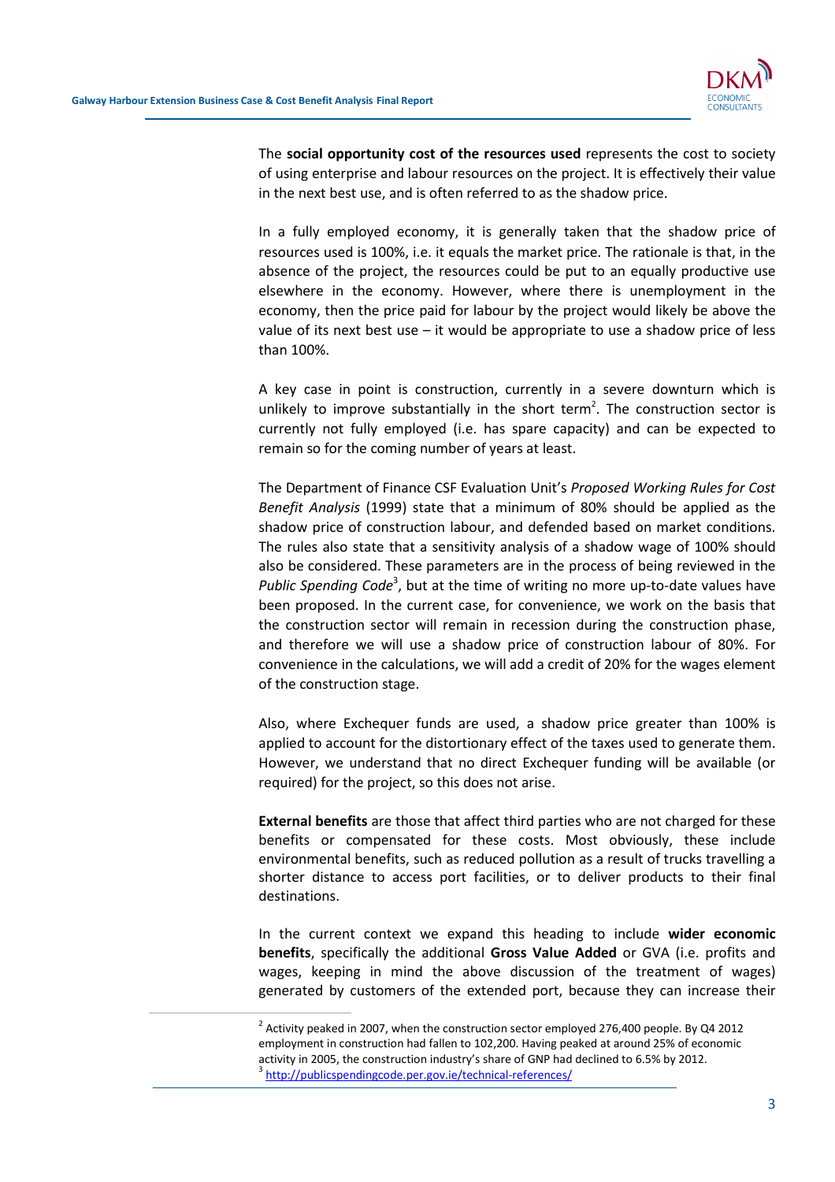The **social opportunity cost of the resources used** represents the cost to society of using enterprise and labour resources on the project. It is effectively their value in the next best use, and is often referred to as the shadow price.

In a fully employed economy, it is generally taken that the shadow price of resources used is 100%, i.e. it equals the market price. The rationale is that, in the absence of the project, the resources could be put to an equally productive use elsewhere in the economy. However, where there is unemployment in the economy, then the price paid for labour by the project would likely be above the value of its next best use – it would be appropriate to use a shadow price of less than 100%.

A key case in point is construction, currently in a severe downturn which is unlikely to improve substantially in the short term[2]. The construction sector is currently not fully employed (i.e. has spare capacity) and can be expected to remain so for the coming number of years at least.

The Department of Finance CSF Evaluation Unit's *Proposed Working Rules for Cost Benefit Analysis* (1999) state that a minimum of 80% should be applied as the shadow price of construction labour, and defended based on market conditions. The rules also state that a sensitivity analysis of a shadow wage of 100% should also be considered. These parameters are in the process of being reviewed in the *Public Spending Code*[3], but at the time of writing no more up-to-date values have been proposed. In the current case, for convenience, we work on the basis that the construction sector will remain in recession during the construction phase, and therefore we will use a shadow price of construction labour of 80%. For convenience in the calculations, we will add a credit of 20% for the wages element of the construction stage.

Also, where Exchequer funds are used, a shadow price greater than 100% is applied to account for the distortionary effect of the taxes used to generate them. However, we understand that no direct Exchequer funding will be available (or required) for the project, so this does not arise.

**External benefits** are those that affect third parties who are not charged for these benefits or compensated for these costs. Most obviously, these include environmental benefits, such as reduced pollution as a result of trucks travelling a shorter distance to access port facilities, or to deliver products to their final destinations.

In the current context we expand this heading to include **wider economic benefits**, specifically the additional **Gross Value Added** or GVA (i.e. profits and wages, keeping in mind the above discussion of the treatment of wages) generated by customers of the extended port, because they can increase their

---

[2] Activity peaked in 2007, when the construction sector employed 276,400 people. By Q4 2012 employment in construction had fallen to 102,200. Having peaked at around 25% of economic activity in 2005, the construction industry's share of GNP had declined to 6.5% by 2012.

[3] http://publicspendingcode.per.gov.ie/technical-references/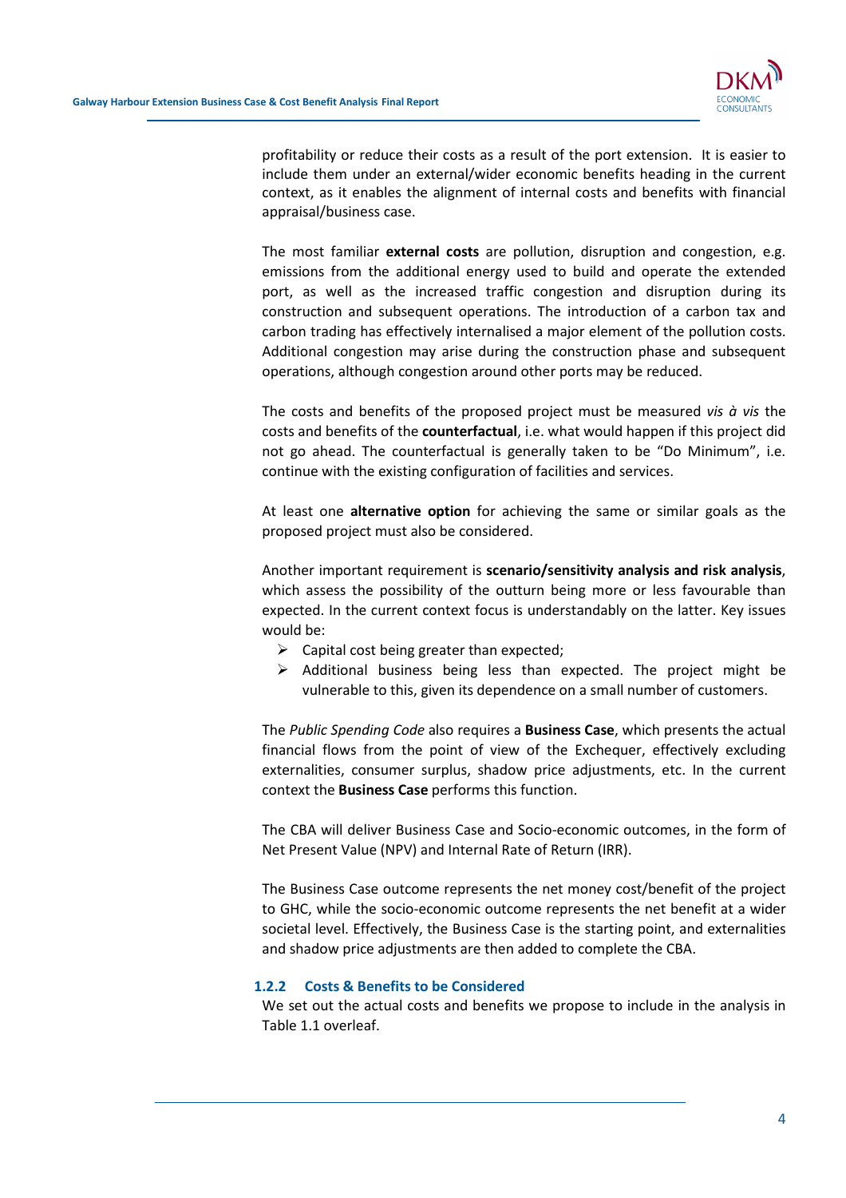profitability or reduce their costs as a result of the port extension. It is easier to include them under an external/wider economic benefits heading in the current context, as it enables the alignment of internal costs and benefits with financial appraisal/business case.

The most familiar **external costs** are pollution, disruption and congestion, e.g. emissions from the additional energy used to build and operate the extended port, as well as the increased traffic congestion and disruption during its construction and subsequent operations. The introduction of a carbon tax and carbon trading has effectively internalised a major element of the pollution costs. Additional congestion may arise during the construction phase and subsequent operations, although congestion around other ports may be reduced.

The costs and benefits of the proposed project must be measured *vis à vis* the costs and benefits of the **counterfactual**, i.e. what would happen if this project did not go ahead. The counterfactual is generally taken to be "Do Minimum", i.e. continue with the existing configuration of facilities and services.

At least one **alternative option** for achieving the same or similar goals as the proposed project must also be considered.

Another important requirement is **scenario/sensitivity analysis and risk analysis**, which assess the possibility of the outturn being more or less favourable than expected. In the current context focus is understandably on the latter. Key issues would be:

- Capital cost being greater than expected;
- Additional business being less than expected. The project might be vulnerable to this, given its dependence on a small number of customers.

The *Public Spending Code* also requires a **Business Case**, which presents the actual financial flows from the point of view of the Exchequer, effectively excluding externalities, consumer surplus, shadow price adjustments, etc. In the current context the **Business Case** performs this function.

The CBA will deliver Business Case and Socio-economic outcomes, in the form of Net Present Value (NPV) and Internal Rate of Return (IRR).

The Business Case outcome represents the net money cost/benefit of the project to GHC, while the socio-economic outcome represents the net benefit at a wider societal level. Effectively, the Business Case is the starting point, and externalities and shadow price adjustments are then added to complete the CBA.

### 1.2.2 Costs & Benefits to be Considered

We set out the actual costs and benefits we propose to include in the analysis in Table 1.1 overleaf.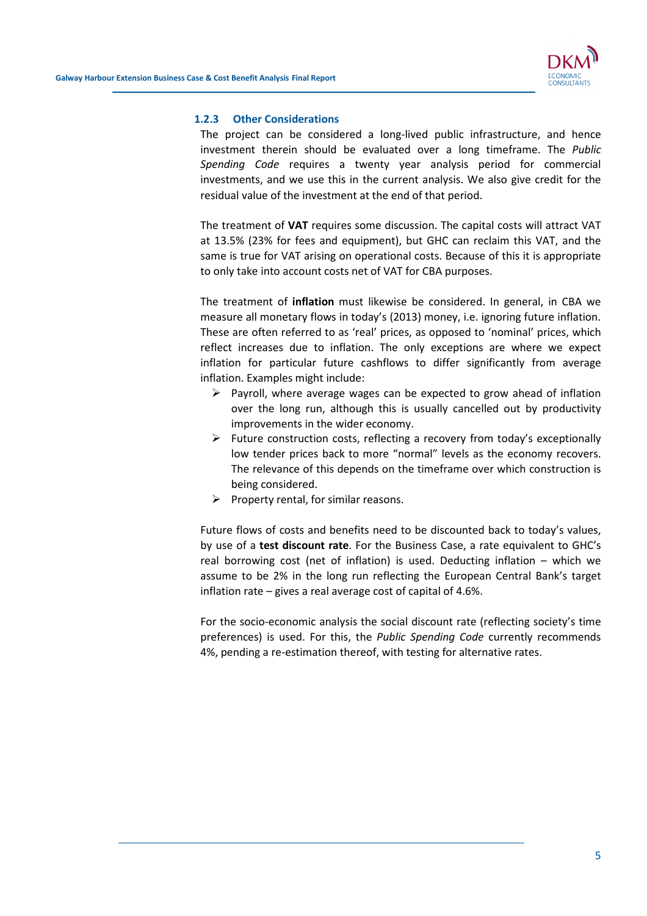### 1.2.3 Other Considerations

The project can be considered a long-lived public infrastructure, and hence investment therein should be evaluated over a long timeframe. The *Public Spending Code* requires a twenty year analysis period for commercial investments, and we use this in the current analysis. We also give credit for the residual value of the investment at the end of that period.

The treatment of **VAT** requires some discussion. The capital costs will attract VAT at 13.5% (23% for fees and equipment), but GHC can reclaim this VAT, and the same is true for VAT arising on operational costs. Because of this it is appropriate to only take into account costs net of VAT for CBA purposes.

The treatment of **inflation** must likewise be considered. In general, in CBA we measure all monetary flows in today's (2013) money, i.e. ignoring future inflation. These are often referred to as 'real' prices, as opposed to 'nominal' prices, which reflect increases due to inflation. The only exceptions are where we expect inflation for particular future cashflows to differ significantly from average inflation. Examples might include:

- Payroll, where average wages can be expected to grow ahead of inflation over the long run, although this is usually cancelled out by productivity improvements in the wider economy.
- Future construction costs, reflecting a recovery from today's exceptionally low tender prices back to more "normal" levels as the economy recovers. The relevance of this depends on the timeframe over which construction is being considered.
- Property rental, for similar reasons.

Future flows of costs and benefits need to be discounted back to today's values, by use of a **test discount rate**. For the Business Case, a rate equivalent to GHC's real borrowing cost (net of inflation) is used. Deducting inflation – which we assume to be 2% in the long run reflecting the European Central Bank's target inflation rate – gives a real average cost of capital of 4.6%.

For the socio-economic analysis the social discount rate (reflecting society's time preferences) is used. For this, the *Public Spending Code* currently recommends 4%, pending a re-estimation thereof, with testing for alternative rates.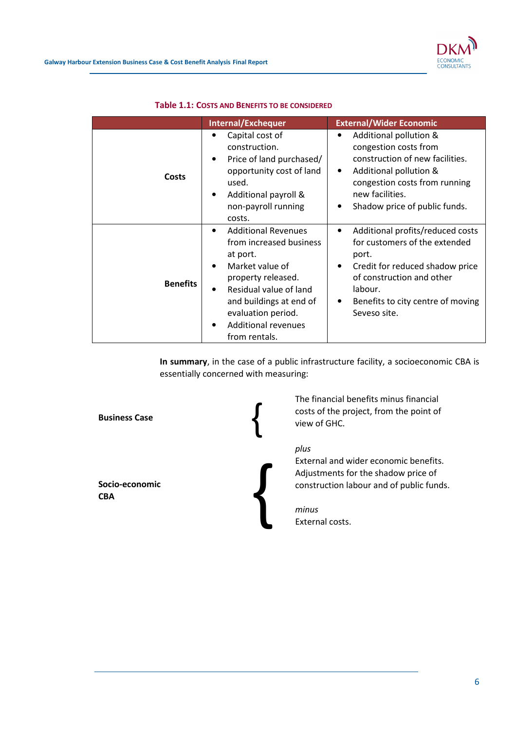**Table 1.1: Costs and Benefits to be Considered**

| | Internal/Exchequer | External/Wider Economic |
|---|---|---|
| **Costs** | • Capital cost of construction.<br>• Price of land purchased/ opportunity cost of land used.<br>• Additional payroll & non-payroll running costs. | • Additional pollution & congestion costs from construction of new facilities.<br>• Additional pollution & congestion costs from running new facilities.<br>• Shadow price of public funds. |
| **Benefits** | • Additional Revenues from increased business at port.<br>• Market value of property released.<br>• Residual value of land and buildings at end of evaluation period.<br>• Additional revenues from rentals. | • Additional profits/reduced costs for customers of the extended port.<br>• Credit for reduced shadow price of construction and other labour.<br>• Benefits to city centre of moving Seveso site. |

**In summary**, in the case of a public infrastructure facility, a socioeconomic CBA is essentially concerned with measuring:

**Business Case** { The financial benefits minus financial costs of the project, from the point of view of GHC.

**Socio-economic CBA** { *plus*
External and wider economic benefits.
Adjustments for the shadow price of construction labour and of public funds.

*minus*
External costs.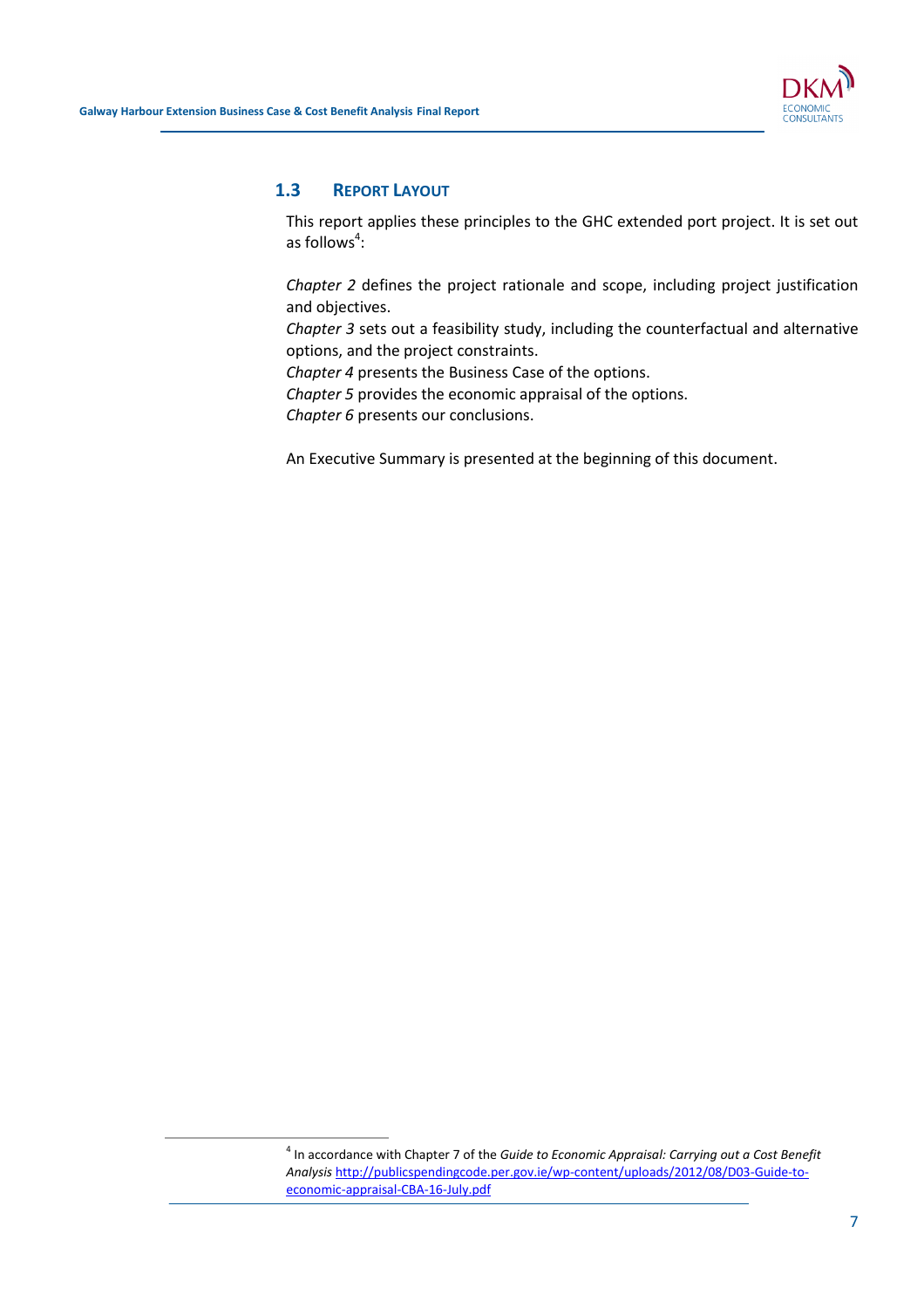## 1.3 REPORT LAYOUT

This report applies these principles to the GHC extended port project. It is set out as follows[4]:

*Chapter 2* defines the project rationale and scope, including project justification and objectives.
*Chapter 3* sets out a feasibility study, including the counterfactual and alternative options, and the project constraints.
*Chapter 4* presents the Business Case of the options.
*Chapter 5* provides the economic appraisal of the options.
*Chapter 6* presents our conclusions.

An Executive Summary is presented at the beginning of this document.

---

[4] In accordance with Chapter 7 of the *Guide to Economic Appraisal: Carrying out a Cost Benefit Analysis* http://publicspendingcode.per.gov.ie/wp-content/uploads/2012/08/D03-Guide-to-economic-appraisal-CBA-16-July.pdf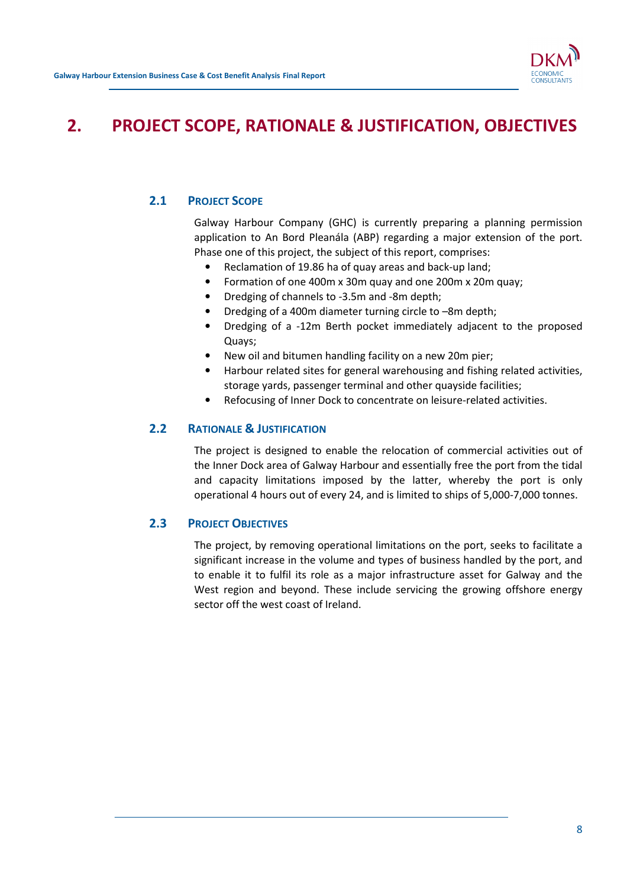# 2. PROJECT SCOPE, RATIONALE & JUSTIFICATION, OBJECTIVES

## 2.1 Project Scope

Galway Harbour Company (GHC) is currently preparing a planning permission application to An Bord Pleanála (ABP) regarding a major extension of the port. Phase one of this project, the subject of this report, comprises:

- Reclamation of 19.86 ha of quay areas and back-up land;
- Formation of one 400m x 30m quay and one 200m x 20m quay;
- Dredging of channels to -3.5m and -8m depth;
- Dredging of a 400m diameter turning circle to –8m depth;
- Dredging of a -12m Berth pocket immediately adjacent to the proposed Quays;
- New oil and bitumen handling facility on a new 20m pier;
- Harbour related sites for general warehousing and fishing related activities, storage yards, passenger terminal and other quayside facilities;
- Refocusing of Inner Dock to concentrate on leisure-related activities.

## 2.2 Rationale & Justification

The project is designed to enable the relocation of commercial activities out of the Inner Dock area of Galway Harbour and essentially free the port from the tidal and capacity limitations imposed by the latter, whereby the port is only operational 4 hours out of every 24, and is limited to ships of 5,000-7,000 tonnes.

## 2.3 Project Objectives

The project, by removing operational limitations on the port, seeks to facilitate a significant increase in the volume and types of business handled by the port, and to enable it to fulfil its role as a major infrastructure asset for Galway and the West region and beyond. These include servicing the growing offshore energy sector off the west coast of Ireland.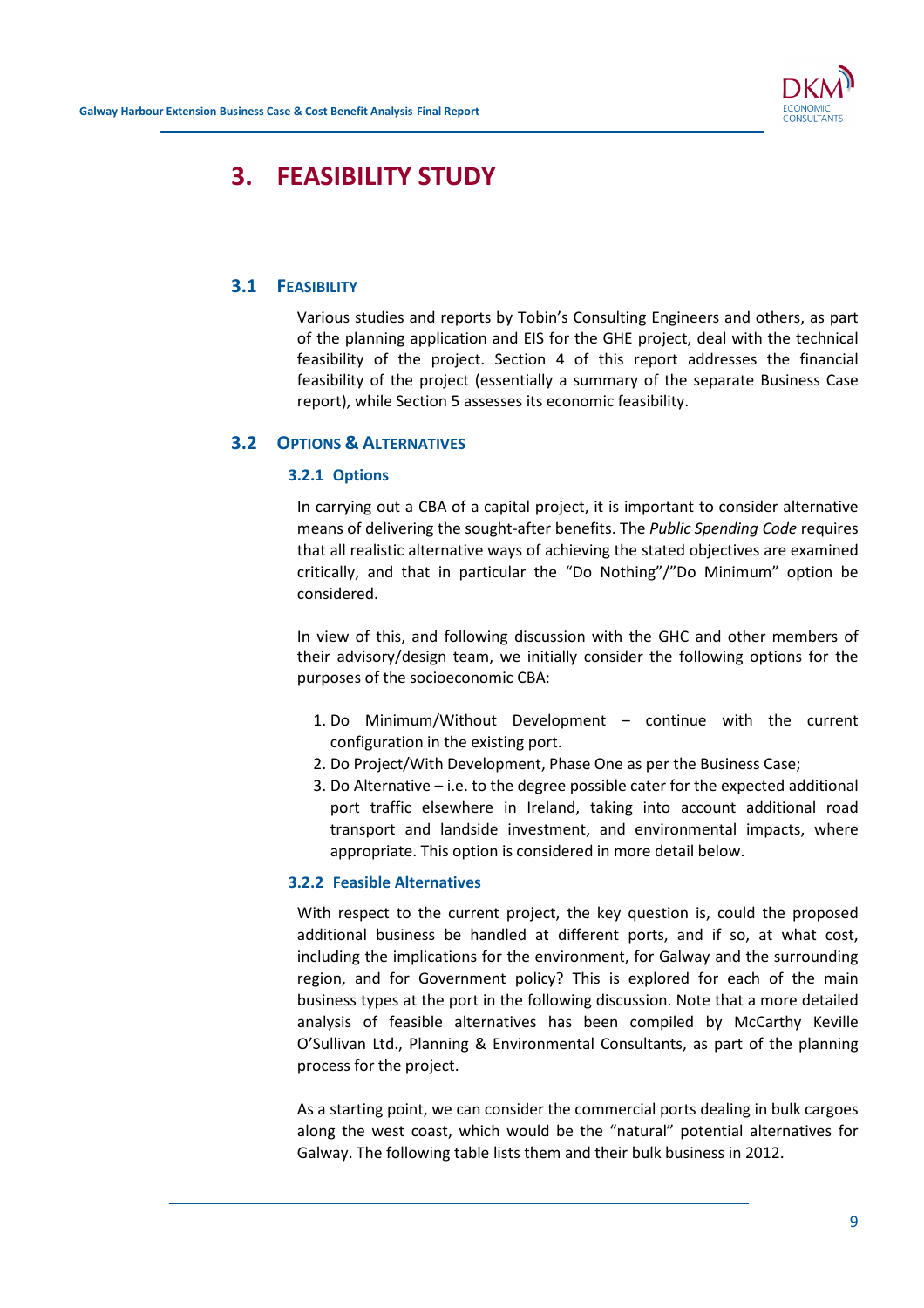# 3. FEASIBILITY STUDY

## 3.1 FEASIBILITY

Various studies and reports by Tobin's Consulting Engineers and others, as part of the planning application and EIS for the GHE project, deal with the technical feasibility of the project. Section 4 of this report addresses the financial feasibility of the project (essentially a summary of the separate Business Case report), while Section 5 assesses its economic feasibility.

## 3.2 OPTIONS & ALTERNATIVES

### 3.2.1 Options

In carrying out a CBA of a capital project, it is important to consider alternative means of delivering the sought-after benefits. The *Public Spending Code* requires that all realistic alternative ways of achieving the stated objectives are examined critically, and that in particular the "Do Nothing"/"Do Minimum" option be considered.

In view of this, and following discussion with the GHC and other members of their advisory/design team, we initially consider the following options for the purposes of the socioeconomic CBA:

1. Do Minimum/Without Development – continue with the current configuration in the existing port.
2. Do Project/With Development, Phase One as per the Business Case;
3. Do Alternative – i.e. to the degree possible cater for the expected additional port traffic elsewhere in Ireland, taking into account additional road transport and landside investment, and environmental impacts, where appropriate. This option is considered in more detail below.

### 3.2.2 Feasible Alternatives

With respect to the current project, the key question is, could the proposed additional business be handled at different ports, and if so, at what cost, including the implications for the environment, for Galway and the surrounding region, and for Government policy? This is explored for each of the main business types at the port in the following discussion. Note that a more detailed analysis of feasible alternatives has been compiled by McCarthy Keville O'Sullivan Ltd., Planning & Environmental Consultants, as part of the planning process for the project.

As a starting point, we can consider the commercial ports dealing in bulk cargoes along the west coast, which would be the "natural" potential alternatives for Galway. The following table lists them and their bulk business in 2012.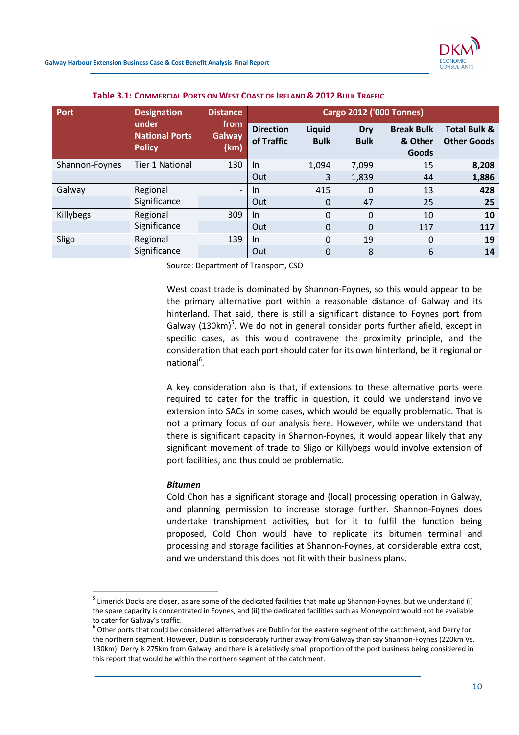**Table 3.1: Commercial Ports on West Coast of Ireland & 2012 Bulk Traffic**

| Port | Designation under National Ports Policy | Distance from Galway (km) | Cargo 2012 ('000 Tonnes) | | | | |
|---|---|---|---|---|---|---|---|
| | | | Direction of Traffic | Liquid Bulk | Dry Bulk | Break Bulk & Other Goods | Total Bulk & Other Goods |
| Shannon-Foynes | Tier 1 National | 130 | In | 1,094 | 7,099 | 15 | **8,208** |
| | | | Out | 3 | 1,839 | 44 | **1,886** |
| Galway | Regional Significance | - | In | 415 | 0 | 13 | **428** |
| | | | Out | 0 | 47 | 25 | **25** |
| Killybegs | Regional Significance | 309 | In | 0 | 0 | 10 | **10** |
| | | | Out | 0 | 0 | 117 | **117** |
| Sligo | Regional Significance | 139 | In | 0 | 19 | 0 | **19** |
| | | | Out | 0 | 8 | 6 | **14** |

Source: Department of Transport, CSO

West coast trade is dominated by Shannon-Foynes, so this would appear to be the primary alternative port within a reasonable distance of Galway and its hinterland. That said, there is still a significant distance to Foynes port from Galway (130km)[5]. We do not in general consider ports further afield, except in specific cases, as this would contravene the proximity principle, and the consideration that each port should cater for its own hinterland, be it regional or national[6].

A key consideration also is that, if extensions to these alternative ports were required to cater for the traffic in question, it could we understand involve extension into SACs in some cases, which would be equally problematic. That is not a primary focus of our analysis here. However, while we understand that there is significant capacity in Shannon-Foynes, it would appear likely that any significant movement of trade to Sligo or Killybegs would involve extension of port facilities, and thus could be problematic.

***Bitumen***

Cold Chon has a significant storage and (local) processing operation in Galway, and planning permission to increase storage further. Shannon-Foynes does undertake transhipment activities, but for it to fulfil the function being proposed, Cold Chon would have to replicate its bitumen terminal and processing and storage facilities at Shannon-Foynes, at considerable extra cost, and we understand this does not fit with their business plans.

[5] Limerick Docks are closer, as are some of the dedicated facilities that make up Shannon-Foynes, but we understand (i) the spare capacity is concentrated in Foynes, and (ii) the dedicated facilities such as Moneypoint would not be available to cater for Galway's traffic.

[6] Other ports that could be considered alternatives are Dublin for the eastern segment of the catchment, and Derry for the northern segment. However, Dublin is considerably further away from Galway than say Shannon-Foynes (220km Vs. 130km). Derry is 275km from Galway, and there is a relatively small proportion of the port business being considered in this report that would be within the northern segment of the catchment.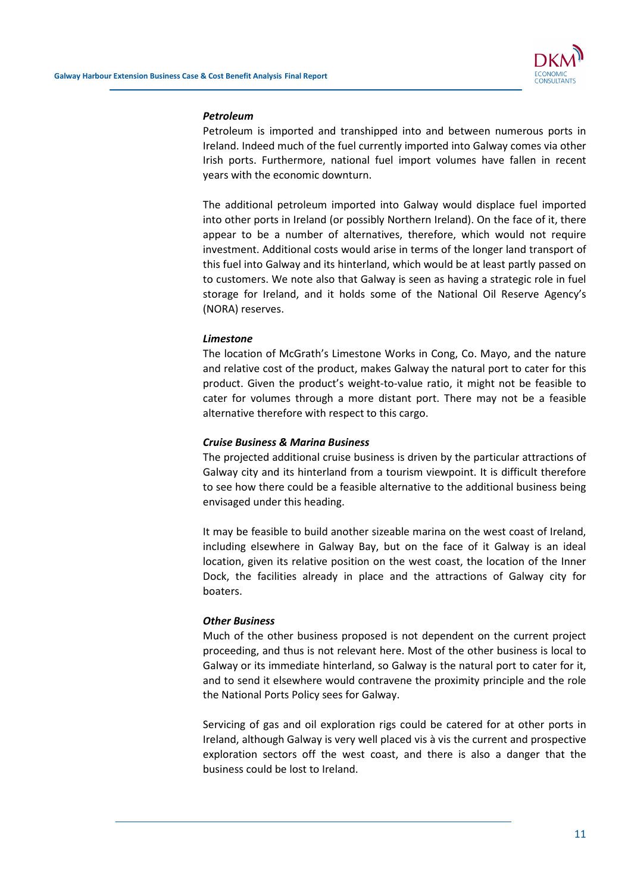***Petroleum***

Petroleum is imported and transhipped into and between numerous ports in Ireland. Indeed much of the fuel currently imported into Galway comes via other Irish ports. Furthermore, national fuel import volumes have fallen in recent years with the economic downturn.

The additional petroleum imported into Galway would displace fuel imported into other ports in Ireland (or possibly Northern Ireland). On the face of it, there appear to be a number of alternatives, therefore, which would not require investment. Additional costs would arise in terms of the longer land transport of this fuel into Galway and its hinterland, which would be at least partly passed on to customers. We note also that Galway is seen as having a strategic role in fuel storage for Ireland, and it holds some of the National Oil Reserve Agency's (NORA) reserves.

***Limestone***

The location of McGrath's Limestone Works in Cong, Co. Mayo, and the nature and relative cost of the product, makes Galway the natural port to cater for this product. Given the product's weight-to-value ratio, it might not be feasible to cater for volumes through a more distant port. There may not be a feasible alternative therefore with respect to this cargo.

***Cruise Business & Marina Business***

The projected additional cruise business is driven by the particular attractions of Galway city and its hinterland from a tourism viewpoint. It is difficult therefore to see how there could be a feasible alternative to the additional business being envisaged under this heading.

It may be feasible to build another sizeable marina on the west coast of Ireland, including elsewhere in Galway Bay, but on the face of it Galway is an ideal location, given its relative position on the west coast, the location of the Inner Dock, the facilities already in place and the attractions of Galway city for boaters.

***Other Business***

Much of the other business proposed is not dependent on the current project proceeding, and thus is not relevant here. Most of the other business is local to Galway or its immediate hinterland, so Galway is the natural port to cater for it, and to send it elsewhere would contravene the proximity principle and the role the National Ports Policy sees for Galway.

Servicing of gas and oil exploration rigs could be catered for at other ports in Ireland, although Galway is very well placed vis à vis the current and prospective exploration sectors off the west coast, and there is also a danger that the business could be lost to Ireland.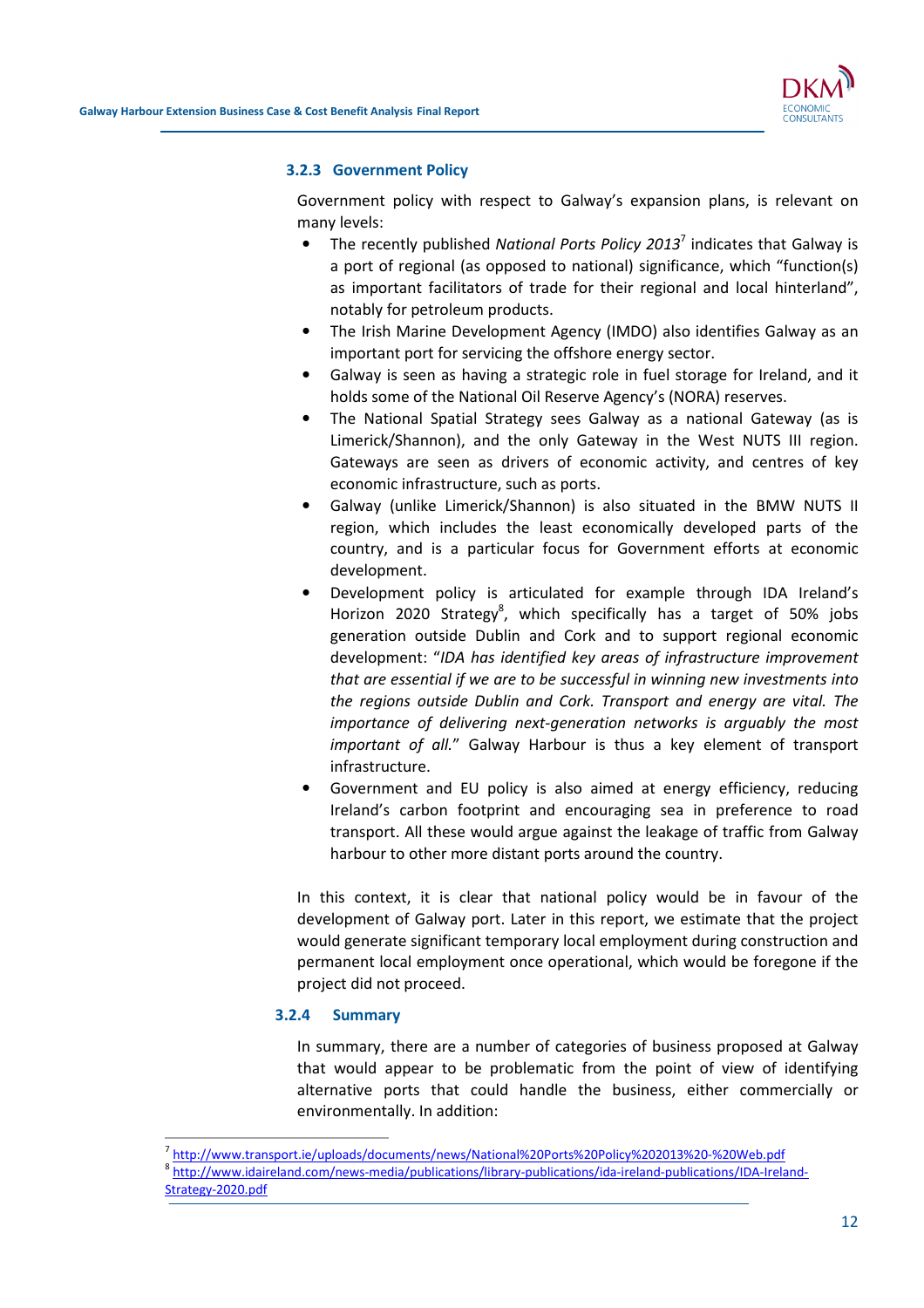### 3.2.3 Government Policy

Government policy with respect to Galway's expansion plans, is relevant on many levels:

- The recently published *National Ports Policy 2013*[7] indicates that Galway is a port of regional (as opposed to national) significance, which "function(s) as important facilitators of trade for their regional and local hinterland", notably for petroleum products.
- The Irish Marine Development Agency (IMDO) also identifies Galway as an important port for servicing the offshore energy sector.
- Galway is seen as having a strategic role in fuel storage for Ireland, and it holds some of the National Oil Reserve Agency's (NORA) reserves.
- The National Spatial Strategy sees Galway as a national Gateway (as is Limerick/Shannon), and the only Gateway in the West NUTS III region. Gateways are seen as drivers of economic activity, and centres of key economic infrastructure, such as ports.
- Galway (unlike Limerick/Shannon) is also situated in the BMW NUTS II region, which includes the least economically developed parts of the country, and is a particular focus for Government efforts at economic development.
- Development policy is articulated for example through IDA Ireland's Horizon 2020 Strategy[8], which specifically has a target of 50% jobs generation outside Dublin and Cork and to support regional economic development: "*IDA has identified key areas of infrastructure improvement that are essential if we are to be successful in winning new investments into the regions outside Dublin and Cork. Transport and energy are vital. The importance of delivering next-generation networks is arguably the most important of all.*" Galway Harbour is thus a key element of transport infrastructure.
- Government and EU policy is also aimed at energy efficiency, reducing Ireland's carbon footprint and encouraging sea in preference to road transport. All these would argue against the leakage of traffic from Galway harbour to other more distant ports around the country.

In this context, it is clear that national policy would be in favour of the development of Galway port. Later in this report, we estimate that the project would generate significant temporary local employment during construction and permanent local employment once operational, which would be foregone if the project did not proceed.

### 3.2.4 Summary

In summary, there are a number of categories of business proposed at Galway that would appear to be problematic from the point of view of identifying alternative ports that could handle the business, either commercially or environmentally. In addition:

---

[7] http://www.transport.ie/uploads/documents/news/National%20Ports%20Policy%202013%20-%20Web.pdf

[8] http://www.idaireland.com/news-media/publications/library-publications/ida-ireland-publications/IDA-Ireland-Strategy-2020.pdf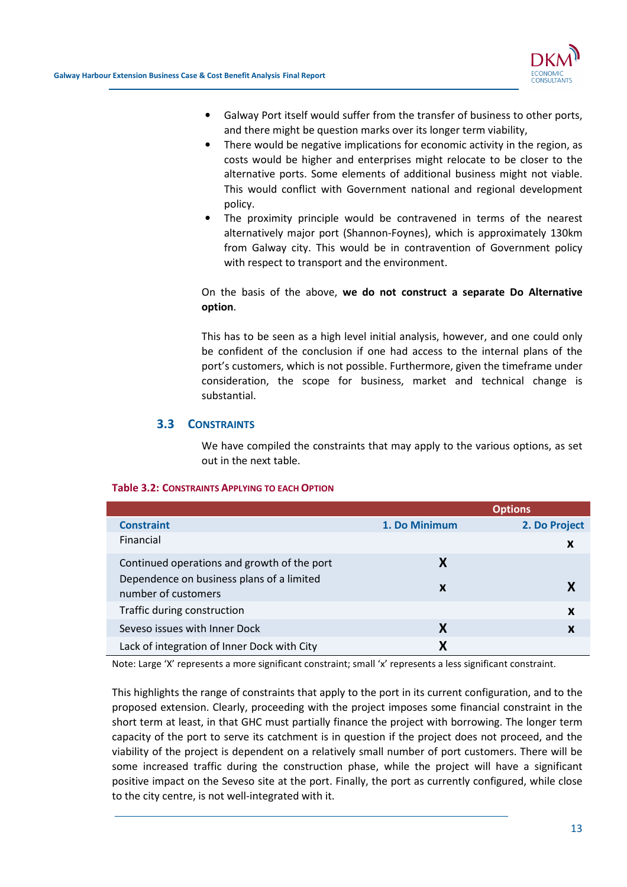- Galway Port itself would suffer from the transfer of business to other ports, and there might be question marks over its longer term viability,
- There would be negative implications for economic activity in the region, as costs would be higher and enterprises might relocate to be closer to the alternative ports. Some elements of additional business might not viable. This would conflict with Government national and regional development policy.
- The proximity principle would be contravened in terms of the nearest alternatively major port (Shannon-Foynes), which is approximately 130km from Galway city. This would be in contravention of Government policy with respect to transport and the environment.

On the basis of the above, **we do not construct a separate Do Alternative option**.

This has to be seen as a high level initial analysis, however, and one could only be confident of the conclusion if one had access to the internal plans of the port's customers, which is not possible. Furthermore, given the timeframe under consideration, the scope for business, market and technical change is substantial.

## 3.3 Constraints

We have compiled the constraints that may apply to the various options, as set out in the next table.

**Table 3.2: Constraints Applying to Each Option**

| | Options | |
|---|---|---|
| **Constraint** | **1. Do Minimum** | **2. Do Project** |
| Financial | | x |
| Continued operations and growth of the port | X | |
| Dependence on business plans of a limited number of customers | x | X |
| Traffic during construction | | x |
| Seveso issues with Inner Dock | X | x |
| Lack of integration of Inner Dock with City | X | |

Note: Large 'X' represents a more significant constraint; small 'x' represents a less significant constraint.

This highlights the range of constraints that apply to the port in its current configuration, and to the proposed extension. Clearly, proceeding with the project imposes some financial constraint in the short term at least, in that GHC must partially finance the project with borrowing. The longer term capacity of the port to serve its catchment is in question if the project does not proceed, and the viability of the project is dependent on a relatively small number of port customers. There will be some increased traffic during the construction phase, while the project will have a significant positive impact on the Seveso site at the port. Finally, the port as currently configured, while close to the city centre, is not well-integrated with it.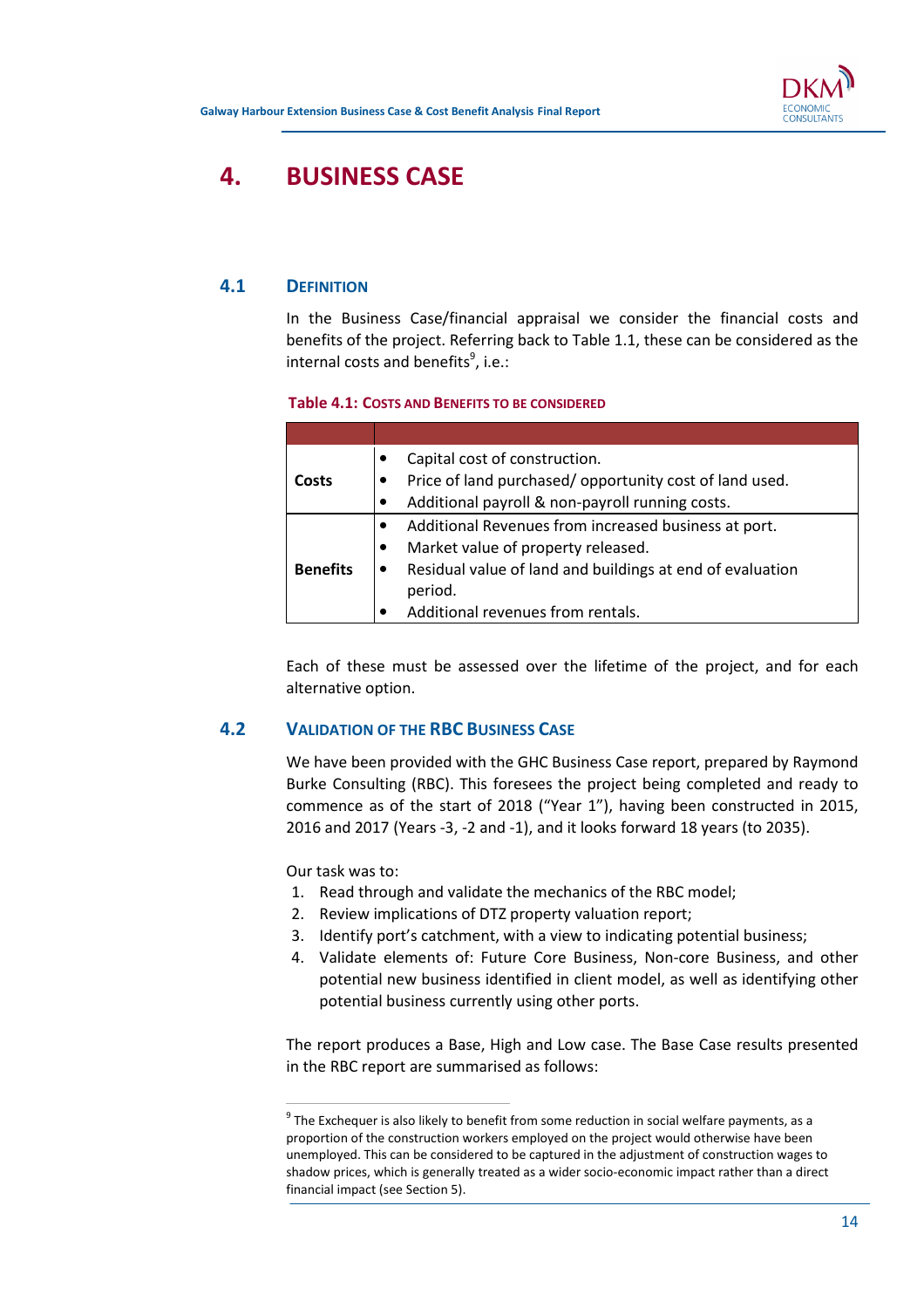# 4. BUSINESS CASE

## 4.1 DEFINITION

In the Business Case/financial appraisal we consider the financial costs and benefits of the project. Referring back to Table 1.1, these can be considered as the internal costs and benefits[9], i.e.:

**Table 4.1: COSTS AND BENEFITS TO BE CONSIDERED**

| | |
|---|---|
| **Costs** | • Capital cost of construction.<br>• Price of land purchased/ opportunity cost of land used.<br>• Additional payroll & non-payroll running costs. |
| **Benefits** | • Additional Revenues from increased business at port.<br>• Market value of property released.<br>• Residual value of land and buildings at end of evaluation period.<br>• Additional revenues from rentals. |

Each of these must be assessed over the lifetime of the project, and for each alternative option.

## 4.2 VALIDATION OF THE RBC BUSINESS CASE

We have been provided with the GHC Business Case report, prepared by Raymond Burke Consulting (RBC). This foresees the project being completed and ready to commence as of the start of 2018 ("Year 1"), having been constructed in 2015, 2016 and 2017 (Years -3, -2 and -1), and it looks forward 18 years (to 2035).

Our task was to:

1. Read through and validate the mechanics of the RBC model;
2. Review implications of DTZ property valuation report;
3. Identify port's catchment, with a view to indicating potential business;
4. Validate elements of: Future Core Business, Non-core Business, and other potential new business identified in client model, as well as identifying other potential business currently using other ports.

The report produces a Base, High and Low case. The Base Case results presented in the RBC report are summarised as follows:

[9] The Exchequer is also likely to benefit from some reduction in social welfare payments, as a proportion of the construction workers employed on the project would otherwise have been unemployed. This can be considered to be captured in the adjustment of construction wages to shadow prices, which is generally treated as a wider socio-economic impact rather than a direct financial impact (see Section 5).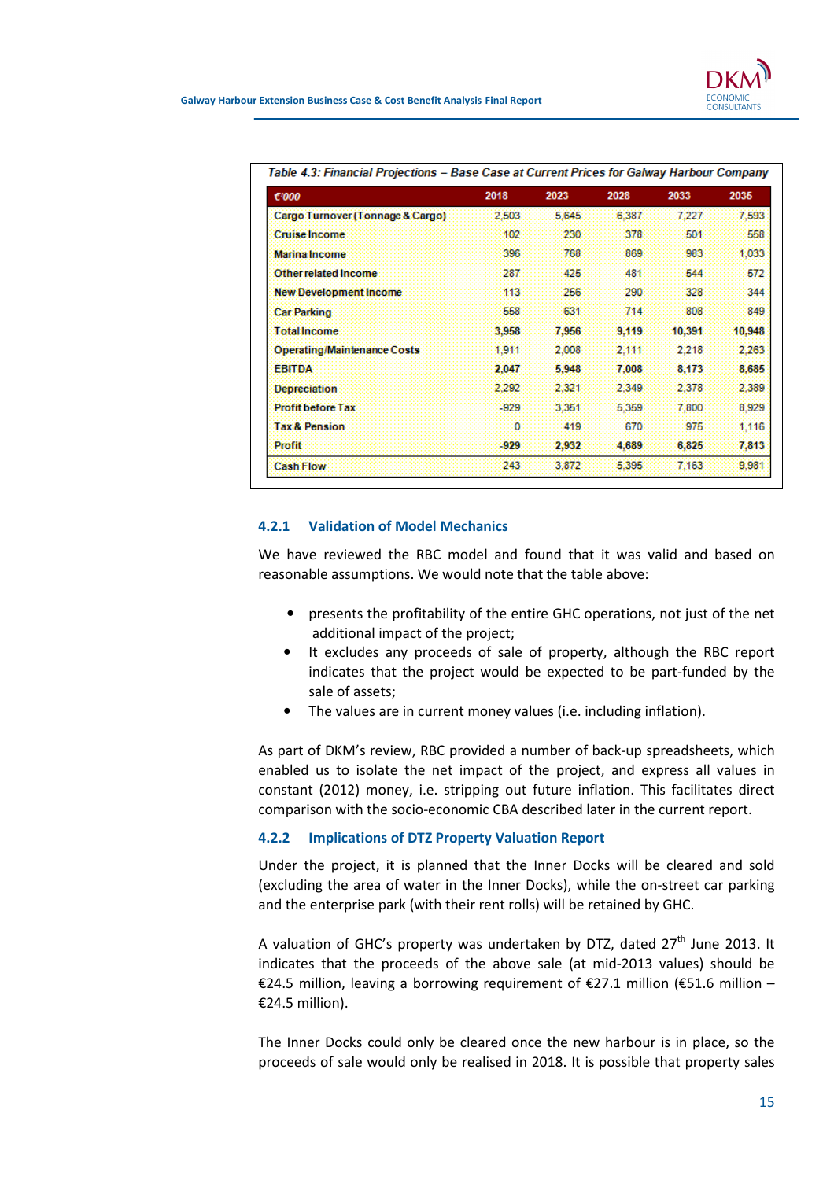*Table 4.3: Financial Projections – Base Case at Current Prices for Galway Harbour Company*

| €'000 | 2018 | 2023 | 2028 | 2033 | 2035 |
|---|---|---|---|---|---|
| Cargo Turnover (Tonnage & Cargo) | 2,503 | 5,645 | 6,387 | 7,227 | 7,593 |
| Cruise Income | 102 | 230 | 378 | 501 | 558 |
| Marina Income | 396 | 768 | 869 | 983 | 1,033 |
| Other related Income | 287 | 425 | 481 | 544 | 572 |
| New Development Income | 113 | 256 | 290 | 328 | 344 |
| Car Parking | 558 | 631 | 714 | 808 | 849 |
| **Total Income** | **3,958** | **7,956** | **9,119** | **10,391** | **10,948** |
| Operating/Maintenance Costs | 1,911 | 2,008 | 2,111 | 2,218 | 2,263 |
| **EBITDA** | **2,047** | **5,948** | **7,008** | **8,173** | **8,685** |
| Depreciation | 2,292 | 2,321 | 2,349 | 2,378 | 2,389 |
| Profit before Tax | -929 | 3,351 | 5,359 | 7,800 | 8,929 |
| Tax & Pension | 0 | 419 | 670 | 975 | 1,116 |
| **Profit** | **-929** | **2,932** | **4,689** | **6,825** | **7,813** |
| Cash Flow | 243 | 3,872 | 5,395 | 7,163 | 9,981 |

### 4.2.1 Validation of Model Mechanics

We have reviewed the RBC model and found that it was valid and based on reasonable assumptions. We would note that the table above:

- presents the profitability of the entire GHC operations, not just of the net additional impact of the project;
- It excludes any proceeds of sale of property, although the RBC report indicates that the project would be expected to be part-funded by the sale of assets;
- The values are in current money values (i.e. including inflation).

As part of DKM's review, RBC provided a number of back-up spreadsheets, which enabled us to isolate the net impact of the project, and express all values in constant (2012) money, i.e. stripping out future inflation. This facilitates direct comparison with the socio-economic CBA described later in the current report.

### 4.2.2 Implications of DTZ Property Valuation Report

Under the project, it is planned that the Inner Docks will be cleared and sold (excluding the area of water in the Inner Docks), while the on-street car parking and the enterprise park (with their rent rolls) will be retained by GHC.

A valuation of GHC's property was undertaken by DTZ, dated 27th June 2013. It indicates that the proceeds of the above sale (at mid-2013 values) should be €24.5 million, leaving a borrowing requirement of €27.1 million (€51.6 million – €24.5 million).

The Inner Docks could only be cleared once the new harbour is in place, so the proceeds of sale would only be realised in 2018. It is possible that property sales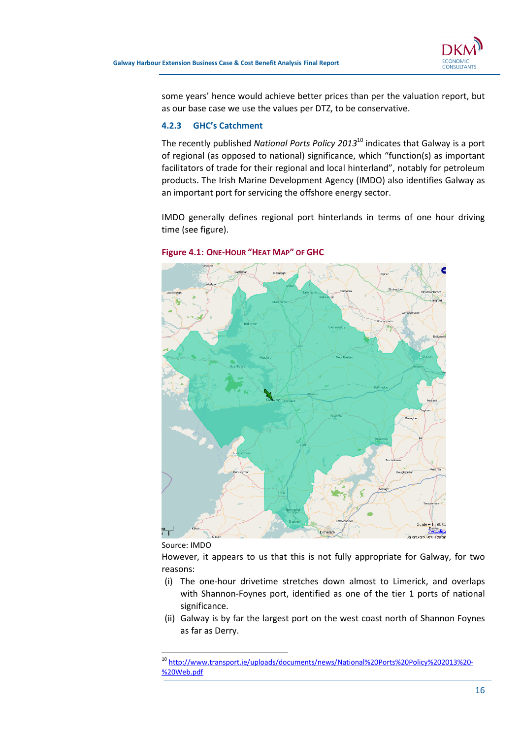some years' hence would achieve better prices than per the valuation report, but as our base case we use the values per DTZ, to be conservative.

### 4.2.3 GHC's Catchment

The recently published *National Ports Policy 2013*[10] indicates that Galway is a port of regional (as opposed to national) significance, which "function(s) as important facilitators of trade for their regional and local hinterland", notably for petroleum products. The Irish Marine Development Agency (IMDO) also identifies Galway as an important port for servicing the offshore energy sector.

IMDO generally defines regional port hinterlands in terms of one hour driving time (see figure).

**Figure 4.1: One-Hour "Heat Map" of GHC**

Source: IMDO

However, it appears to us that this is not fully appropriate for Galway, for two reasons:

(i) The one-hour drivetime stretches down almost to Limerick, and overlaps with Shannon-Foynes port, identified as one of the tier 1 ports of national significance.

(ii) Galway is by far the largest port on the west coast north of Shannon Foynes as far as Derry.

---

[10] http://www.transport.ie/uploads/documents/news/National%20Ports%20Policy%202013%20-%20Web.pdf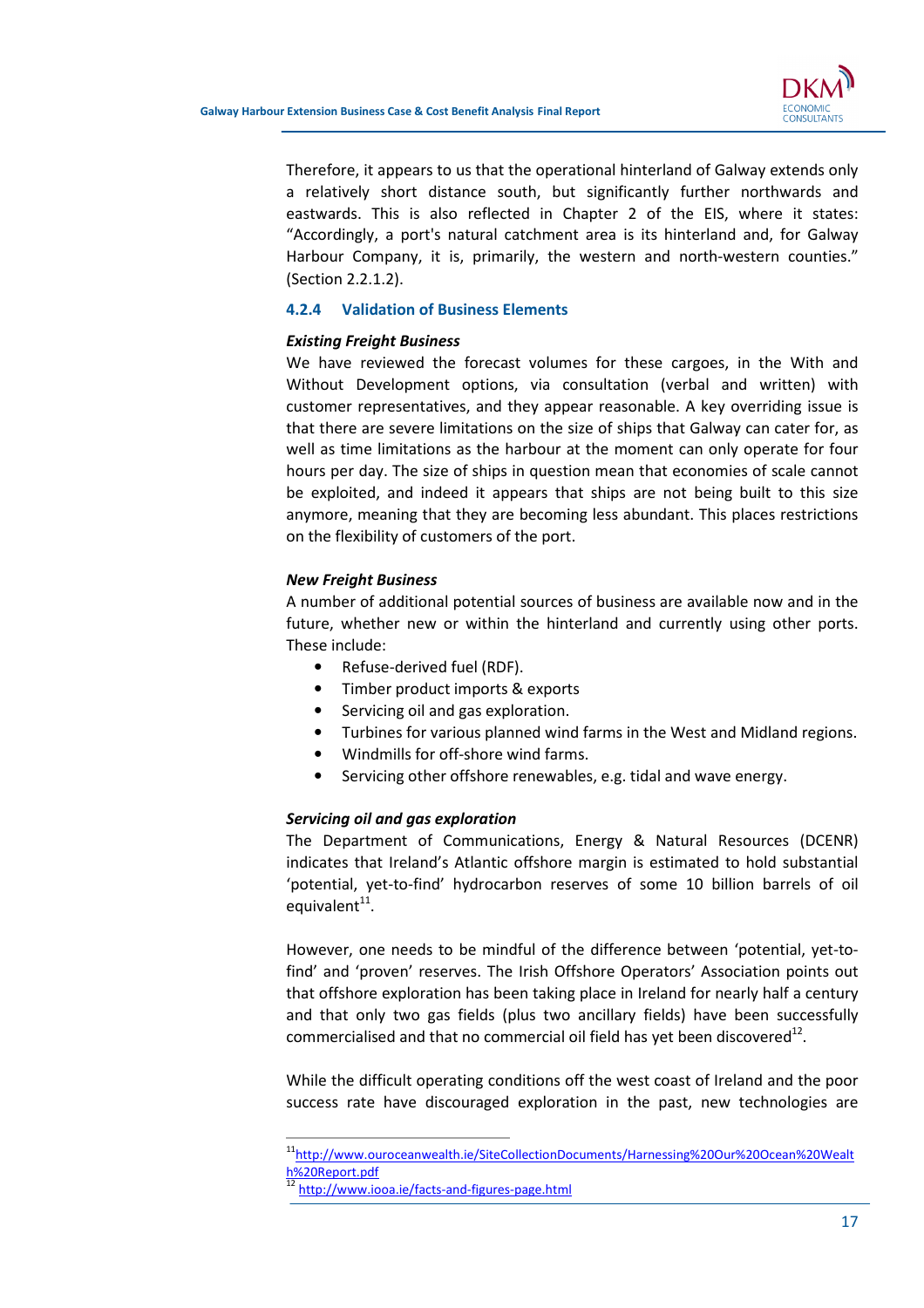Therefore, it appears to us that the operational hinterland of Galway extends only a relatively short distance south, but significantly further northwards and eastwards. This is also reflected in Chapter 2 of the EIS, where it states: "Accordingly, a port's natural catchment area is its hinterland and, for Galway Harbour Company, it is, primarily, the western and north-western counties." (Section 2.2.1.2).

### 4.2.4 Validation of Business Elements

***Existing Freight Business***

We have reviewed the forecast volumes for these cargoes, in the With and Without Development options, via consultation (verbal and written) with customer representatives, and they appear reasonable. A key overriding issue is that there are severe limitations on the size of ships that Galway can cater for, as well as time limitations as the harbour at the moment can only operate for four hours per day. The size of ships in question mean that economies of scale cannot be exploited, and indeed it appears that ships are not being built to this size anymore, meaning that they are becoming less abundant. This places restrictions on the flexibility of customers of the port.

***New Freight Business***

A number of additional potential sources of business are available now and in the future, whether new or within the hinterland and currently using other ports. These include:

- Refuse-derived fuel (RDF).
- Timber product imports & exports
- Servicing oil and gas exploration.
- Turbines for various planned wind farms in the West and Midland regions.
- Windmills for off-shore wind farms.
- Servicing other offshore renewables, e.g. tidal and wave energy.

***Servicing oil and gas exploration***

The Department of Communications, Energy & Natural Resources (DCENR) indicates that Ireland's Atlantic offshore margin is estimated to hold substantial 'potential, yet-to-find' hydrocarbon reserves of some 10 billion barrels of oil equivalent[11].

However, one needs to be mindful of the difference between 'potential, yet-to-find' and 'proven' reserves. The Irish Offshore Operators' Association points out that offshore exploration has been taking place in Ireland for nearly half a century and that only two gas fields (plus two ancillary fields) have been successfully commercialised and that no commercial oil field has yet been discovered[12].

While the difficult operating conditions off the west coast of Ireland and the poor success rate have discouraged exploration in the past, new technologies are

---

[11] http://www.ouroceanwealth.ie/SiteCollectionDocuments/Harnessing%20Our%20Ocean%20Wealth%20Report.pdf

[12] http://www.iooa.ie/facts-and-figures-page.html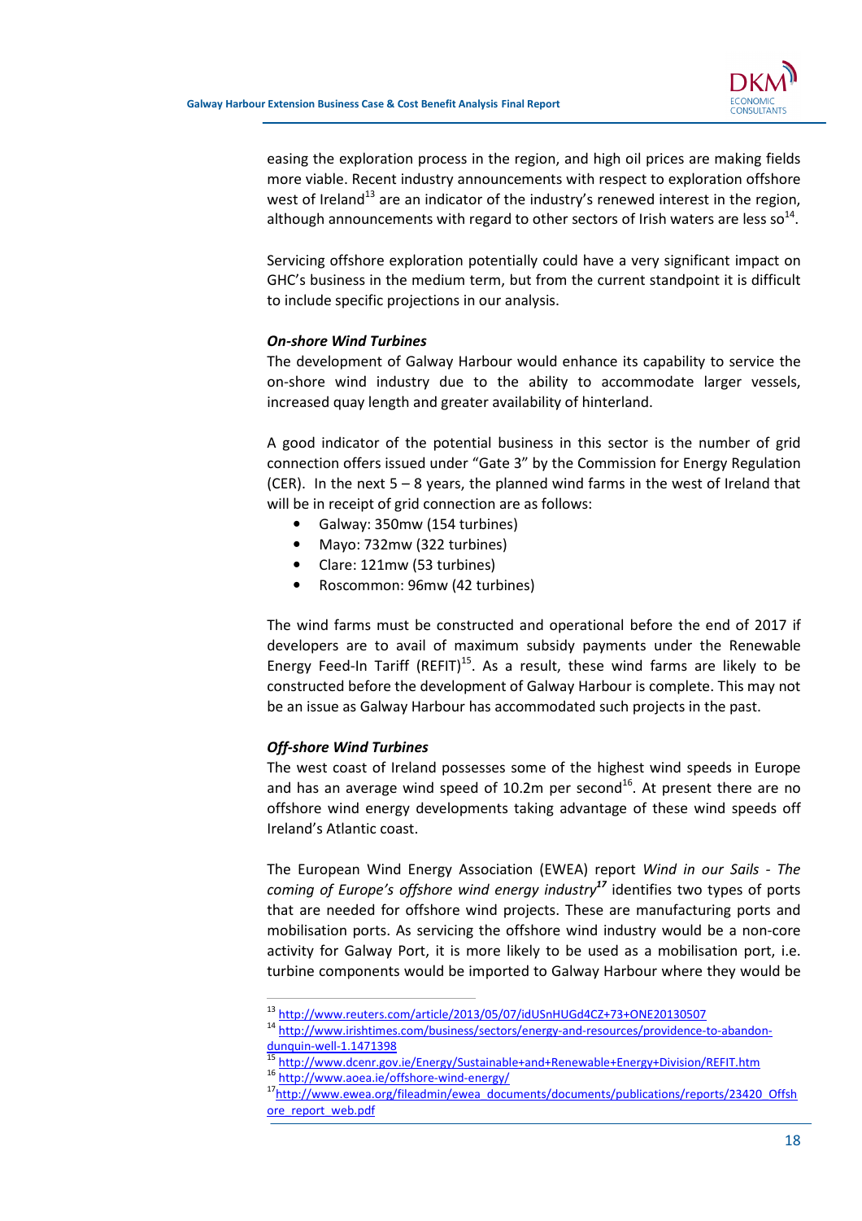easing the exploration process in the region, and high oil prices are making fields more viable. Recent industry announcements with respect to exploration offshore west of Ireland[13] are an indicator of the industry's renewed interest in the region, although announcements with regard to other sectors of Irish waters are less so[14].

Servicing offshore exploration potentially could have a very significant impact on GHC's business in the medium term, but from the current standpoint it is difficult to include specific projections in our analysis.

***On-shore Wind Turbines***

The development of Galway Harbour would enhance its capability to service the on-shore wind industry due to the ability to accommodate larger vessels, increased quay length and greater availability of hinterland.

A good indicator of the potential business in this sector is the number of grid connection offers issued under "Gate 3" by the Commission for Energy Regulation (CER). In the next 5 – 8 years, the planned wind farms in the west of Ireland that will be in receipt of grid connection are as follows:

- Galway: 350mw (154 turbines)
- Mayo: 732mw (322 turbines)
- Clare: 121mw (53 turbines)
- Roscommon: 96mw (42 turbines)

The wind farms must be constructed and operational before the end of 2017 if developers are to avail of maximum subsidy payments under the Renewable Energy Feed-In Tariff (REFIT)[15]. As a result, these wind farms are likely to be constructed before the development of Galway Harbour is complete. This may not be an issue as Galway Harbour has accommodated such projects in the past.

***Off-shore Wind Turbines***

The west coast of Ireland possesses some of the highest wind speeds in Europe and has an average wind speed of 10.2m per second[16]. At present there are no offshore wind energy developments taking advantage of these wind speeds off Ireland's Atlantic coast.

The European Wind Energy Association (EWEA) report *Wind in our Sails - The coming of Europe's offshore wind energy industry*[17] identifies two types of ports that are needed for offshore wind projects. These are manufacturing ports and mobilisation ports. As servicing the offshore wind industry would be a non-core activity for Galway Port, it is more likely to be used as a mobilisation port, i.e. turbine components would be imported to Galway Harbour where they would be

---

[13] http://www.reuters.com/article/2013/05/07/idUSnHUGd4CZ+73+ONE20130507

[14] http://www.irishtimes.com/business/sectors/energy-and-resources/providence-to-abandon-dunquin-well-1.1471398

[15] http://www.dcenr.gov.ie/Energy/Sustainable+and+Renewable+Energy+Division/REFIT.htm

[16] http://www.aoea.ie/offshore-wind-energy/

[17] http://www.ewea.org/fileadmin/ewea_documents/documents/publications/reports/23420_Offshore_report_web.pdf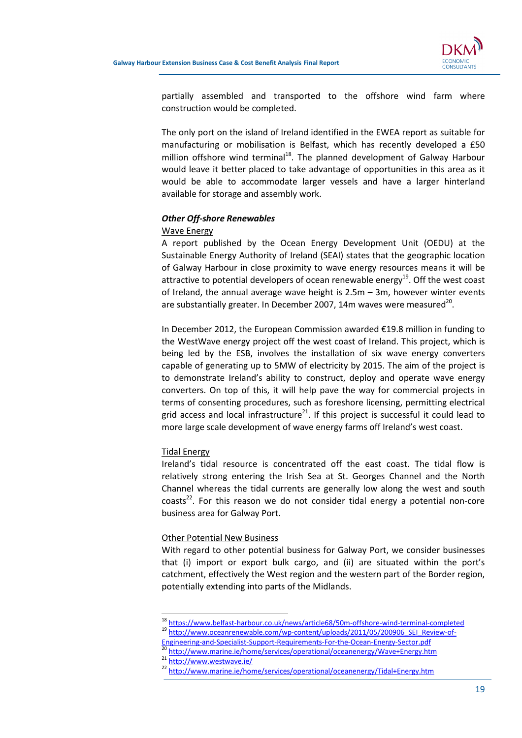partially assembled and transported to the offshore wind farm where construction would be completed.

The only port on the island of Ireland identified in the EWEA report as suitable for manufacturing or mobilisation is Belfast, which has recently developed a £50 million offshore wind terminal[18]. The planned development of Galway Harbour would leave it better placed to take advantage of opportunities in this area as it would be able to accommodate larger vessels and have a larger hinterland available for storage and assembly work.

***Other Off-shore Renewables***

Wave Energy

A report published by the Ocean Energy Development Unit (OEDU) at the Sustainable Energy Authority of Ireland (SEAI) states that the geographic location of Galway Harbour in close proximity to wave energy resources means it will be attractive to potential developers of ocean renewable energy[19]. Off the west coast of Ireland, the annual average wave height is 2.5m – 3m, however winter events are substantially greater. In December 2007, 14m waves were measured[20].

In December 2012, the European Commission awarded €19.8 million in funding to the WestWave energy project off the west coast of Ireland. This project, which is being led by the ESB, involves the installation of six wave energy converters capable of generating up to 5MW of electricity by 2015. The aim of the project is to demonstrate Ireland's ability to construct, deploy and operate wave energy converters. On top of this, it will help pave the way for commercial projects in terms of consenting procedures, such as foreshore licensing, permitting electrical grid access and local infrastructure[21]. If this project is successful it could lead to more large scale development of wave energy farms off Ireland's west coast.

Tidal Energy

Ireland's tidal resource is concentrated off the east coast. The tidal flow is relatively strong entering the Irish Sea at St. Georges Channel and the North Channel whereas the tidal currents are generally low along the west and south coasts[22]. For this reason we do not consider tidal energy a potential non-core business area for Galway Port.

Other Potential New Business

With regard to other potential business for Galway Port, we consider businesses that (i) import or export bulk cargo, and (ii) are situated within the port's catchment, effectively the West region and the western part of the Border region, potentially extending into parts of the Midlands.

---

[18] https://www.belfast-harbour.co.uk/news/article68/50m-offshore-wind-terminal-completed

[19] http://www.oceanrenewable.com/wp-content/uploads/2011/05/200906_SEI_Review-of-Engineering-and-Specialist-Support-Requirements-For-the-Ocean-Energy-Sector.pdf

[20] http://www.marine.ie/home/services/operational/oceanenergy/Wave+Energy.htm

[21] http://www.westwave.ie/

[22] http://www.marine.ie/home/services/operational/oceanenergy/Tidal+Energy.htm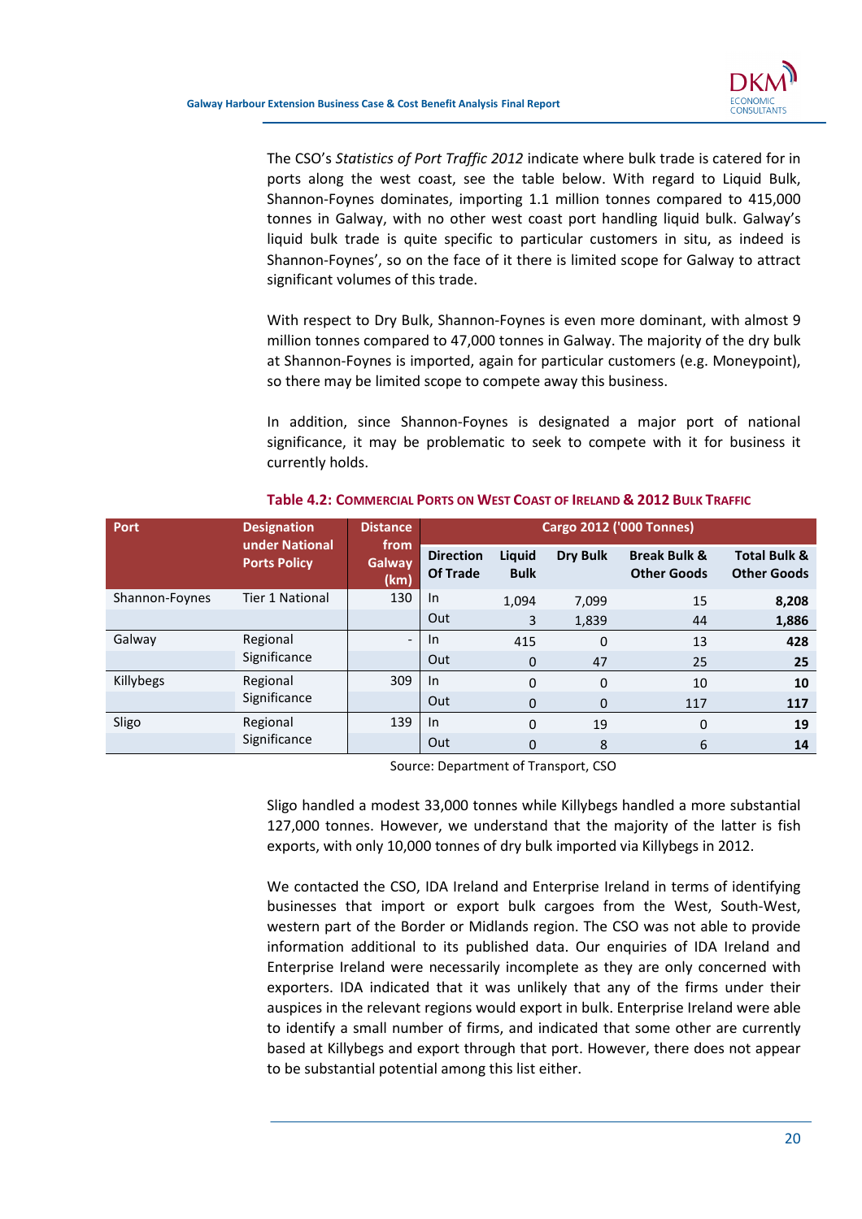The CSO's *Statistics of Port Traffic 2012* indicate where bulk trade is catered for in ports along the west coast, see the table below. With regard to Liquid Bulk, Shannon-Foynes dominates, importing 1.1 million tonnes compared to 415,000 tonnes in Galway, with no other west coast port handling liquid bulk. Galway's liquid bulk trade is quite specific to particular customers in situ, as indeed is Shannon-Foynes', so on the face of it there is limited scope for Galway to attract significant volumes of this trade.

With respect to Dry Bulk, Shannon-Foynes is even more dominant, with almost 9 million tonnes compared to 47,000 tonnes in Galway. The majority of the dry bulk at Shannon-Foynes is imported, again for particular customers (e.g. Moneypoint), so there may be limited scope to compete away this business.

In addition, since Shannon-Foynes is designated a major port of national significance, it may be problematic to seek to compete with it for business it currently holds.

**Table 4.2: Commercial Ports on West Coast of Ireland & 2012 Bulk Traffic**

| Port | Designation under National Ports Policy | Distance from Galway (km) | Cargo 2012 ('000 Tonnes) | | | | |
|---|---|---|---|---|---|---|---|
| | | | Direction Of Trade | Liquid Bulk | Dry Bulk | Break Bulk & Other Goods | Total Bulk & Other Goods |
| Shannon-Foynes | Tier 1 National | 130 | In | 1,094 | 7,099 | 15 | **8,208** |
| | | | Out | 3 | 1,839 | 44 | **1,886** |
| Galway | Regional Significance | - | In | 415 | 0 | 13 | **428** |
| | | | Out | 0 | 47 | 25 | **25** |
| Killybegs | Regional Significance | 309 | In | 0 | 0 | 10 | **10** |
| | | | Out | 0 | 0 | 117 | **117** |
| Sligo | Regional Significance | 139 | In | 0 | 19 | 0 | **19** |
| | | | Out | 0 | 8 | 6 | **14** |

Source: Department of Transport, CSO

Sligo handled a modest 33,000 tonnes while Killybegs handled a more substantial 127,000 tonnes. However, we understand that the majority of the latter is fish exports, with only 10,000 tonnes of dry bulk imported via Killybegs in 2012.

We contacted the CSO, IDA Ireland and Enterprise Ireland in terms of identifying businesses that import or export bulk cargoes from the West, South-West, western part of the Border or Midlands region. The CSO was not able to provide information additional to its published data. Our enquiries of IDA Ireland and Enterprise Ireland were necessarily incomplete as they are only concerned with exporters. IDA indicated that it was unlikely that any of the firms under their auspices in the relevant regions would export in bulk. Enterprise Ireland were able to identify a small number of firms, and indicated that some other are currently based at Killybegs and export through that port. However, there does not appear to be substantial potential among this list either.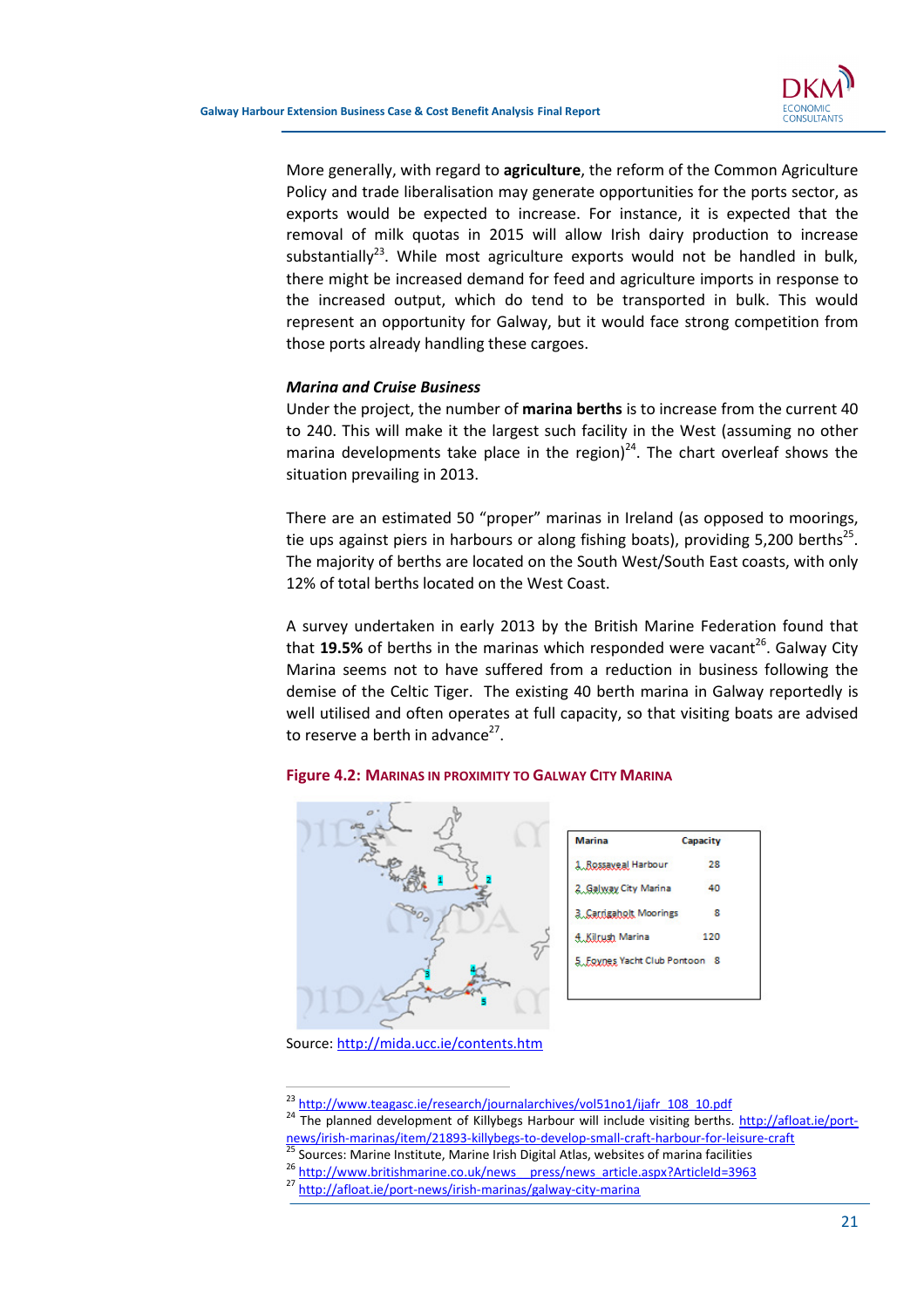More generally, with regard to **agriculture**, the reform of the Common Agriculture Policy and trade liberalisation may generate opportunities for the ports sector, as exports would be expected to increase. For instance, it is expected that the removal of milk quotas in 2015 will allow Irish dairy production to increase substantially[23]. While most agriculture exports would not be handled in bulk, there might be increased demand for feed and agriculture imports in response to the increased output, which do tend to be transported in bulk. This would represent an opportunity for Galway, but it would face strong competition from those ports already handling these cargoes.

***Marina and Cruise Business***

Under the project, the number of **marina berths** is to increase from the current 40 to 240. This will make it the largest such facility in the West (assuming no other marina developments take place in the region)[24]. The chart overleaf shows the situation prevailing in 2013.

There are an estimated 50 "proper" marinas in Ireland (as opposed to moorings, tie ups against piers in harbours or along fishing boats), providing 5,200 berths[25]. The majority of berths are located on the South West/South East coasts, with only 12% of total berths located on the West Coast.

A survey undertaken in early 2013 by the British Marine Federation found that that **19.5%** of berths in the marinas which responded were vacant[26]. Galway City Marina seems not to have suffered from a reduction in business following the demise of the Celtic Tiger. The existing 40 berth marina in Galway reportedly is well utilised and often operates at full capacity, so that visiting boats are advised to reserve a berth in advance[27].

**Figure 4.2: Marinas in Proximity to Galway City Marina**

| Marina | Capacity |
|---|---|
| 1. Rossaveal Harbour | 28 |
| 2. Galway City Marina | 40 |
| 3. Carrigaholt Moorings | 8 |
| 4. Kilrush Marina | 120 |
| 5. Foynes Yacht Club Pontoon | 8 |

Source: http://mida.ucc.ie/contents.htm

---

[23] http://www.teagasc.ie/research/journalarchives/vol51no1/ijafr_108_10.pdf

[24] The planned development of Killybegs Harbour will include visiting berths. http://afloat.ie/port-news/irish-marinas/item/21893-killybegs-to-develop-small-craft-harbour-for-leisure-craft

[25] Sources: Marine Institute, Marine Irish Digital Atlas, websites of marina facilities

[26] http://www.britishmarine.co.uk/news__press/news_article.aspx?ArticleId=3963

[27] http://afloat.ie/port-news/irish-marinas/galway-city-marina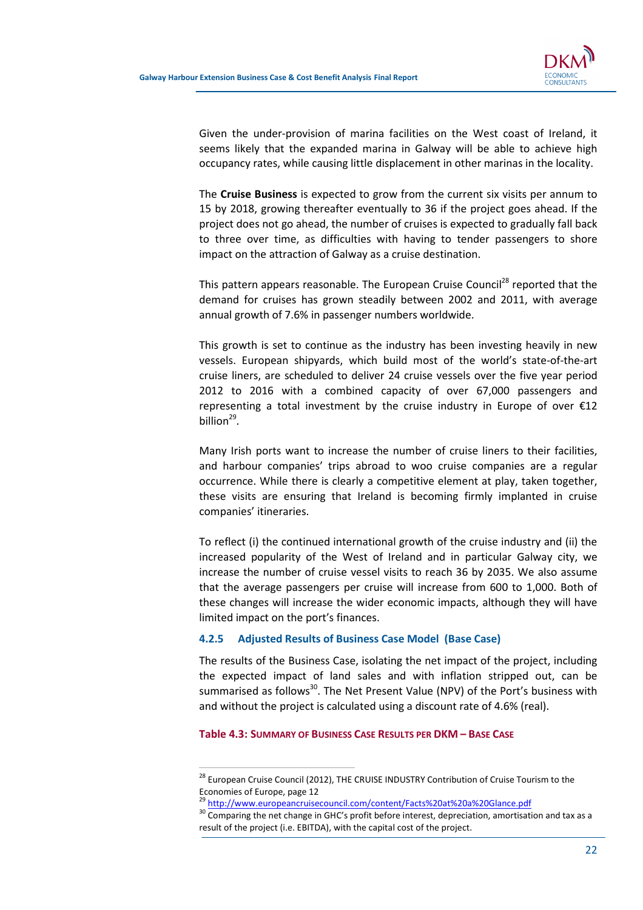Given the under-provision of marina facilities on the West coast of Ireland, it seems likely that the expanded marina in Galway will be able to achieve high occupancy rates, while causing little displacement in other marinas in the locality.

The **Cruise Business** is expected to grow from the current six visits per annum to 15 by 2018, growing thereafter eventually to 36 if the project goes ahead. If the project does not go ahead, the number of cruises is expected to gradually fall back to three over time, as difficulties with having to tender passengers to shore impact on the attraction of Galway as a cruise destination.

This pattern appears reasonable. The European Cruise Council[28] reported that the demand for cruises has grown steadily between 2002 and 2011, with average annual growth of 7.6% in passenger numbers worldwide.

This growth is set to continue as the industry has been investing heavily in new vessels. European shipyards, which build most of the world's state-of-the-art cruise liners, are scheduled to deliver 24 cruise vessels over the five year period 2012 to 2016 with a combined capacity of over 67,000 passengers and representing a total investment by the cruise industry in Europe of over €12 billion[29].

Many Irish ports want to increase the number of cruise liners to their facilities, and harbour companies' trips abroad to woo cruise companies are a regular occurrence. While there is clearly a competitive element at play, taken together, these visits are ensuring that Ireland is becoming firmly implanted in cruise companies' itineraries.

To reflect (i) the continued international growth of the cruise industry and (ii) the increased popularity of the West of Ireland and in particular Galway city, we increase the number of cruise vessel visits to reach 36 by 2035. We also assume that the average passengers per cruise will increase from 600 to 1,000. Both of these changes will increase the wider economic impacts, although they will have limited impact on the port's finances.

### 4.2.5 Adjusted Results of Business Case Model (Base Case)

The results of the Business Case, isolating the net impact of the project, including the expected impact of land sales and with inflation stripped out, can be summarised as follows[30]. The Net Present Value (NPV) of the Port's business with and without the project is calculated using a discount rate of 4.6% (real).

**Table 4.3: Summary of Business Case Results per DKM – Base Case**

---

[28] European Cruise Council (2012), THE CRUISE INDUSTRY Contribution of Cruise Tourism to the Economies of Europe, page 12

[29] http://www.europeancruisecouncil.com/content/Facts%20at%20a%20Glance.pdf

[30] Comparing the net change in GHC's profit before interest, depreciation, amortisation and tax as a result of the project (i.e. EBITDA), with the capital cost of the project.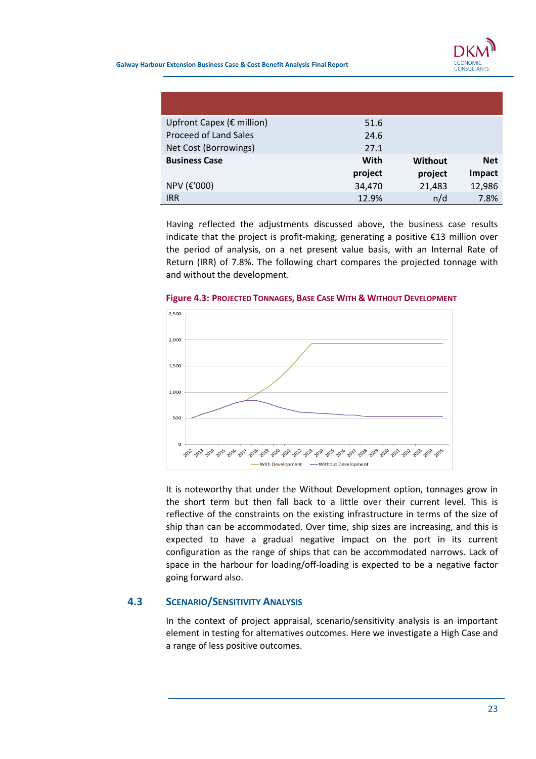| | | | |
|---|---|---|---|
| Upfront Capex (€ million) | 51.6 | | |
| Proceed of Land Sales | 24.6 | | |
| Net Cost (Borrowings) | 27.1 | | |
| **Business Case** | **With project** | **Without project** | **Net Impact** |
| NPV (€'000) | 34,470 | 21,483 | 12,986 |
| IRR | 12.9% | n/d | 7.8% |

Having reflected the adjustments discussed above, the business case results indicate that the project is profit-making, generating a positive €13 million over the period of analysis, on a net present value basis, with an Internal Rate of Return (IRR) of 7.8%. The following chart compares the projected tonnage with and without the development.

**Figure 4.3: Projected Tonnages, Base Case With & Without Development**

It is noteworthy that under the Without Development option, tonnages grow in the short term but then fall back to a little over their current level. This is reflective of the constraints on the existing infrastructure in terms of the size of ship than can be accommodated. Over time, ship sizes are increasing, and this is expected to have a gradual negative impact on the port in its current configuration as the range of ships that can be accommodated narrows. Lack of space in the harbour for loading/off-loading is expected to be a negative factor going forward also.

## 4.3 Scenario/Sensitivity Analysis

In the context of project appraisal, scenario/sensitivity analysis is an important element in testing for alternatives outcomes. Here we investigate a High Case and a range of less positive outcomes.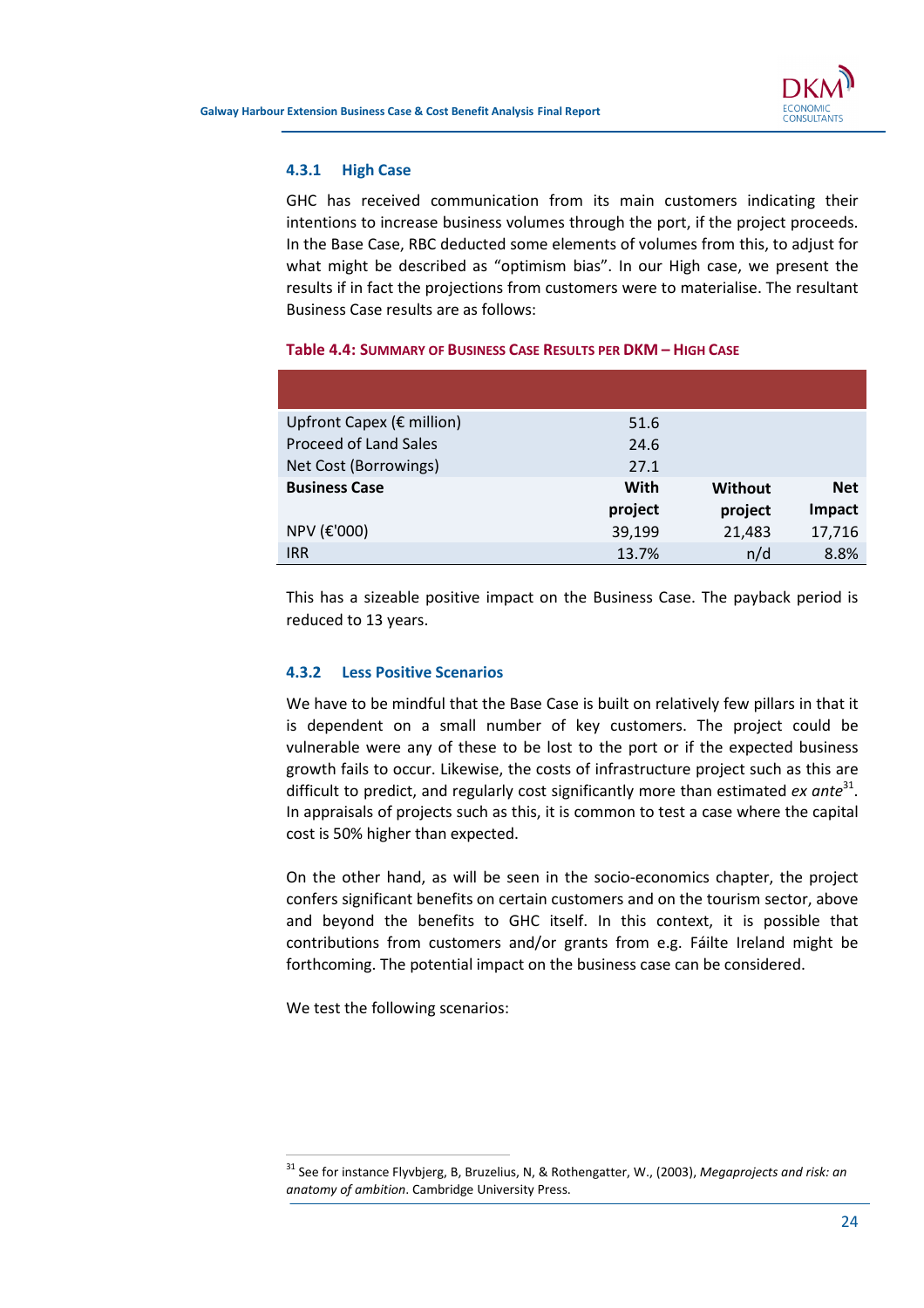### 4.3.1 High Case

GHC has received communication from its main customers indicating their intentions to increase business volumes through the port, if the project proceeds. In the Base Case, RBC deducted some elements of volumes from this, to adjust for what might be described as "optimism bias". In our High case, we present the results if in fact the projections from customers were to materialise. The resultant Business Case results are as follows:

**Table 4.4: Summary of Business Case Results per DKM – High Case**

| | | | |
|---|---|---|---|
| Upfront Capex (€ million) | 51.6 | | |
| Proceed of Land Sales | 24.6 | | |
| Net Cost (Borrowings) | 27.1 | | |
| **Business Case** | **With project** | **Without project** | **Net Impact** |
| NPV (€'000) | 39,199 | 21,483 | 17,716 |
| IRR | 13.7% | n/d | 8.8% |

This has a sizeable positive impact on the Business Case. The payback period is reduced to 13 years.

### 4.3.2 Less Positive Scenarios

We have to be mindful that the Base Case is built on relatively few pillars in that it is dependent on a small number of key customers. The project could be vulnerable were any of these to be lost to the port or if the expected business growth fails to occur. Likewise, the costs of infrastructure project such as this are difficult to predict, and regularly cost significantly more than estimated *ex ante*[31]. In appraisals of projects such as this, it is common to test a case where the capital cost is 50% higher than expected.

On the other hand, as will be seen in the socio-economics chapter, the project confers significant benefits on certain customers and on the tourism sector, above and beyond the benefits to GHC itself. In this context, it is possible that contributions from customers and/or grants from e.g. Fáilte Ireland might be forthcoming. The potential impact on the business case can be considered.

We test the following scenarios:

[31] See for instance Flyvbjerg, B, Bruzelius, N, & Rothengatter, W., (2003), *Megaprojects and risk: an anatomy of ambition*. Cambridge University Press.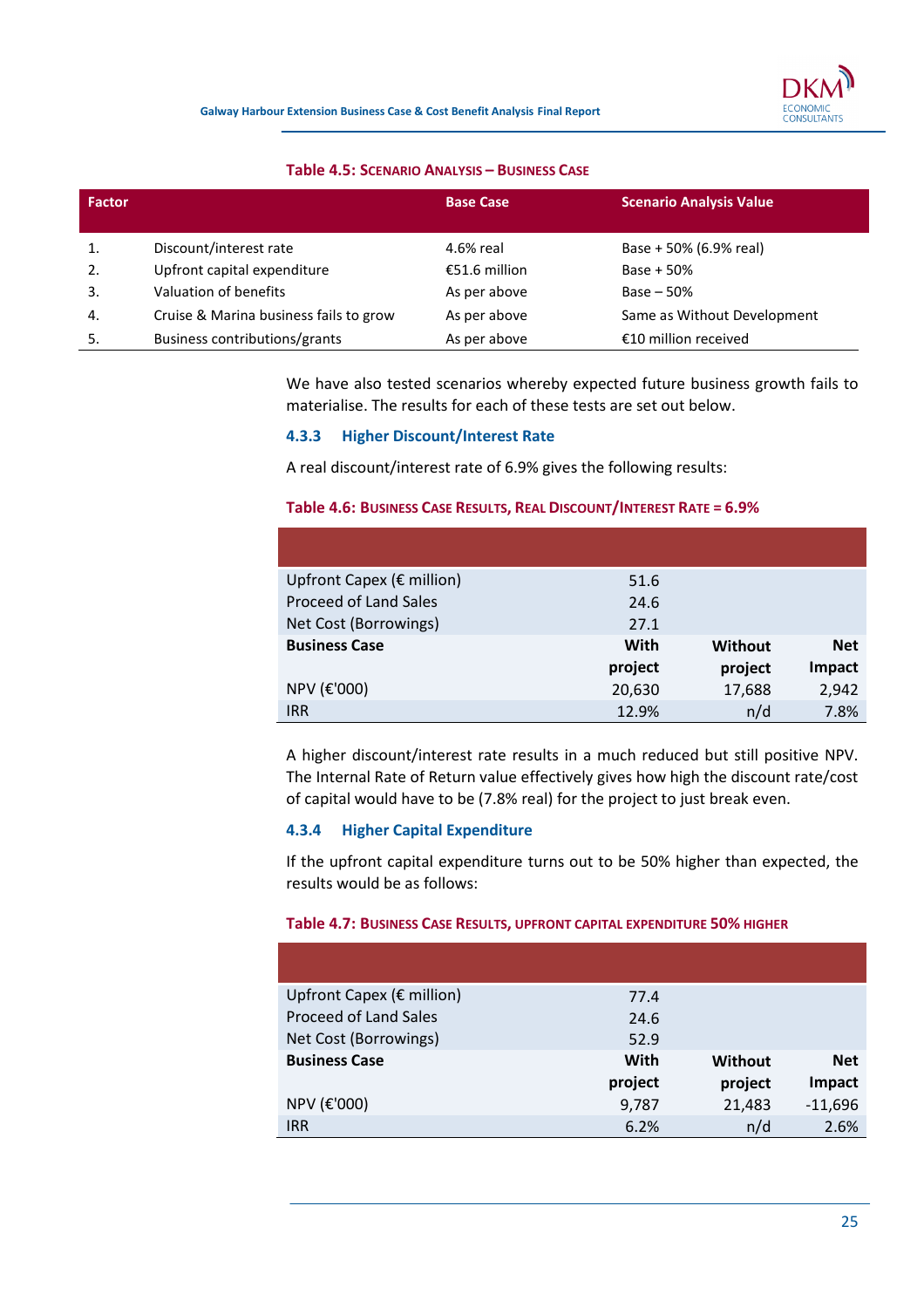**Table 4.5: Scenario Analysis – Business Case**

| Factor | | Base Case | Scenario Analysis Value |
|---|---|---|---|
| 1. | Discount/interest rate | 4.6% real | Base + 50% (6.9% real) |
| 2. | Upfront capital expenditure | €51.6 million | Base + 50% |
| 3. | Valuation of benefits | As per above | Base – 50% |
| 4. | Cruise & Marina business fails to grow | As per above | Same as Without Development |
| 5. | Business contributions/grants | As per above | €10 million received |

We have also tested scenarios whereby expected future business growth fails to materialise. The results for each of these tests are set out below.

### 4.3.3 Higher Discount/Interest Rate

A real discount/interest rate of 6.9% gives the following results:

**Table 4.6: Business Case Results, Real Discount/Interest Rate = 6.9%**

| | | | |
|---|---|---|---|
| Upfront Capex (€ million) | 51.6 | | |
| Proceed of Land Sales | 24.6 | | |
| Net Cost (Borrowings) | 27.1 | | |
| **Business Case** | **With project** | **Without project** | **Net Impact** |
| NPV (€'000) | 20,630 | 17,688 | 2,942 |
| IRR | 12.9% | n/d | 7.8% |

A higher discount/interest rate results in a much reduced but still positive NPV. The Internal Rate of Return value effectively gives how high the discount rate/cost of capital would have to be (7.8% real) for the project to just break even.

### 4.3.4 Higher Capital Expenditure

If the upfront capital expenditure turns out to be 50% higher than expected, the results would be as follows:

**Table 4.7: Business Case Results, upfront capital expenditure 50% higher**

| | | | |
|---|---|---|---|
| Upfront Capex (€ million) | 77.4 | | |
| Proceed of Land Sales | 24.6 | | |
| Net Cost (Borrowings) | 52.9 | | |
| **Business Case** | **With project** | **Without project** | **Net Impact** |
| NPV (€'000) | 9,787 | 21,483 | -11,696 |
| IRR | 6.2% | n/d | 2.6% |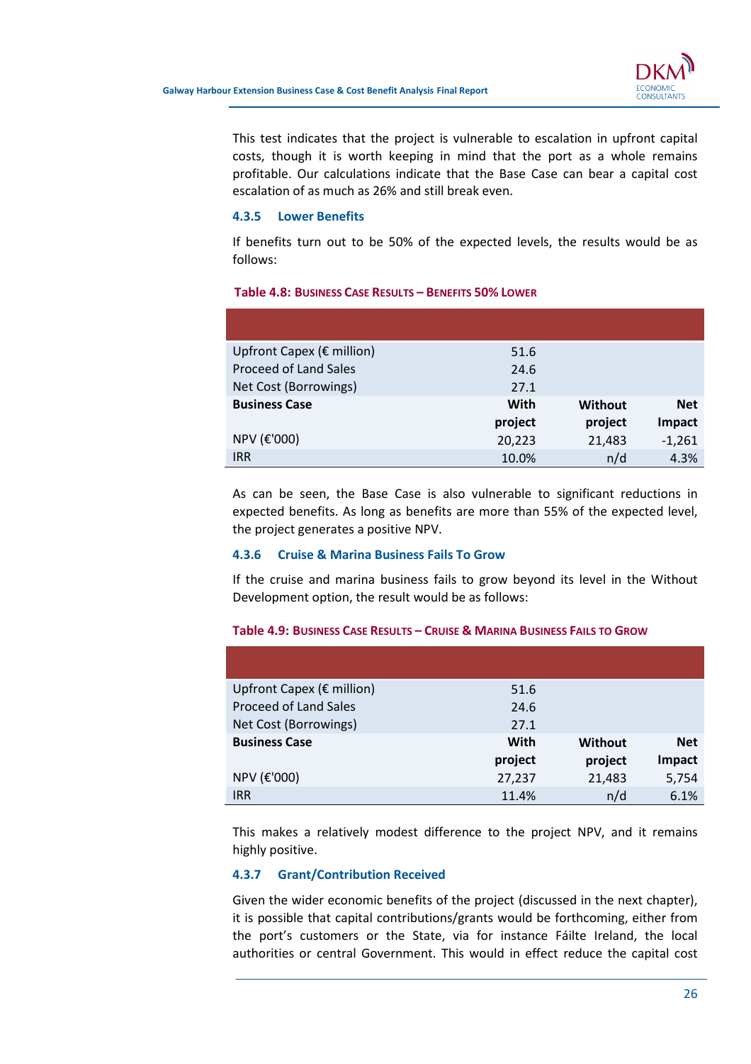This test indicates that the project is vulnerable to escalation in upfront capital costs, though it is worth keeping in mind that the port as a whole remains profitable. Our calculations indicate that the Base Case can bear a capital cost escalation of as much as 26% and still break even.

### 4.3.5 Lower Benefits

If benefits turn out to be 50% of the expected levels, the results would be as follows:

**Table 4.8: Business Case Results – Benefits 50% Lower**

| | | | |
|---|---|---|---|
| Upfront Capex (€ million) | 51.6 | | |
| Proceed of Land Sales | 24.6 | | |
| Net Cost (Borrowings) | 27.1 | | |
| **Business Case** | **With project** | **Without project** | **Net Impact** |
| NPV (€'000) | 20,223 | 21,483 | -1,261 |
| IRR | 10.0% | n/d | 4.3% |

As can be seen, the Base Case is also vulnerable to significant reductions in expected benefits. As long as benefits are more than 55% of the expected level, the project generates a positive NPV.

### 4.3.6 Cruise & Marina Business Fails To Grow

If the cruise and marina business fails to grow beyond its level in the Without Development option, the result would be as follows:

**Table 4.9: Business Case Results – Cruise & Marina Business Fails to Grow**

| | | | |
|---|---|---|---|
| Upfront Capex (€ million) | 51.6 | | |
| Proceed of Land Sales | 24.6 | | |
| Net Cost (Borrowings) | 27.1 | | |
| **Business Case** | **With project** | **Without project** | **Net Impact** |
| NPV (€'000) | 27,237 | 21,483 | 5,754 |
| IRR | 11.4% | n/d | 6.1% |

This makes a relatively modest difference to the project NPV, and it remains highly positive.

### 4.3.7 Grant/Contribution Received

Given the wider economic benefits of the project (discussed in the next chapter), it is possible that capital contributions/grants would be forthcoming, either from the port's customers or the State, via for instance Fáilte Ireland, the local authorities or central Government. This would in effect reduce the capital cost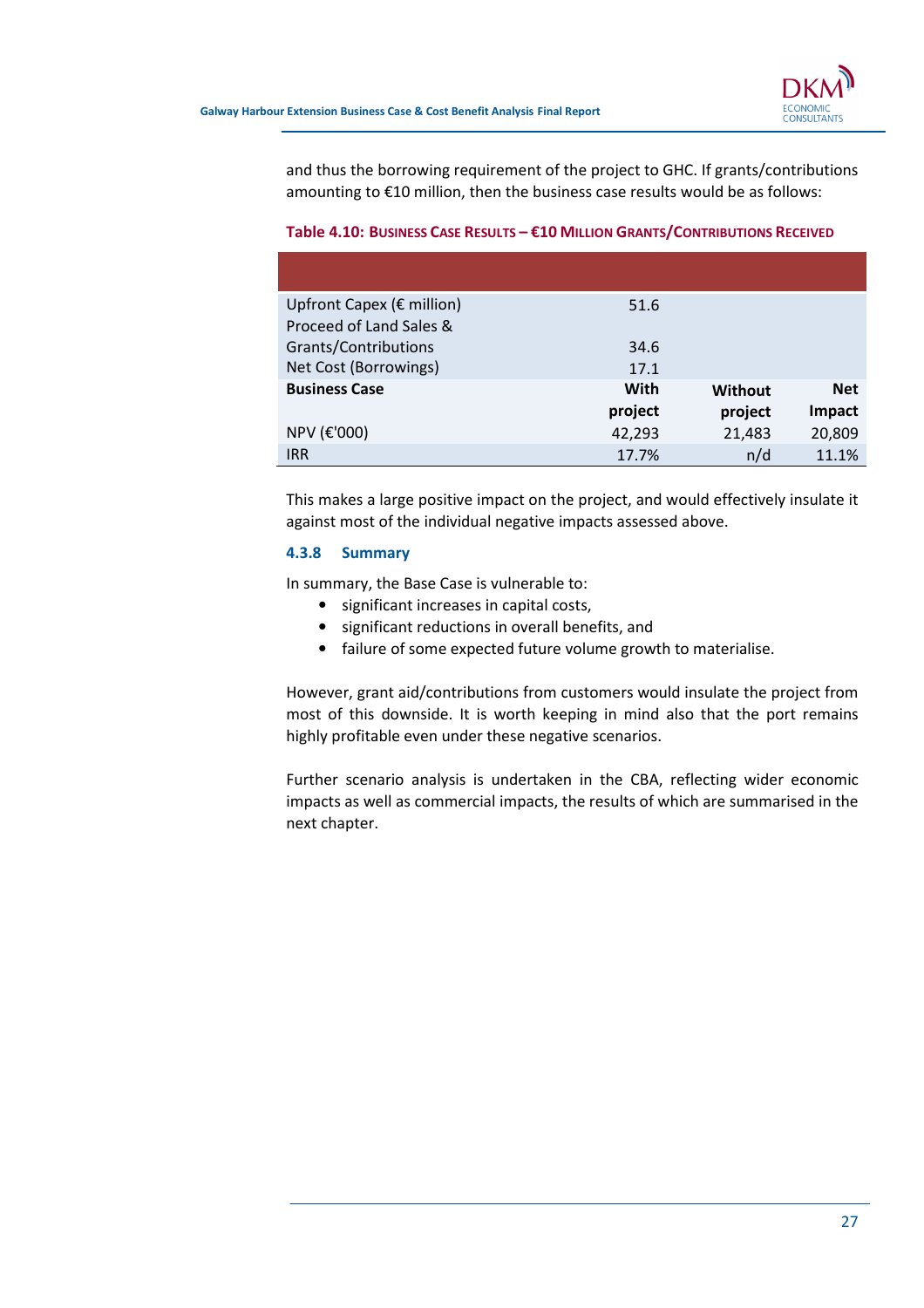and thus the borrowing requirement of the project to GHC. If grants/contributions amounting to €10 million, then the business case results would be as follows:

**Table 4.10: Business Case Results – €10 Million Grants/Contributions Received**

| | | | |
|---|---|---|---|
| Upfront Capex (€ million) | 51.6 | | |
| Proceed of Land Sales & Grants/Contributions | 34.6 | | |
| Net Cost (Borrowings) | 17.1 | | |
| **Business Case** | **With project** | **Without project** | **Net Impact** |
| NPV (€'000) | 42,293 | 21,483 | 20,809 |
| IRR | 17.7% | n/d | 11.1% |

This makes a large positive impact on the project, and would effectively insulate it against most of the individual negative impacts assessed above.

### 4.3.8 Summary

In summary, the Base Case is vulnerable to:

- significant increases in capital costs,
- significant reductions in overall benefits, and
- failure of some expected future volume growth to materialise.

However, grant aid/contributions from customers would insulate the project from most of this downside. It is worth keeping in mind also that the port remains highly profitable even under these negative scenarios.

Further scenario analysis is undertaken in the CBA, reflecting wider economic impacts as well as commercial impacts, the results of which are summarised in the next chapter.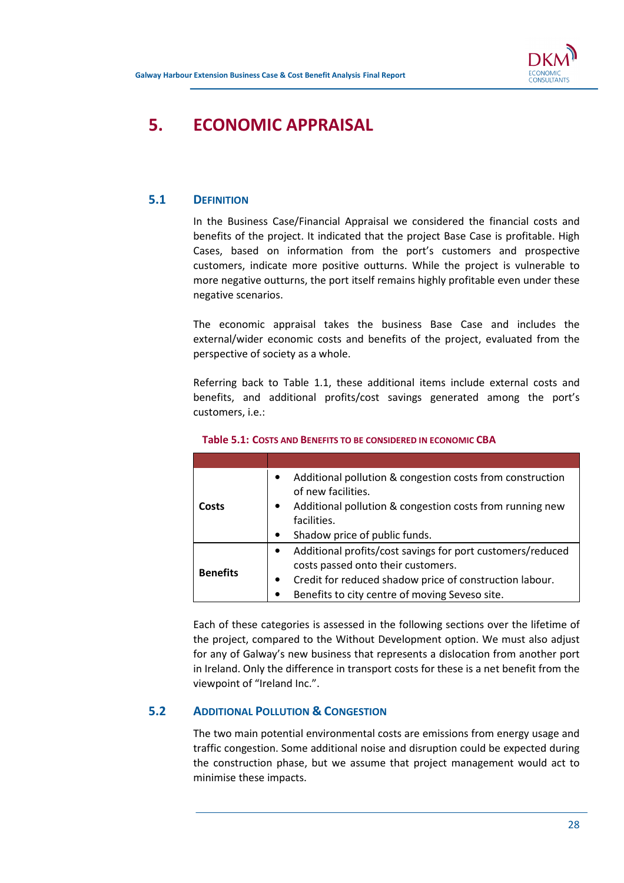# 5. ECONOMIC APPRAISAL

## 5.1 DEFINITION

In the Business Case/Financial Appraisal we considered the financial costs and benefits of the project. It indicated that the project Base Case is profitable. High Cases, based on information from the port's customers and prospective customers, indicate more positive outturns. While the project is vulnerable to more negative outturns, the port itself remains highly profitable even under these negative scenarios.

The economic appraisal takes the business Base Case and includes the external/wider economic costs and benefits of the project, evaluated from the perspective of society as a whole.

Referring back to Table 1.1, these additional items include external costs and benefits, and additional profits/cost savings generated among the port's customers, i.e.:

**Table 5.1: COSTS AND BENEFITS TO BE CONSIDERED IN ECONOMIC CBA**

| | |
|---|---|
| **Costs** | • Additional pollution & congestion costs from construction of new facilities.<br>• Additional pollution & congestion costs from running new facilities.<br>• Shadow price of public funds. |
| **Benefits** | • Additional profits/cost savings for port customers/reduced costs passed onto their customers.<br>• Credit for reduced shadow price of construction labour.<br>• Benefits to city centre of moving Seveso site. |

Each of these categories is assessed in the following sections over the lifetime of the project, compared to the Without Development option. We must also adjust for any of Galway's new business that represents a dislocation from another port in Ireland. Only the difference in transport costs for these is a net benefit from the viewpoint of "Ireland Inc.".

## 5.2 ADDITIONAL POLLUTION & CONGESTION

The two main potential environmental costs are emissions from energy usage and traffic congestion. Some additional noise and disruption could be expected during the construction phase, but we assume that project management would act to minimise these impacts.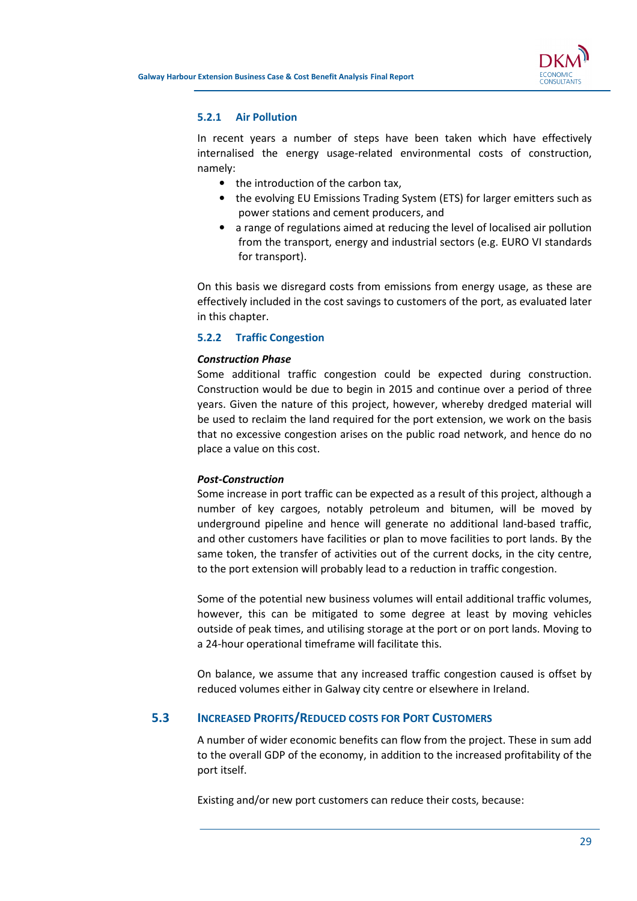### 5.2.1 Air Pollution

In recent years a number of steps have been taken which have effectively internalised the energy usage-related environmental costs of construction, namely:

- the introduction of the carbon tax,
- the evolving EU Emissions Trading System (ETS) for larger emitters such as power stations and cement producers, and
- a range of regulations aimed at reducing the level of localised air pollution from the transport, energy and industrial sectors (e.g. EURO VI standards for transport).

On this basis we disregard costs from emissions from energy usage, as these are effectively included in the cost savings to customers of the port, as evaluated later in this chapter.

### 5.2.2 Traffic Congestion

***Construction Phase***

Some additional traffic congestion could be expected during construction. Construction would be due to begin in 2015 and continue over a period of three years. Given the nature of this project, however, whereby dredged material will be used to reclaim the land required for the port extension, we work on the basis that no excessive congestion arises on the public road network, and hence do no place a value on this cost.

***Post-Construction***

Some increase in port traffic can be expected as a result of this project, although a number of key cargoes, notably petroleum and bitumen, will be moved by underground pipeline and hence will generate no additional land-based traffic, and other customers have facilities or plan to move facilities to port lands. By the same token, the transfer of activities out of the current docks, in the city centre, to the port extension will probably lead to a reduction in traffic congestion.

Some of the potential new business volumes will entail additional traffic volumes, however, this can be mitigated to some degree at least by moving vehicles outside of peak times, and utilising storage at the port or on port lands. Moving to a 24-hour operational timeframe will facilitate this.

On balance, we assume that any increased traffic congestion caused is offset by reduced volumes either in Galway city centre or elsewhere in Ireland.

## 5.3 Increased Profits/Reduced costs for Port Customers

A number of wider economic benefits can flow from the project. These in sum add to the overall GDP of the economy, in addition to the increased profitability of the port itself.

Existing and/or new port customers can reduce their costs, because: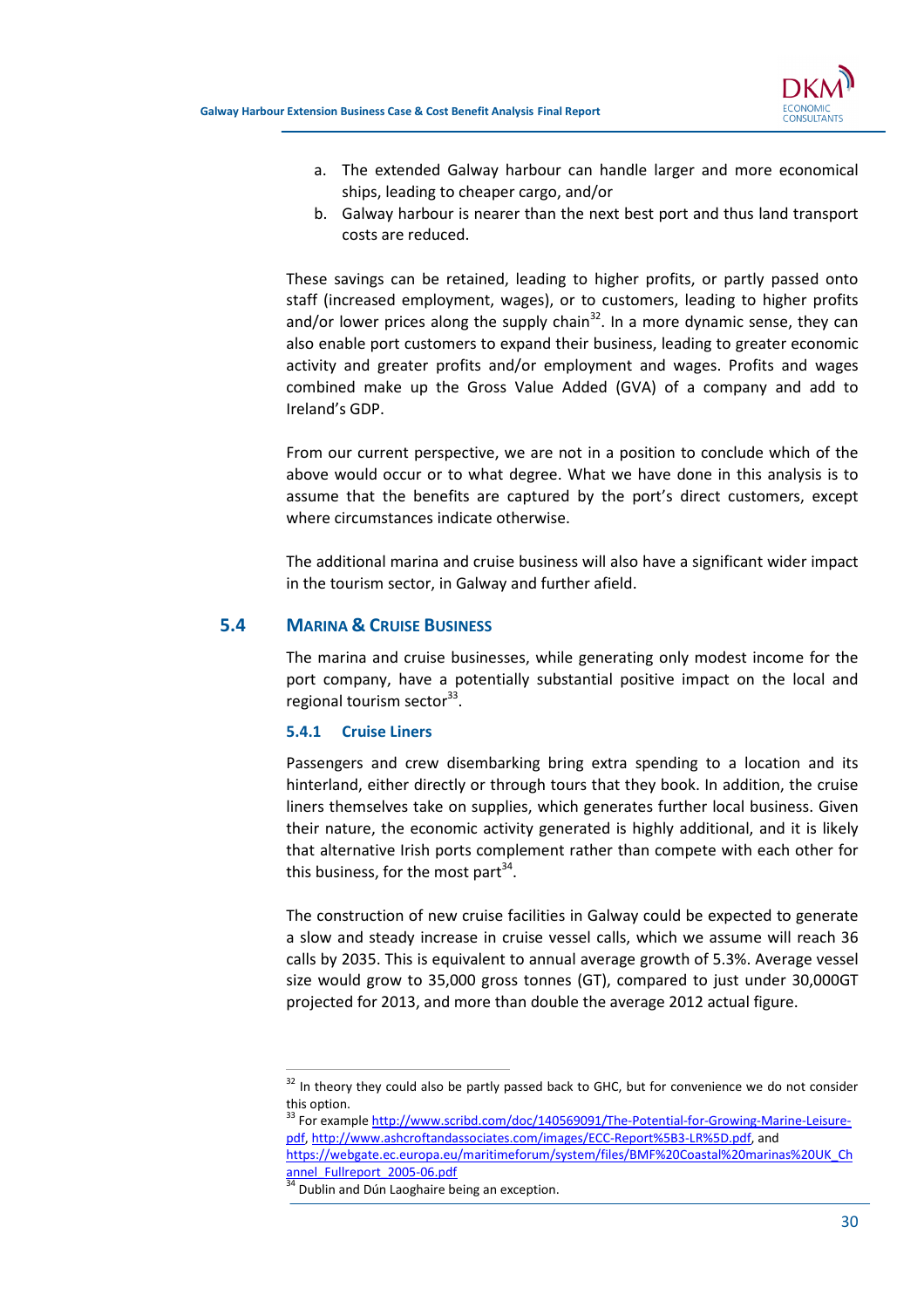a. The extended Galway harbour can handle larger and more economical ships, leading to cheaper cargo, and/or
b. Galway harbour is nearer than the next best port and thus land transport costs are reduced.

These savings can be retained, leading to higher profits, or partly passed onto staff (increased employment, wages), or to customers, leading to higher profits and/or lower prices along the supply chain[32]. In a more dynamic sense, they can also enable port customers to expand their business, leading to greater economic activity and greater profits and/or employment and wages. Profits and wages combined make up the Gross Value Added (GVA) of a company and add to Ireland's GDP.

From our current perspective, we are not in a position to conclude which of the above would occur or to what degree. What we have done in this analysis is to assume that the benefits are captured by the port's direct customers, except where circumstances indicate otherwise.

The additional marina and cruise business will also have a significant wider impact in the tourism sector, in Galway and further afield.

## 5.4 MARINA & CRUISE BUSINESS

The marina and cruise businesses, while generating only modest income for the port company, have a potentially substantial positive impact on the local and regional tourism sector[33].

### 5.4.1 Cruise Liners

Passengers and crew disembarking bring extra spending to a location and its hinterland, either directly or through tours that they book. In addition, the cruise liners themselves take on supplies, which generates further local business. Given their nature, the economic activity generated is highly additional, and it is likely that alternative Irish ports complement rather than compete with each other for this business, for the most part[34].

The construction of new cruise facilities in Galway could be expected to generate a slow and steady increase in cruise vessel calls, which we assume will reach 36 calls by 2035. This is equivalent to annual average growth of 5.3%. Average vessel size would grow to 35,000 gross tonnes (GT), compared to just under 30,000GT projected for 2013, and more than double the average 2012 actual figure.

---

[32] In theory they could also be partly passed back to GHC, but for convenience we do not consider this option.

[33] For example http://www.scribd.com/doc/140569091/The-Potential-for-Growing-Marine-Leisure-pdf, http://www.ashcroftandassociates.com/images/ECC-Report%5B3-LR%5D.pdf, and https://webgate.ec.europa.eu/maritimeforum/system/files/BMF%20Coastal%20marinas%20UK_Channel_Fullreport_2005-06.pdf

[34] Dublin and Dún Laoghaire being an exception.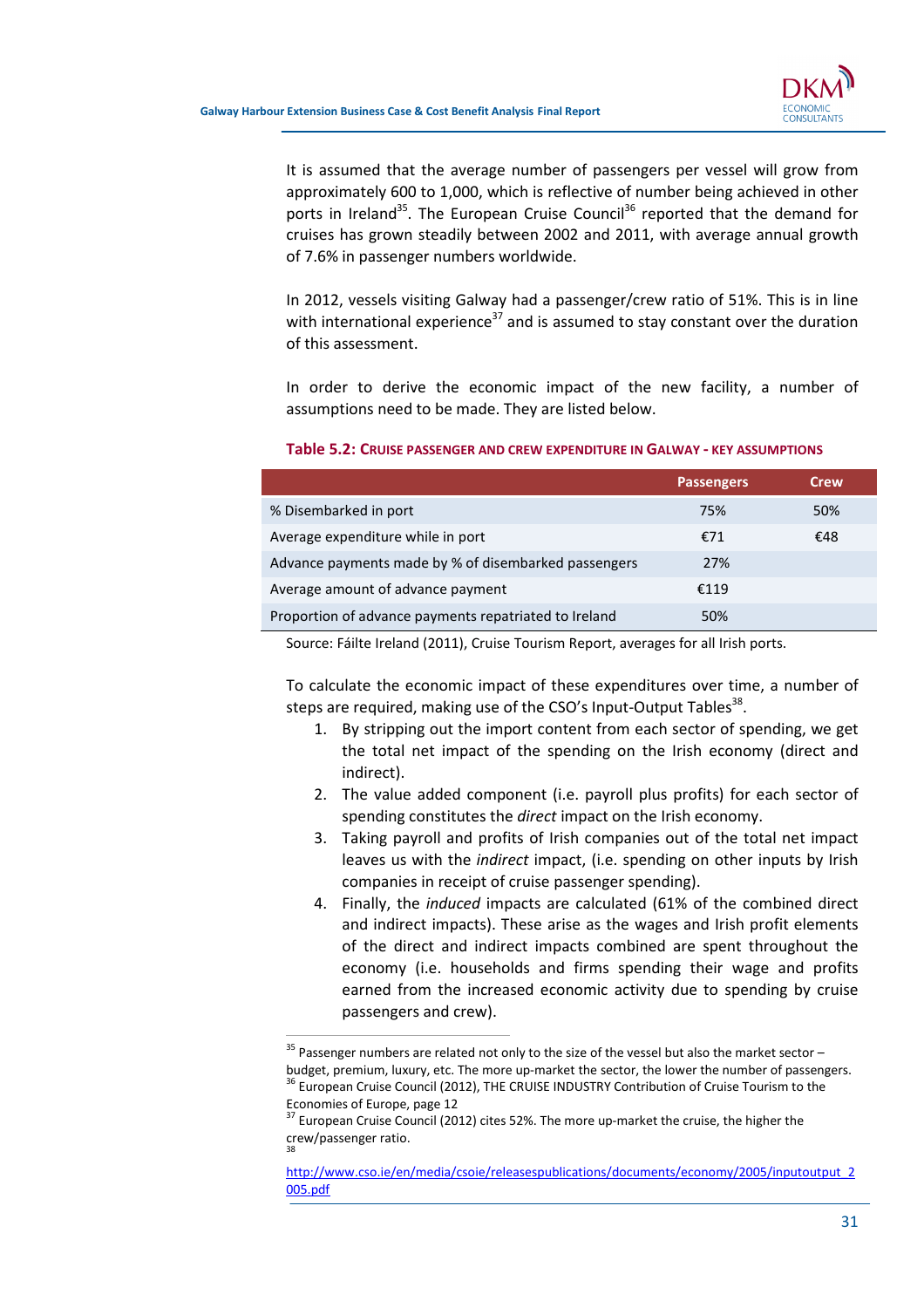It is assumed that the average number of passengers per vessel will grow from approximately 600 to 1,000, which is reflective of number being achieved in other ports in Ireland[35]. The European Cruise Council[36] reported that the demand for cruises has grown steadily between 2002 and 2011, with average annual growth of 7.6% in passenger numbers worldwide.

In 2012, vessels visiting Galway had a passenger/crew ratio of 51%. This is in line with international experience[37] and is assumed to stay constant over the duration of this assessment.

In order to derive the economic impact of the new facility, a number of assumptions need to be made. They are listed below.

**Table 5.2: Cruise Passenger and Crew Expenditure in Galway - Key Assumptions**

| | Passengers | Crew |
|---|---|---|
| % Disembarked in port | 75% | 50% |
| Average expenditure while in port | €71 | €48 |
| Advance payments made by % of disembarked passengers | 27% | |
| Average amount of advance payment | €119 | |
| Proportion of advance payments repatriated to Ireland | 50% | |

Source: Fáilte Ireland (2011), Cruise Tourism Report, averages for all Irish ports.

To calculate the economic impact of these expenditures over time, a number of steps are required, making use of the CSO's Input-Output Tables[38].

1. By stripping out the import content from each sector of spending, we get the total net impact of the spending on the Irish economy (direct and indirect).
2. The value added component (i.e. payroll plus profits) for each sector of spending constitutes the *direct* impact on the Irish economy.
3. Taking payroll and profits of Irish companies out of the total net impact leaves us with the *indirect* impact, (i.e. spending on other inputs by Irish companies in receipt of cruise passenger spending).
4. Finally, the *induced* impacts are calculated (61% of the combined direct and indirect impacts). These arise as the wages and Irish profit elements of the direct and indirect impacts combined are spent throughout the economy (i.e. households and firms spending their wage and profits earned from the increased economic activity due to spending by cruise passengers and crew).

---

[35] Passenger numbers are related not only to the size of the vessel but also the market sector – budget, premium, luxury, etc. The more up-market the sector, the lower the number of passengers.

[36] European Cruise Council (2012), THE CRUISE INDUSTRY Contribution of Cruise Tourism to the Economies of Europe, page 12

[37] European Cruise Council (2012) cites 52%. The more up-market the cruise, the higher the crew/passenger ratio.

[38] http://www.cso.ie/en/media/csoie/releasespublications/documents/economy/2005/inputoutput_2005.pdf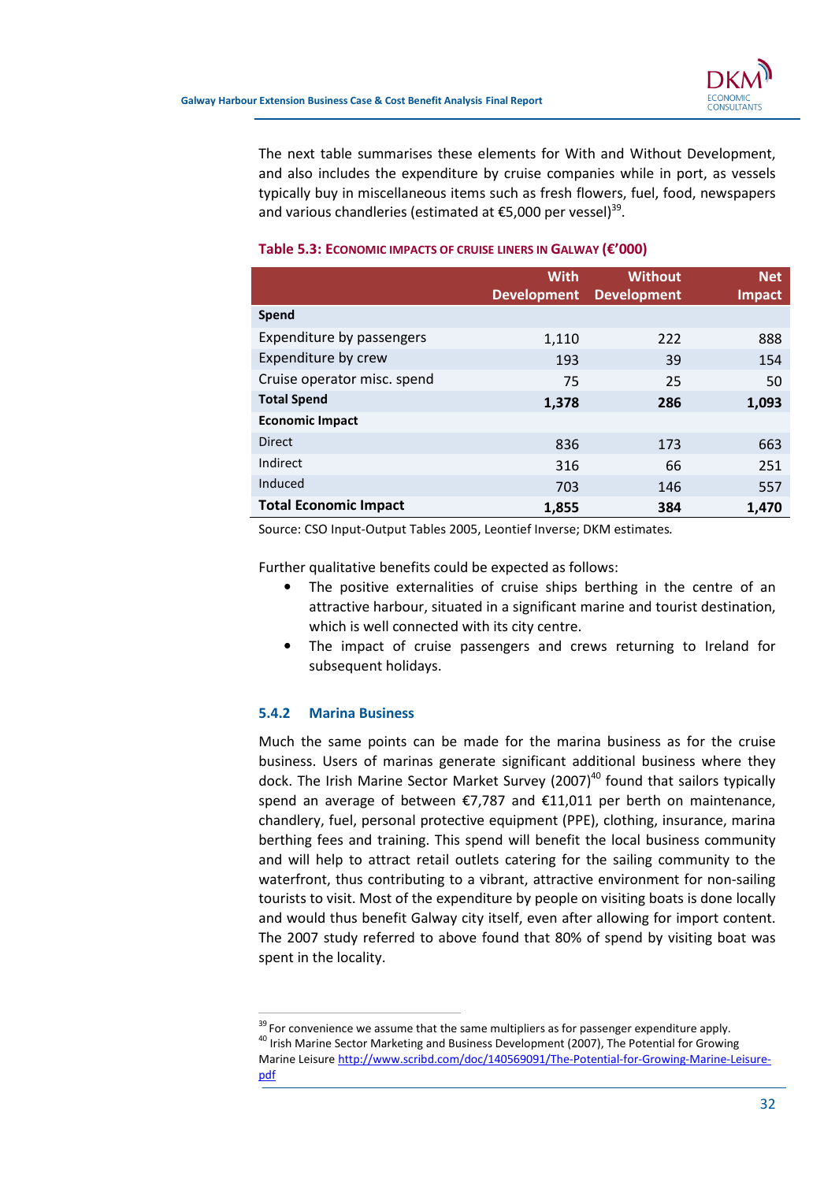The next table summarises these elements for With and Without Development, and also includes the expenditure by cruise companies while in port, as vessels typically buy in miscellaneous items such as fresh flowers, fuel, food, newspapers and various chandleries (estimated at €5,000 per vessel)[39].

**Table 5.3: Economic Impacts of Cruise Liners in Galway (€'000)**

| | With Development | Without Development | Net Impact |
|---|---|---|---|
| **Spend** | | | |
| Expenditure by passengers | 1,110 | 222 | 888 |
| Expenditure by crew | 193 | 39 | 154 |
| Cruise operator misc. spend | 75 | 25 | 50 |
| **Total Spend** | **1,378** | **286** | **1,093** |
| **Economic Impact** | | | |
| Direct | 836 | 173 | 663 |
| Indirect | 316 | 66 | 251 |
| Induced | 703 | 146 | 557 |
| **Total Economic Impact** | **1,855** | **384** | **1,470** |

Source: CSO Input-Output Tables 2005, Leontief Inverse; DKM estimates.

Further qualitative benefits could be expected as follows:

- The positive externalities of cruise ships berthing in the centre of an attractive harbour, situated in a significant marine and tourist destination, which is well connected with its city centre.
- The impact of cruise passengers and crews returning to Ireland for subsequent holidays.

### 5.4.2 Marina Business

Much the same points can be made for the marina business as for the cruise business. Users of marinas generate significant additional business where they dock. The Irish Marine Sector Market Survey (2007)[40] found that sailors typically spend an average of between €7,787 and €11,011 per berth on maintenance, chandlery, fuel, personal protective equipment (PPE), clothing, insurance, marina berthing fees and training. This spend will benefit the local business community and will help to attract retail outlets catering for the sailing community to the waterfront, thus contributing to a vibrant, attractive environment for non-sailing tourists to visit. Most of the expenditure by people on visiting boats is done locally and would thus benefit Galway city itself, even after allowing for import content. The 2007 study referred to above found that 80% of spend by visiting boat was spent in the locality.

---

[39] For convenience we assume that the same multipliers as for passenger expenditure apply.

[40] Irish Marine Sector Marketing and Business Development (2007), The Potential for Growing Marine Leisure http://www.scribd.com/doc/140569091/The-Potential-for-Growing-Marine-Leisure-pdf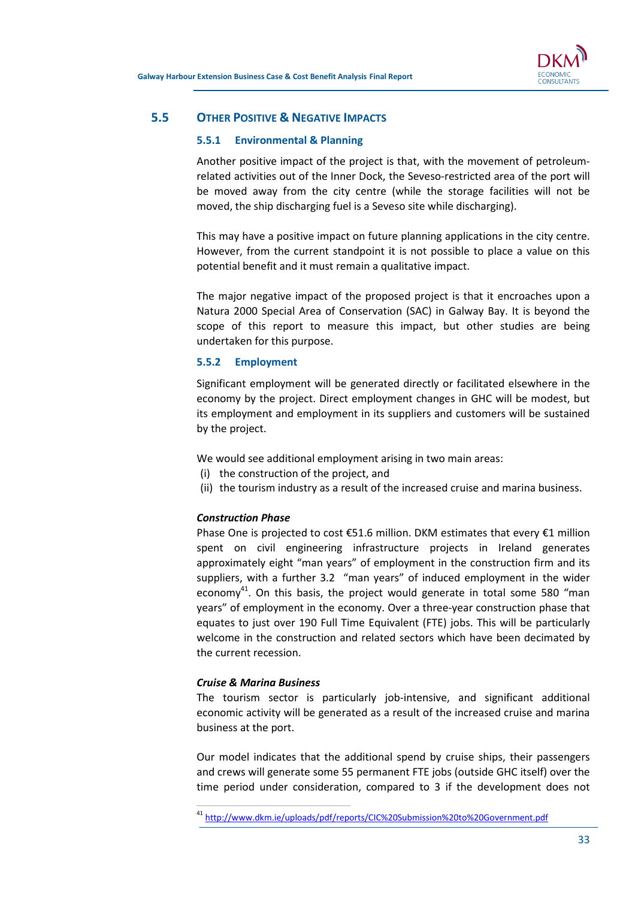## 5.5 Other Positive & Negative Impacts

### 5.5.1 Environmental & Planning

Another positive impact of the project is that, with the movement of petroleum-related activities out of the Inner Dock, the Seveso-restricted area of the port will be moved away from the city centre (while the storage facilities will not be moved, the ship discharging fuel is a Seveso site while discharging).

This may have a positive impact on future planning applications in the city centre. However, from the current standpoint it is not possible to place a value on this potential benefit and it must remain a qualitative impact.

The major negative impact of the proposed project is that it encroaches upon a Natura 2000 Special Area of Conservation (SAC) in Galway Bay. It is beyond the scope of this report to measure this impact, but other studies are being undertaken for this purpose.

### 5.5.2 Employment

Significant employment will be generated directly or facilitated elsewhere in the economy by the project. Direct employment changes in GHC will be modest, but its employment and employment in its suppliers and customers will be sustained by the project.

We would see additional employment arising in two main areas:

(i) the construction of the project, and
(ii) the tourism industry as a result of the increased cruise and marina business.

***Construction Phase***

Phase One is projected to cost €51.6 million. DKM estimates that every €1 million spent on civil engineering infrastructure projects in Ireland generates approximately eight "man years" of employment in the construction firm and its suppliers, with a further 3.2 "man years" of induced employment in the wider economy[41]. On this basis, the project would generate in total some 580 "man years" of employment in the economy. Over a three-year construction phase that equates to just over 190 Full Time Equivalent (FTE) jobs. This will be particularly welcome in the construction and related sectors which have been decimated by the current recession.

***Cruise & Marina Business***

The tourism sector is particularly job-intensive, and significant additional economic activity will be generated as a result of the increased cruise and marina business at the port.

Our model indicates that the additional spend by cruise ships, their passengers and crews will generate some 55 permanent FTE jobs (outside GHC itself) over the time period under consideration, compared to 3 if the development does not

[41] http://www.dkm.ie/uploads/pdf/reports/CIC%20Submission%20to%20Government.pdf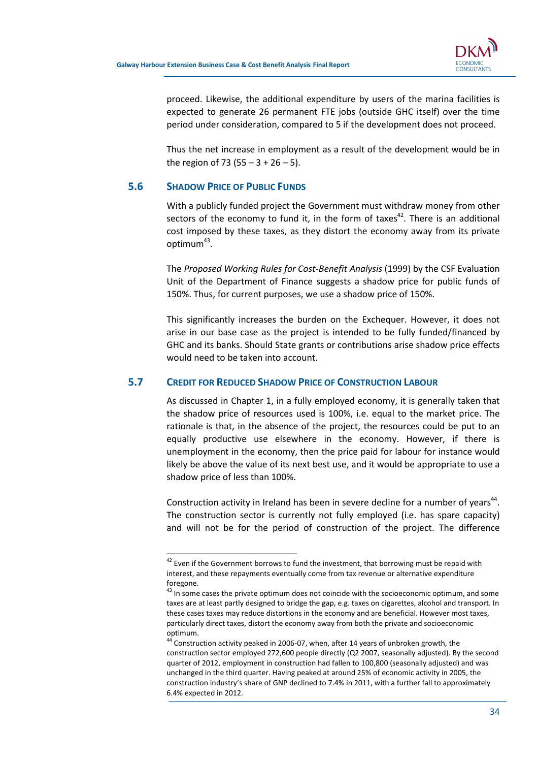proceed. Likewise, the additional expenditure by users of the marina facilities is expected to generate 26 permanent FTE jobs (outside GHC itself) over the time period under consideration, compared to 5 if the development does not proceed.

Thus the net increase in employment as a result of the development would be in the region of 73 (55 – 3 + 26 – 5).

## 5.6 SHADOW PRICE OF PUBLIC FUNDS

With a publicly funded project the Government must withdraw money from other sectors of the economy to fund it, in the form of taxes[42]. There is an additional cost imposed by these taxes, as they distort the economy away from its private optimum[43].

The *Proposed Working Rules for Cost-Benefit Analysis* (1999) by the CSF Evaluation Unit of the Department of Finance suggests a shadow price for public funds of 150%. Thus, for current purposes, we use a shadow price of 150%.

This significantly increases the burden on the Exchequer. However, it does not arise in our base case as the project is intended to be fully funded/financed by GHC and its banks. Should State grants or contributions arise shadow price effects would need to be taken into account.

## 5.7 CREDIT FOR REDUCED SHADOW PRICE OF CONSTRUCTION LABOUR

As discussed in Chapter 1, in a fully employed economy, it is generally taken that the shadow price of resources used is 100%, i.e. equal to the market price. The rationale is that, in the absence of the project, the resources could be put to an equally productive use elsewhere in the economy. However, if there is unemployment in the economy, then the price paid for labour for instance would likely be above the value of its next best use, and it would be appropriate to use a shadow price of less than 100%.

Construction activity in Ireland has been in severe decline for a number of years[44]. The construction sector is currently not fully employed (i.e. has spare capacity) and will not be for the period of construction of the project. The difference

---

[42] Even if the Government borrows to fund the investment, that borrowing must be repaid with interest, and these repayments eventually come from tax revenue or alternative expenditure foregone.

[43] In some cases the private optimum does not coincide with the socioeconomic optimum, and some taxes are at least partly designed to bridge the gap, e.g. taxes on cigarettes, alcohol and transport. In these cases taxes may reduce distortions in the economy and are beneficial. However most taxes, particularly direct taxes, distort the economy away from both the private and socioeconomic optimum.

[44] Construction activity peaked in 2006-07, when, after 14 years of unbroken growth, the construction sector employed 272,600 people directly (Q2 2007, seasonally adjusted). By the second quarter of 2012, employment in construction had fallen to 100,800 (seasonally adjusted) and was unchanged in the third quarter. Having peaked at around 25% of economic activity in 2005, the construction industry's share of GNP declined to 7.4% in 2011, with a further fall to approximately 6.4% expected in 2012.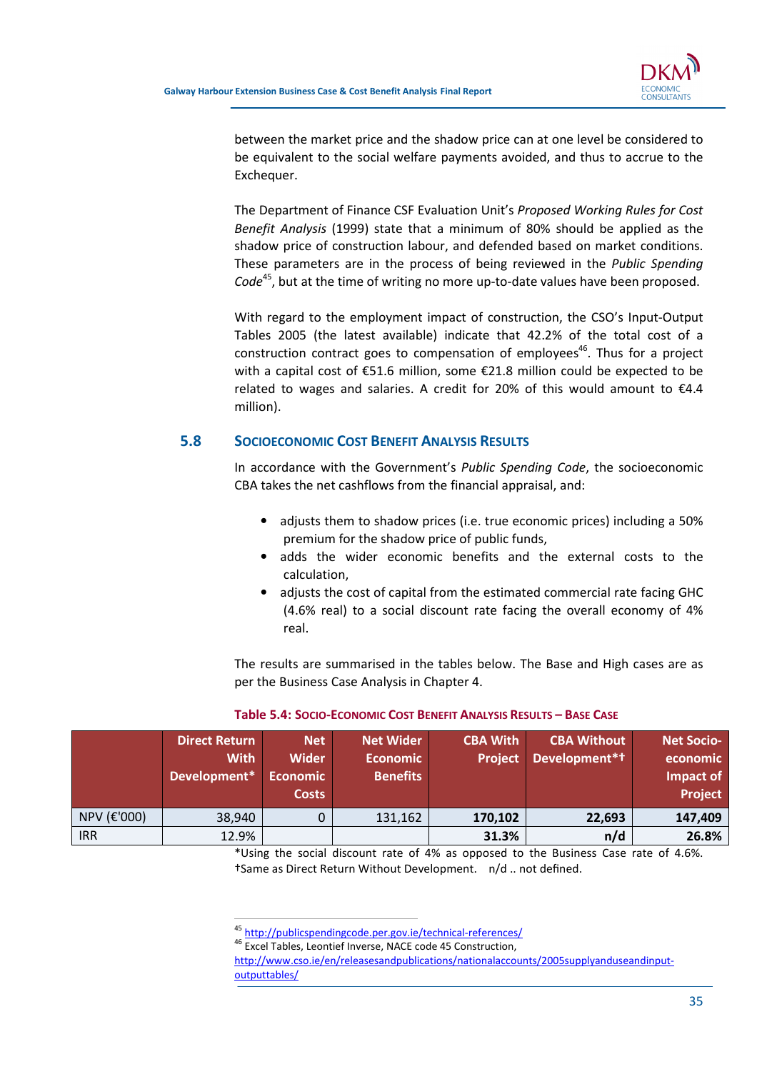between the market price and the shadow price can at one level be considered to be equivalent to the social welfare payments avoided, and thus to accrue to the Exchequer.

The Department of Finance CSF Evaluation Unit's *Proposed Working Rules for Cost Benefit Analysis* (1999) state that a minimum of 80% should be applied as the shadow price of construction labour, and defended based on market conditions. These parameters are in the process of being reviewed in the *Public Spending Code*[45], but at the time of writing no more up-to-date values have been proposed.

With regard to the employment impact of construction, the CSO's Input-Output Tables 2005 (the latest available) indicate that 42.2% of the total cost of a construction contract goes to compensation of employees[46]. Thus for a project with a capital cost of €51.6 million, some €21.8 million could be expected to be related to wages and salaries. A credit for 20% of this would amount to €4.4 million).

## 5.8 Socioeconomic Cost Benefit Analysis Results

In accordance with the Government's *Public Spending Code*, the socioeconomic CBA takes the net cashflows from the financial appraisal, and:

- adjusts them to shadow prices (i.e. true economic prices) including a 50% premium for the shadow price of public funds,
- adds the wider economic benefits and the external costs to the calculation,
- adjusts the cost of capital from the estimated commercial rate facing GHC (4.6% real) to a social discount rate facing the overall economy of 4% real.

The results are summarised in the tables below. The Base and High cases are as per the Business Case Analysis in Chapter 4.

**Table 5.4: Socio-Economic Cost Benefit Analysis Results – Base Case**

| | Direct Return With Development* | Net Wider Economic Costs | Net Wider Economic Benefits | CBA With Project | CBA Without Development*† | Net Socio-economic Impact of Project |
|---|---|---|---|---|---|---|
| NPV (€'000) | 38,940 | 0 | 131,162 | **170,102** | **22,693** | **147,409** |
| IRR | 12.9% | | | **31.3%** | **n/d** | **26.8%** |

*Using the social discount rate of 4% as opposed to the Business Case rate of 4.6%. †Same as Direct Return Without Development. n/d .. not defined.

---

[45] http://publicspendingcode.per.gov.ie/technical-references/

[46] Excel Tables, Leontief Inverse, NACE code 45 Construction, http://www.cso.ie/en/releasesandpublications/nationalaccounts/2005supplyanduseandinput-outputtables/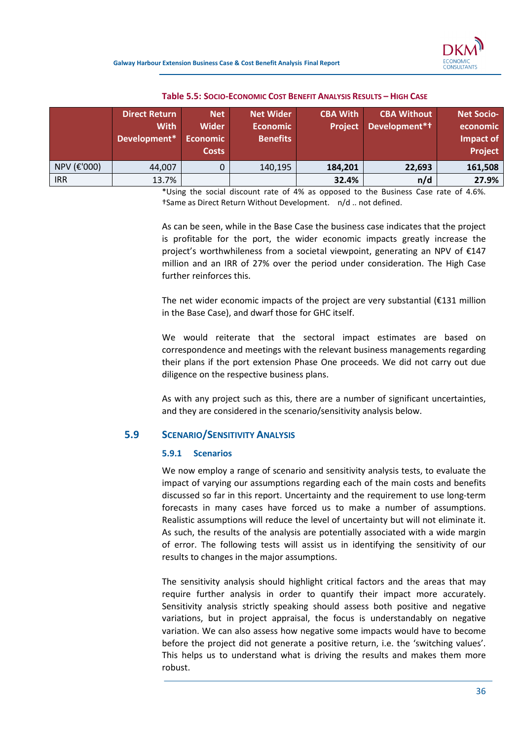**Table 5.5: Socio-Economic Cost Benefit Analysis Results – High Case**

| | Direct Return With Development* | Net Wider Economic Costs | Net Wider Economic Benefits | CBA With Project | CBA Without Development*† | Net Socio-economic Impact of Project |
|---|---|---|---|---|---|---|
| NPV (€'000) | 44,007 | 0 | 140,195 | **184,201** | **22,693** | **161,508** |
| IRR | 13.7% | | | **32.4%** | **n/d** | **27.9%** |

*Using the social discount rate of 4% as opposed to the Business Case rate of 4.6%. †Same as Direct Return Without Development. n/d .. not defined.

As can be seen, while in the Base Case the business case indicates that the project is profitable for the port, the wider economic impacts greatly increase the project's worthwhileness from a societal viewpoint, generating an NPV of €147 million and an IRR of 27% over the period under consideration. The High Case further reinforces this.

The net wider economic impacts of the project are very substantial (€131 million in the Base Case), and dwarf those for GHC itself.

We would reiterate that the sectoral impact estimates are based on correspondence and meetings with the relevant business managements regarding their plans if the port extension Phase One proceeds. We did not carry out due diligence on the respective business plans.

As with any project such as this, there are a number of significant uncertainties, and they are considered in the scenario/sensitivity analysis below.

## 5.9 Scenario/Sensitivity Analysis

### 5.9.1 Scenarios

We now employ a range of scenario and sensitivity analysis tests, to evaluate the impact of varying our assumptions regarding each of the main costs and benefits discussed so far in this report. Uncertainty and the requirement to use long-term forecasts in many cases have forced us to make a number of assumptions. Realistic assumptions will reduce the level of uncertainty but will not eliminate it. As such, the results of the analysis are potentially associated with a wide margin of error. The following tests will assist us in identifying the sensitivity of our results to changes in the major assumptions.

The sensitivity analysis should highlight critical factors and the areas that may require further analysis in order to quantify their impact more accurately. Sensitivity analysis strictly speaking should assess both positive and negative variations, but in project appraisal, the focus is understandably on negative variation. We can also assess how negative some impacts would have to become before the project did not generate a positive return, i.e. the 'switching values'. This helps us to understand what is driving the results and makes them more robust.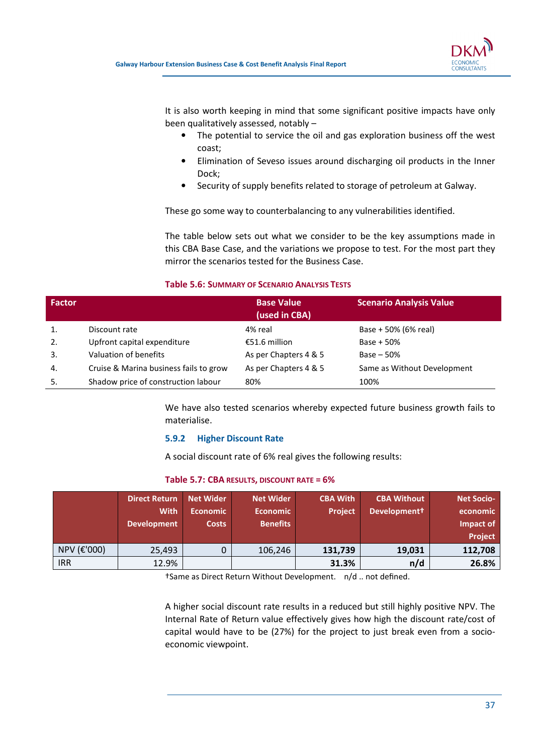It is also worth keeping in mind that some significant positive impacts have only been qualitatively assessed, notably –

- The potential to service the oil and gas exploration business off the west coast;
- Elimination of Seveso issues around discharging oil products in the Inner Dock;
- Security of supply benefits related to storage of petroleum at Galway.

These go some way to counterbalancing to any vulnerabilities identified.

The table below sets out what we consider to be the key assumptions made in this CBA Base Case, and the variations we propose to test. For the most part they mirror the scenarios tested for the Business Case.

**Table 5.6: Summary of Scenario Analysis Tests**

| Factor | | Base Value (used in CBA) | Scenario Analysis Value |
|---|---|---|---|
| 1. | Discount rate | 4% real | Base + 50% (6% real) |
| 2. | Upfront capital expenditure | €51.6 million | Base + 50% |
| 3. | Valuation of benefits | As per Chapters 4 & 5 | Base – 50% |
| 4. | Cruise & Marina business fails to grow | As per Chapters 4 & 5 | Same as Without Development |
| 5. | Shadow price of construction labour | 80% | 100% |

We have also tested scenarios whereby expected future business growth fails to materialise.

### 5.9.2 Higher Discount Rate

A social discount rate of 6% real gives the following results:

**Table 5.7: CBA results, discount rate = 6%**

| | Direct Return With Development | Net Wider Economic Costs | Net Wider Economic Benefits | CBA With Project | CBA Without Development† | Net Socio-economic Impact of Project |
|---|---|---|---|---|---|---|
| NPV (€'000) | 25,493 | 0 | 106,246 | **131,739** | **19,031** | **112,708** |
| IRR | 12.9% | | | **31.3%** | **n/d** | **26.8%** |

†Same as Direct Return Without Development. n/d .. not defined.

A higher social discount rate results in a reduced but still highly positive NPV. The Internal Rate of Return value effectively gives how high the discount rate/cost of capital would have to be (27%) for the project to just break even from a socio-economic viewpoint.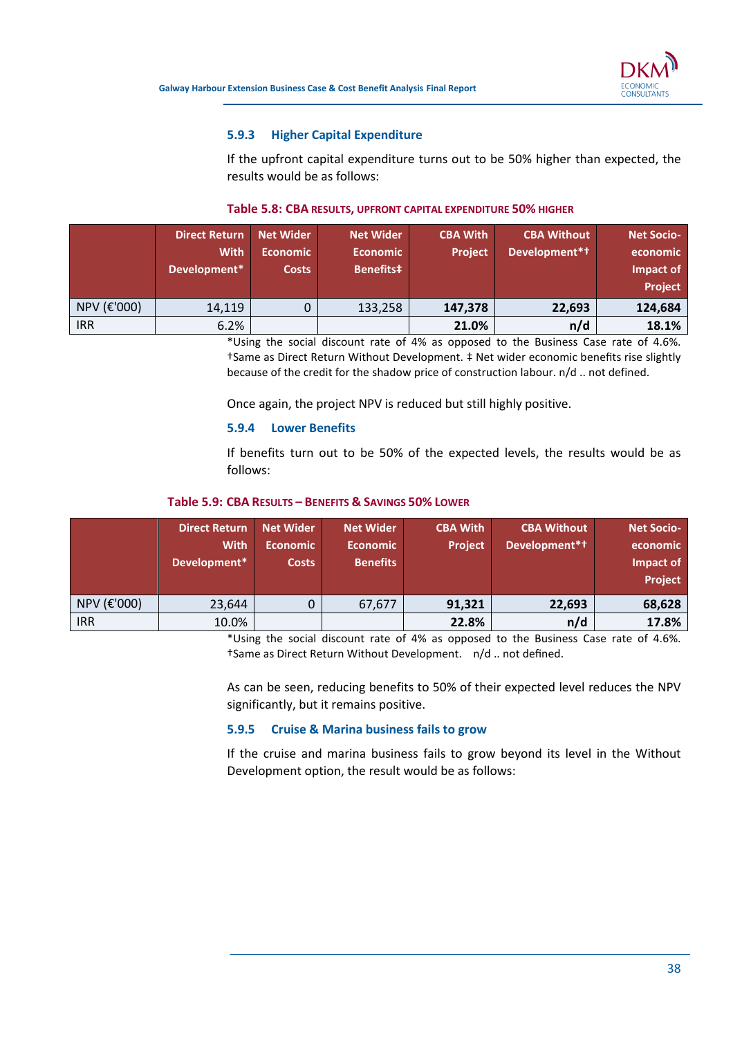### 5.9.3 Higher Capital Expenditure

If the upfront capital expenditure turns out to be 50% higher than expected, the results would be as follows:

**Table 5.8: CBA RESULTS, UPFRONT CAPITAL EXPENDITURE 50% HIGHER**

| | Direct Return With Development* | Net Wider Economic Costs | Net Wider Economic Benefits‡ | CBA With Project | CBA Without Development*† | Net Socio-economic Impact of Project |
|---|---|---|---|---|---|---|
| NPV (€'000) | 14,119 | 0 | 133,258 | **147,378** | **22,693** | **124,684** |
| IRR | 6.2% | | | **21.0%** | **n/d** | **18.1%** |

*Using the social discount rate of 4% as opposed to the Business Case rate of 4.6%. †Same as Direct Return Without Development. ‡ Net wider economic benefits rise slightly because of the credit for the shadow price of construction labour. n/d .. not defined.

Once again, the project NPV is reduced but still highly positive.

### 5.9.4 Lower Benefits

If benefits turn out to be 50% of the expected levels, the results would be as follows:

**Table 5.9: CBA RESULTS – BENEFITS & SAVINGS 50% LOWER**

| | Direct Return With Development* | Net Wider Economic Costs | Net Wider Economic Benefits | CBA With Project | CBA Without Development*† | Net Socio-economic Impact of Project |
|---|---|---|---|---|---|---|
| NPV (€'000) | 23,644 | 0 | 67,677 | **91,321** | **22,693** | **68,628** |
| IRR | 10.0% | | | **22.8%** | **n/d** | **17.8%** |

*Using the social discount rate of 4% as opposed to the Business Case rate of 4.6%. †Same as Direct Return Without Development. n/d .. not defined.

As can be seen, reducing benefits to 50% of their expected level reduces the NPV significantly, but it remains positive.

### 5.9.5 Cruise & Marina business fails to grow

If the cruise and marina business fails to grow beyond its level in the Without Development option, the result would be as follows: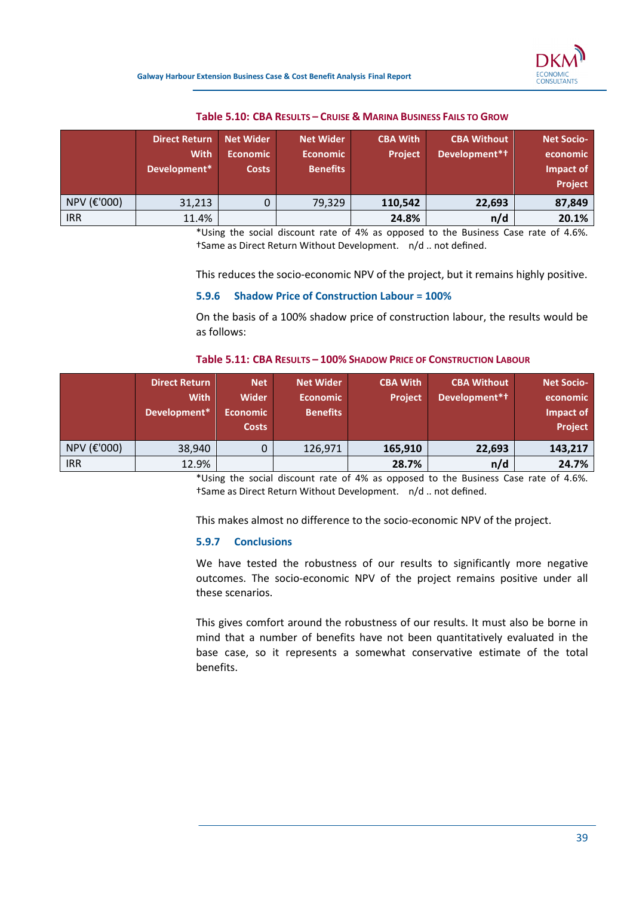**Table 5.10: CBA Results – Cruise & Marina Business Fails to Grow**

| | Direct Return With Development* | Net Wider Economic Costs | Net Wider Economic Benefits | CBA With Project | CBA Without Development*† | Net Socio-economic Impact of Project |
|---|---|---|---|---|---|---|
| NPV (€'000) | 31,213 | 0 | 79,329 | **110,542** | **22,693** | **87,849** |
| IRR | 11.4% | | | **24.8%** | **n/d** | **20.1%** |

*Using the social discount rate of 4% as opposed to the Business Case rate of 4.6%. †Same as Direct Return Without Development. n/d .. not defined.

This reduces the socio-economic NPV of the project, but it remains highly positive.

### 5.9.6 Shadow Price of Construction Labour = 100%

On the basis of a 100% shadow price of construction labour, the results would be as follows:

**Table 5.11: CBA Results – 100% Shadow Price of Construction Labour**

| | Direct Return With Development* | Net Wider Economic Costs | Net Wider Economic Benefits | CBA With Project | CBA Without Development*† | Net Socio-economic Impact of Project |
|---|---|---|---|---|---|---|
| NPV (€'000) | 38,940 | 0 | 126,971 | **165,910** | **22,693** | **143,217** |
| IRR | 12.9% | | | **28.7%** | **n/d** | **24.7%** |

*Using the social discount rate of 4% as opposed to the Business Case rate of 4.6%. †Same as Direct Return Without Development. n/d .. not defined.

This makes almost no difference to the socio-economic NPV of the project.

### 5.9.7 Conclusions

We have tested the robustness of our results to significantly more negative outcomes. The socio-economic NPV of the project remains positive under all these scenarios.

This gives comfort around the robustness of our results. It must also be borne in mind that a number of benefits have not been quantitatively evaluated in the base case, so it represents a somewhat conservative estimate of the total benefits.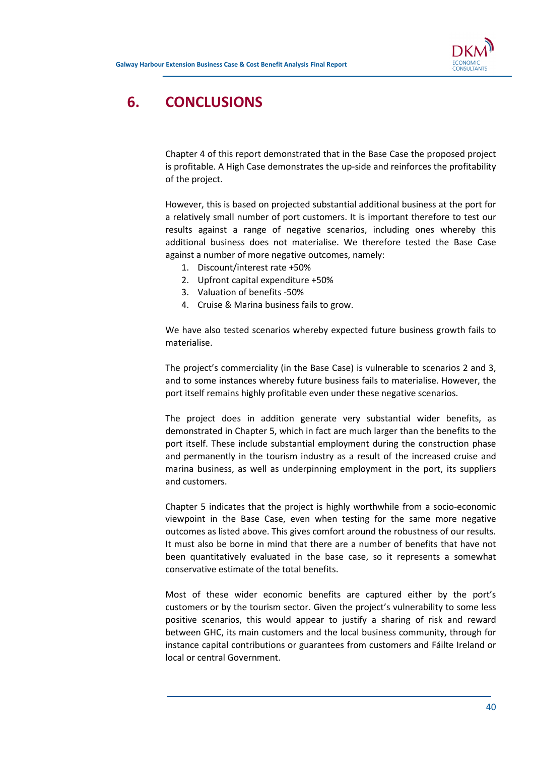# 6. CONCLUSIONS

Chapter 4 of this report demonstrated that in the Base Case the proposed project is profitable. A High Case demonstrates the up-side and reinforces the profitability of the project.

However, this is based on projected substantial additional business at the port for a relatively small number of port customers. It is important therefore to test our results against a range of negative scenarios, including ones whereby this additional business does not materialise. We therefore tested the Base Case against a number of more negative outcomes, namely:

1. Discount/interest rate +50%
2. Upfront capital expenditure +50%
3. Valuation of benefits -50%
4. Cruise & Marina business fails to grow.

We have also tested scenarios whereby expected future business growth fails to materialise.

The project's commerciality (in the Base Case) is vulnerable to scenarios 2 and 3, and to some instances whereby future business fails to materialise. However, the port itself remains highly profitable even under these negative scenarios.

The project does in addition generate very substantial wider benefits, as demonstrated in Chapter 5, which in fact are much larger than the benefits to the port itself. These include substantial employment during the construction phase and permanently in the tourism industry as a result of the increased cruise and marina business, as well as underpinning employment in the port, its suppliers and customers.

Chapter 5 indicates that the project is highly worthwhile from a socio-economic viewpoint in the Base Case, even when testing for the same more negative outcomes as listed above. This gives comfort around the robustness of our results. It must also be borne in mind that there are a number of benefits that have not been quantitatively evaluated in the base case, so it represents a somewhat conservative estimate of the total benefits.

Most of these wider economic benefits are captured either by the port's customers or by the tourism sector. Given the project's vulnerability to some less positive scenarios, this would appear to justify a sharing of risk and reward between GHC, its main customers and the local business community, through for instance capital contributions or guarantees from customers and Fáilte Ireland or local or central Government.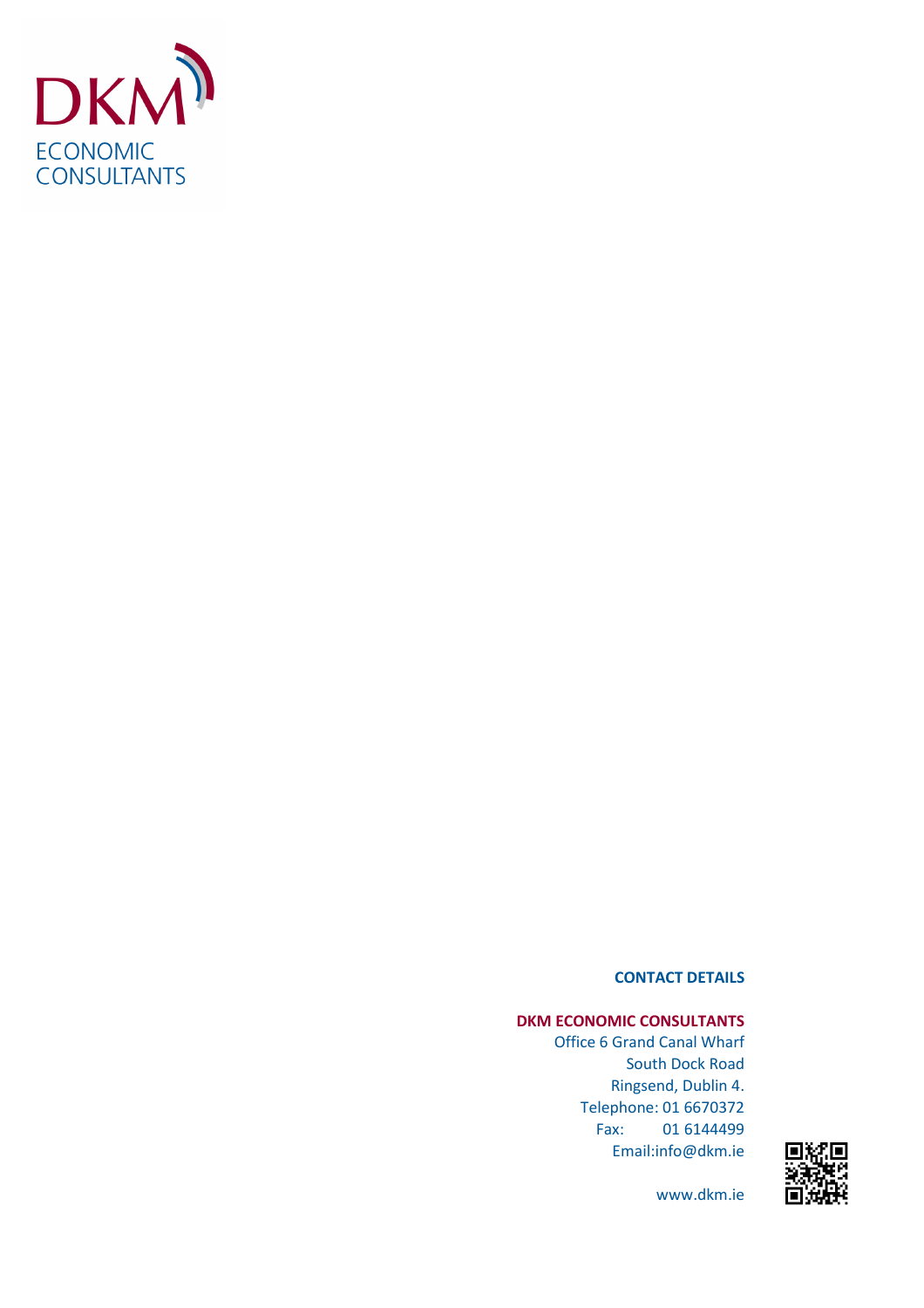DKM

ECONOMIC CONSULTANTS

**CONTACT DETAILS**

**DKM ECONOMIC CONSULTANTS**

Office 6 Grand Canal Wharf
South Dock Road
Ringsend, Dublin 4.
Telephone: 01 6670372
Fax: 01 6144499
Email:info@dkm.ie

www.dkm.ie